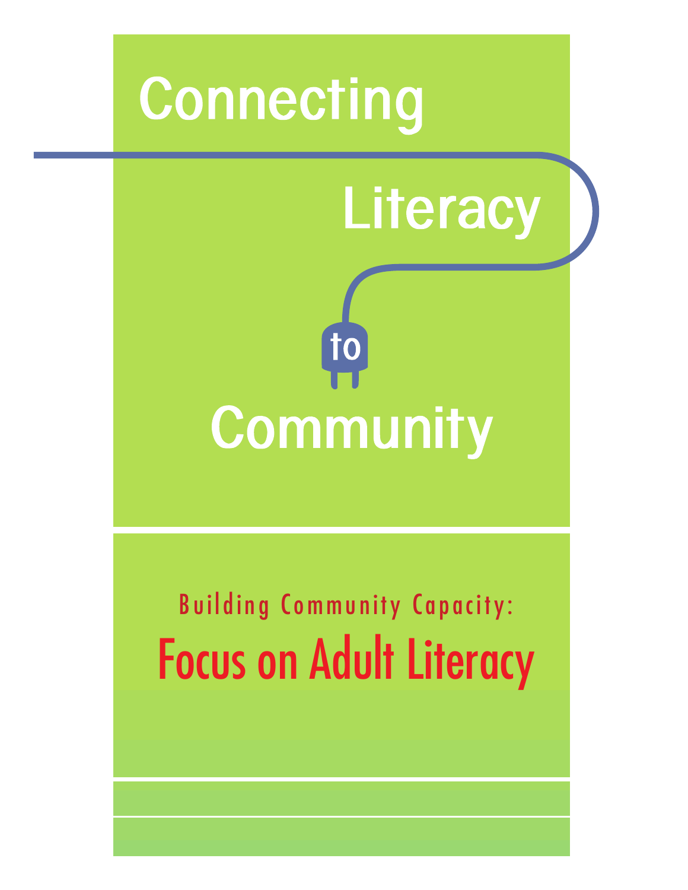# Connecting Literacy to Community

## Building Community Capacity:

## Focus on Adult Literacy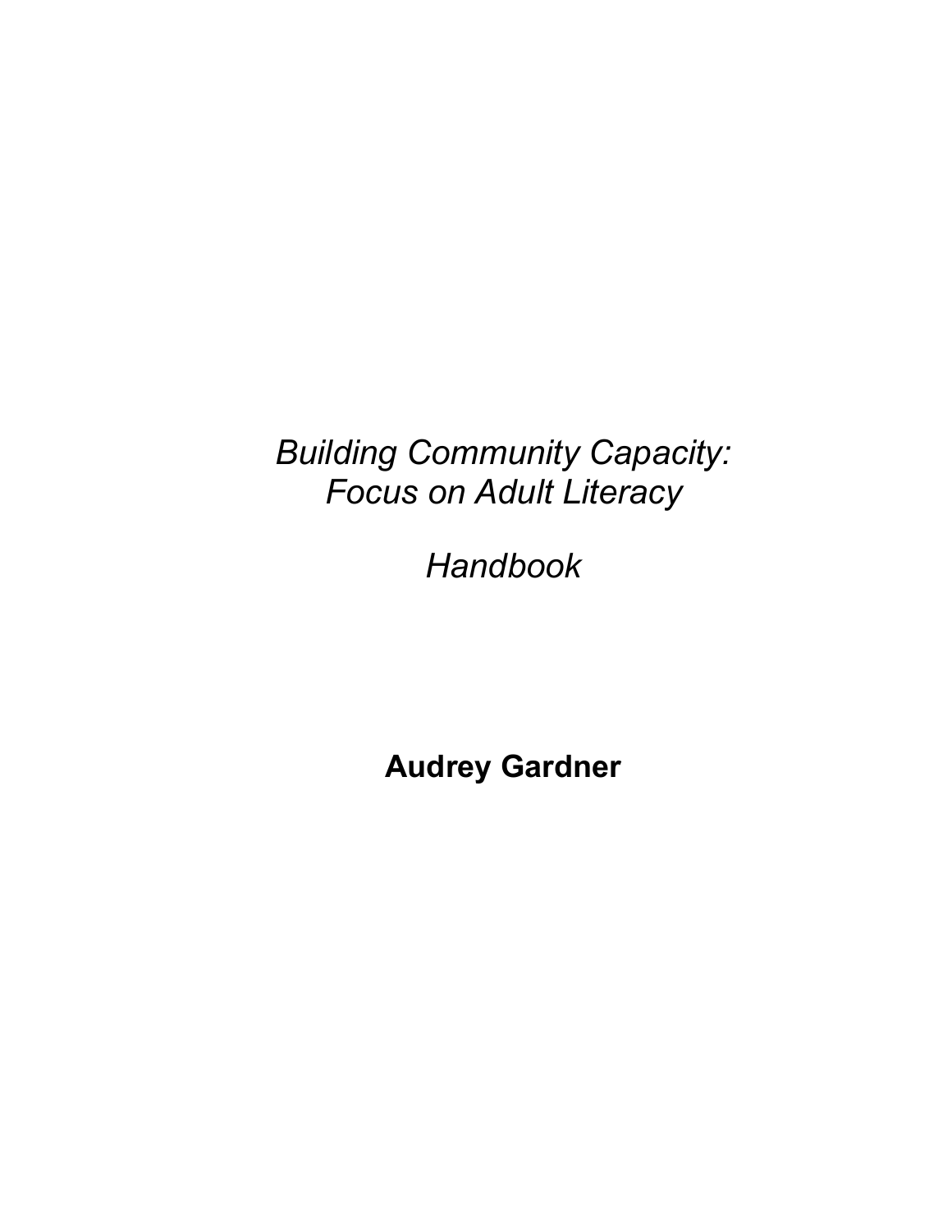*Building Community Capacity:*
*Focus on Adult Literacy*

*Handbook*

**Audrey Gardner**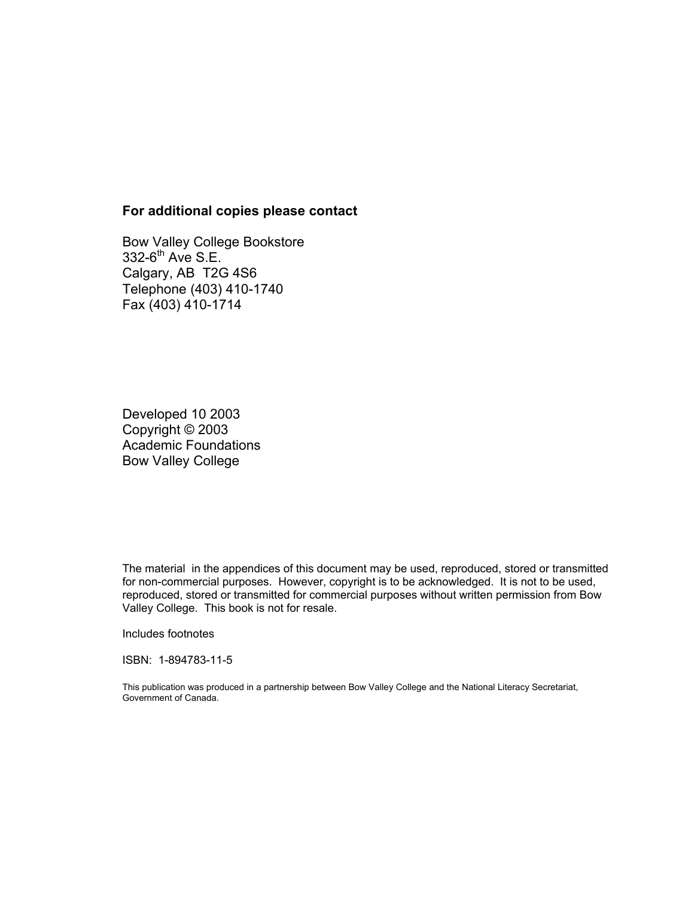**For additional copies please contact**

Bow Valley College Bookstore
332-6th Ave S.E.
Calgary, AB T2G 4S6
Telephone (403) 410-1740
Fax (403) 410-1714

Developed 10 2003
Copyright © 2003
Academic Foundations
Bow Valley College

The material in the appendices of this document may be used, reproduced, stored or transmitted for non-commercial purposes. However, copyright is to be acknowledged. It is not to be used, reproduced, stored or transmitted for commercial purposes without written permission from Bow Valley College. This book is not for resale.

Includes footnotes

ISBN: 1-894783-11-5

This publication was produced in a partnership between Bow Valley College and the National Literacy Secretariat, Government of Canada.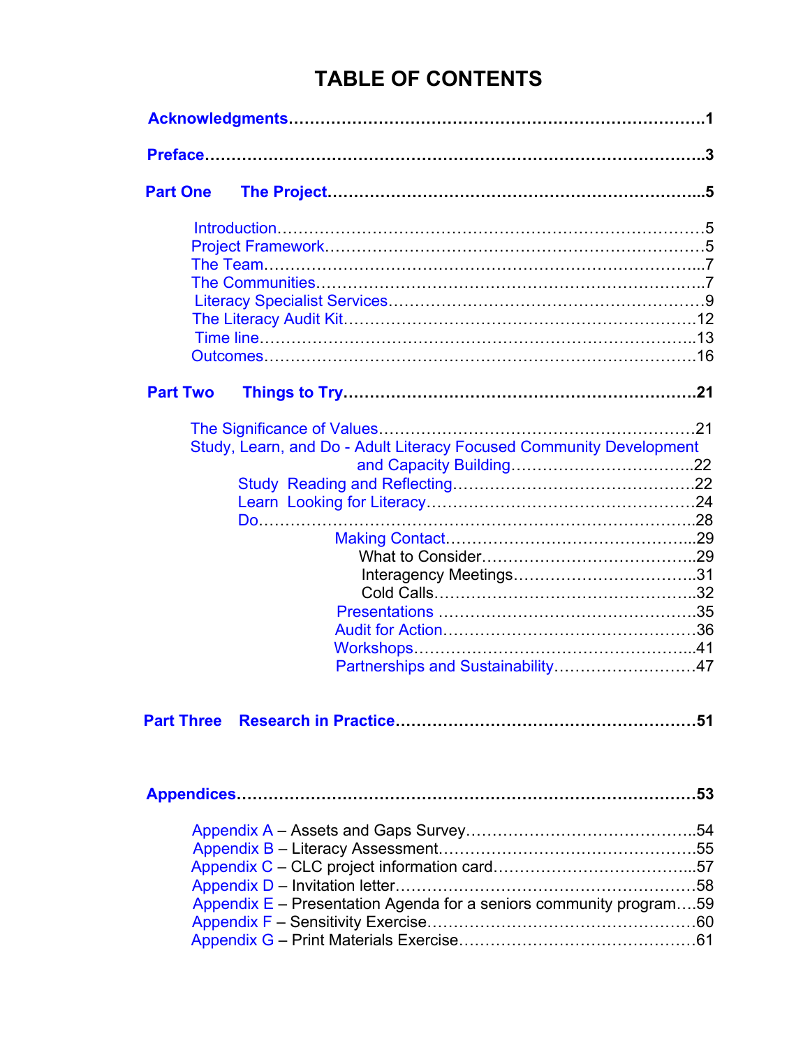# TABLE OF CONTENTS

**Acknowledgments** .......... **1**

**Preface** .......... **3**

**Part One The Project** .......... **5**

- Introduction .......... 5
- Project Framework .......... 5
- The Team .......... 7
- The Communities .......... 7
- Literacy Specialist Services .......... 9
- The Literacy Audit Kit .......... 12
- Time line .......... 13
- Outcomes .......... 16

**Part Two Things to Try** .......... **21**

- The Significance of Values .......... 21
- Study, Learn, and Do - Adult Literacy Focused Community Development and Capacity Building .......... 22
  - Study Reading and Reflecting .......... 22
  - Learn Looking for Literacy .......... 24
  - Do .......... 28
    - Making Contact .......... 29
      - What to Consider .......... 29
      - Interagency Meetings .......... 31
      - Cold Calls .......... 32
    - Presentations .......... 35
    - Audit for Action .......... 36
    - Workshops .......... 41
    - Partnerships and Sustainability .......... 47

**Part Three Research in Practice** .......... **51**

**Appendices** .......... **53**

- Appendix A – Assets and Gaps Survey .......... 54
- Appendix B – Literacy Assessment .......... 55
- Appendix C – CLC project information card .......... 57
- Appendix D – Invitation letter .......... 58
- Appendix E – Presentation Agenda for a seniors community program .......... 59
- Appendix F – Sensitivity Exercise .......... 60
- Appendix G – Print Materials Exercise .......... 61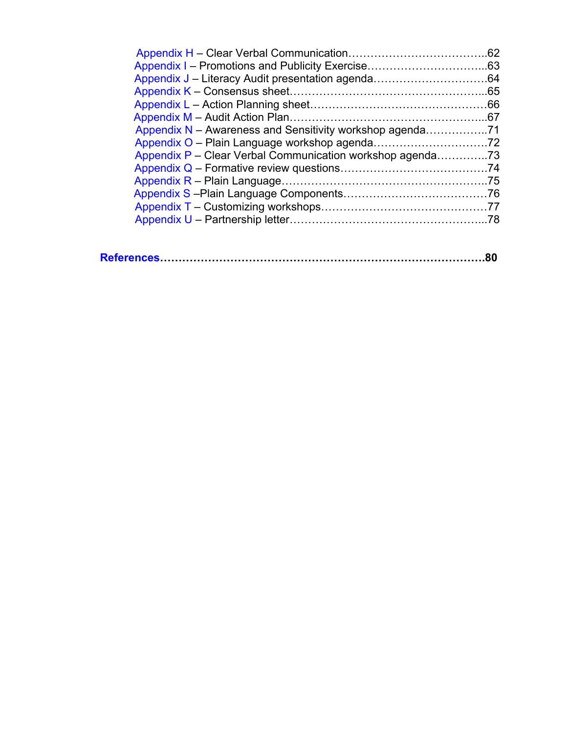Appendix H – Clear Verbal Communication……………………………….62
Appendix I – Promotions and Publicity Exercise…………………………...63
Appendix J – Literacy Audit presentation agenda…………………………64
Appendix K – Consensus sheet……………………………………………...65
Appendix L – Action Planning sheet…………………………………………66
Appendix M – Audit Action Plan……………………………………………...67
Appendix N – Awareness and Sensitivity workshop agenda……………..71
Appendix O – Plain Language workshop agenda…………………………72
Appendix P – Clear Verbal Communication workshop agenda…………..73
Appendix Q – Formative review questions………………………………….74
Appendix R – Plain Language………………………………………………..75
Appendix S –Plain Language Components…………………………………76
Appendix T – Customizing workshops………………………………………77
Appendix U – Partnership letter……………………………………………...78

**References…………………………………………………………………………80**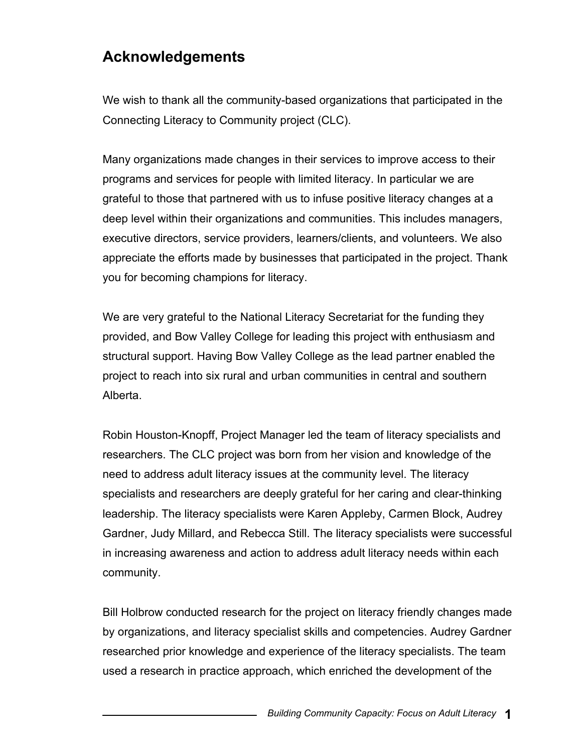## Acknowledgements

We wish to thank all the community-based organizations that participated in the Connecting Literacy to Community project (CLC).

Many organizations made changes in their services to improve access to their programs and services for people with limited literacy. In particular we are grateful to those that partnered with us to infuse positive literacy changes at a deep level within their organizations and communities. This includes managers, executive directors, service providers, learners/clients, and volunteers. We also appreciate the efforts made by businesses that participated in the project. Thank you for becoming champions for literacy.

We are very grateful to the National Literacy Secretariat for the funding they provided, and Bow Valley College for leading this project with enthusiasm and structural support. Having Bow Valley College as the lead partner enabled the project to reach into six rural and urban communities in central and southern Alberta.

Robin Houston-Knopff, Project Manager led the team of literacy specialists and researchers. The CLC project was born from her vision and knowledge of the need to address adult literacy issues at the community level. The literacy specialists and researchers are deeply grateful for her caring and clear-thinking leadership. The literacy specialists were Karen Appleby, Carmen Block, Audrey Gardner, Judy Millard, and Rebecca Still. The literacy specialists were successful in increasing awareness and action to address adult literacy needs within each community.

Bill Holbrow conducted research for the project on literacy friendly changes made by organizations, and literacy specialist skills and competencies. Audrey Gardner researched prior knowledge and experience of the literacy specialists. The team used a research in practice approach, which enriched the development of the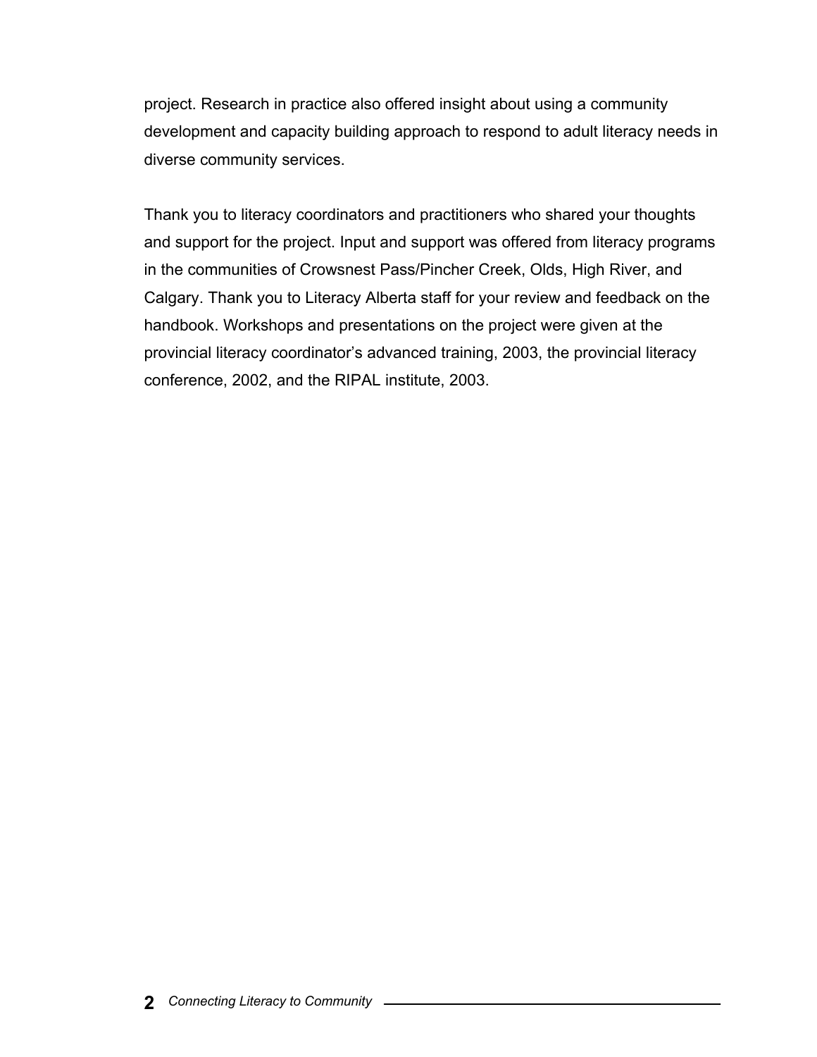project. Research in practice also offered insight about using a community development and capacity building approach to respond to adult literacy needs in diverse community services.

Thank you to literacy coordinators and practitioners who shared your thoughts and support for the project. Input and support was offered from literacy programs in the communities of Crowsnest Pass/Pincher Creek, Olds, High River, and Calgary. Thank you to Literacy Alberta staff for your review and feedback on the handbook. Workshops and presentations on the project were given at the provincial literacy coordinator's advanced training, 2003, the provincial literacy conference, 2002, and the RIPAL institute, 2003.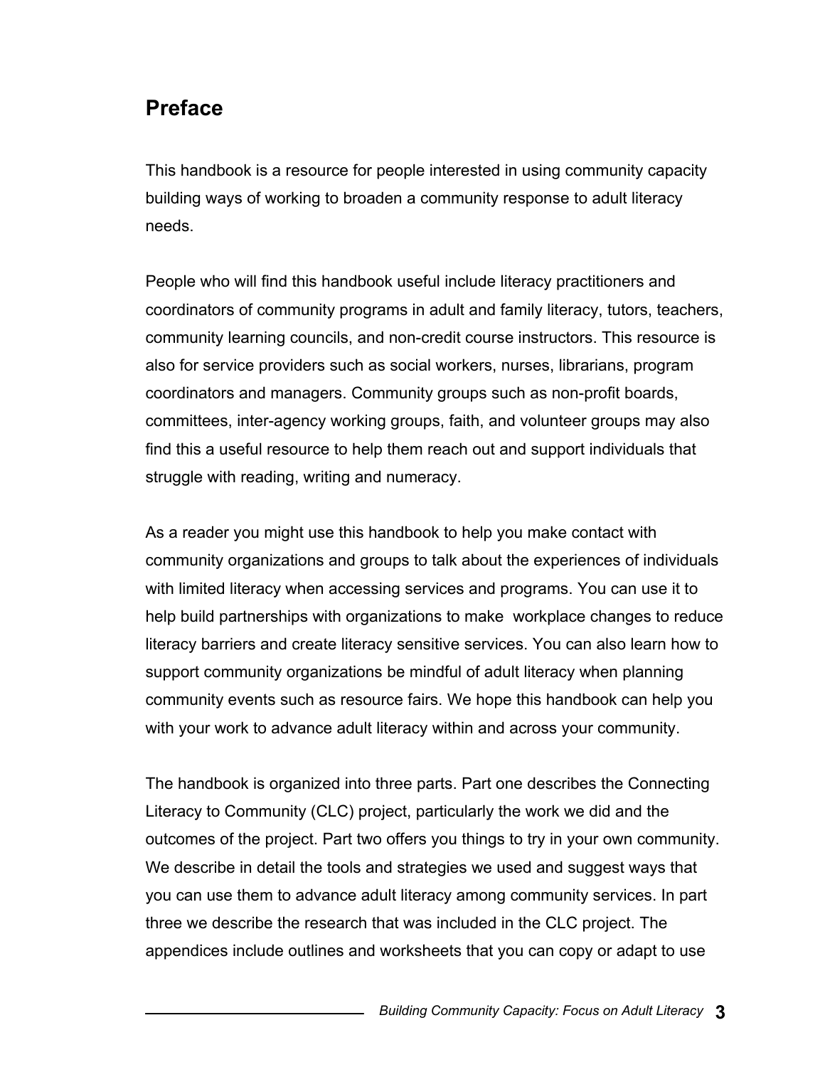## Preface

This handbook is a resource for people interested in using community capacity building ways of working to broaden a community response to adult literacy needs.

People who will find this handbook useful include literacy practitioners and coordinators of community programs in adult and family literacy, tutors, teachers, community learning councils, and non-credit course instructors. This resource is also for service providers such as social workers, nurses, librarians, program coordinators and managers. Community groups such as non-profit boards, committees, inter-agency working groups, faith, and volunteer groups may also find this a useful resource to help them reach out and support individuals that struggle with reading, writing and numeracy.

As a reader you might use this handbook to help you make contact with community organizations and groups to talk about the experiences of individuals with limited literacy when accessing services and programs. You can use it to help build partnerships with organizations to make workplace changes to reduce literacy barriers and create literacy sensitive services. You can also learn how to support community organizations be mindful of adult literacy when planning community events such as resource fairs. We hope this handbook can help you with your work to advance adult literacy within and across your community.

The handbook is organized into three parts. Part one describes the Connecting Literacy to Community (CLC) project, particularly the work we did and the outcomes of the project. Part two offers you things to try in your own community. We describe in detail the tools and strategies we used and suggest ways that you can use them to advance adult literacy among community services. In part three we describe the research that was included in the CLC project. The appendices include outlines and worksheets that you can copy or adapt to use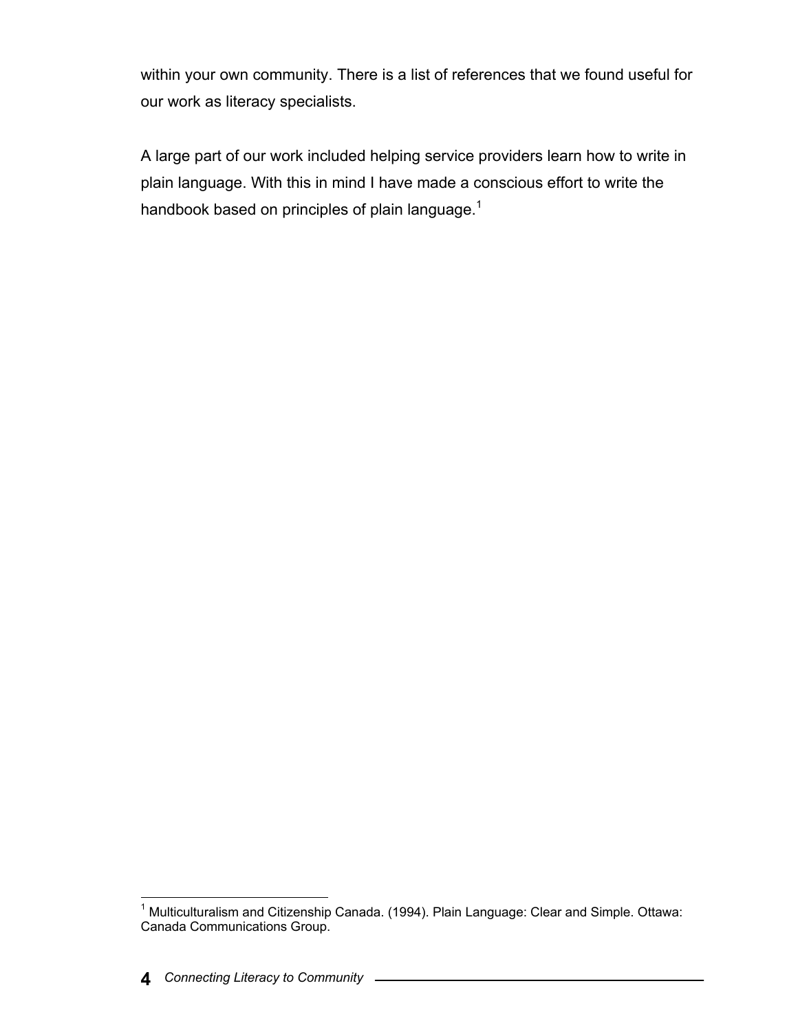within your own community. There is a list of references that we found useful for our work as literacy specialists.

A large part of our work included helping service providers learn how to write in plain language. With this in mind I have made a conscious effort to write the handbook based on principles of plain language.[1]

[1] Multiculturalism and Citizenship Canada. (1994). Plain Language: Clear and Simple. Ottawa: Canada Communications Group.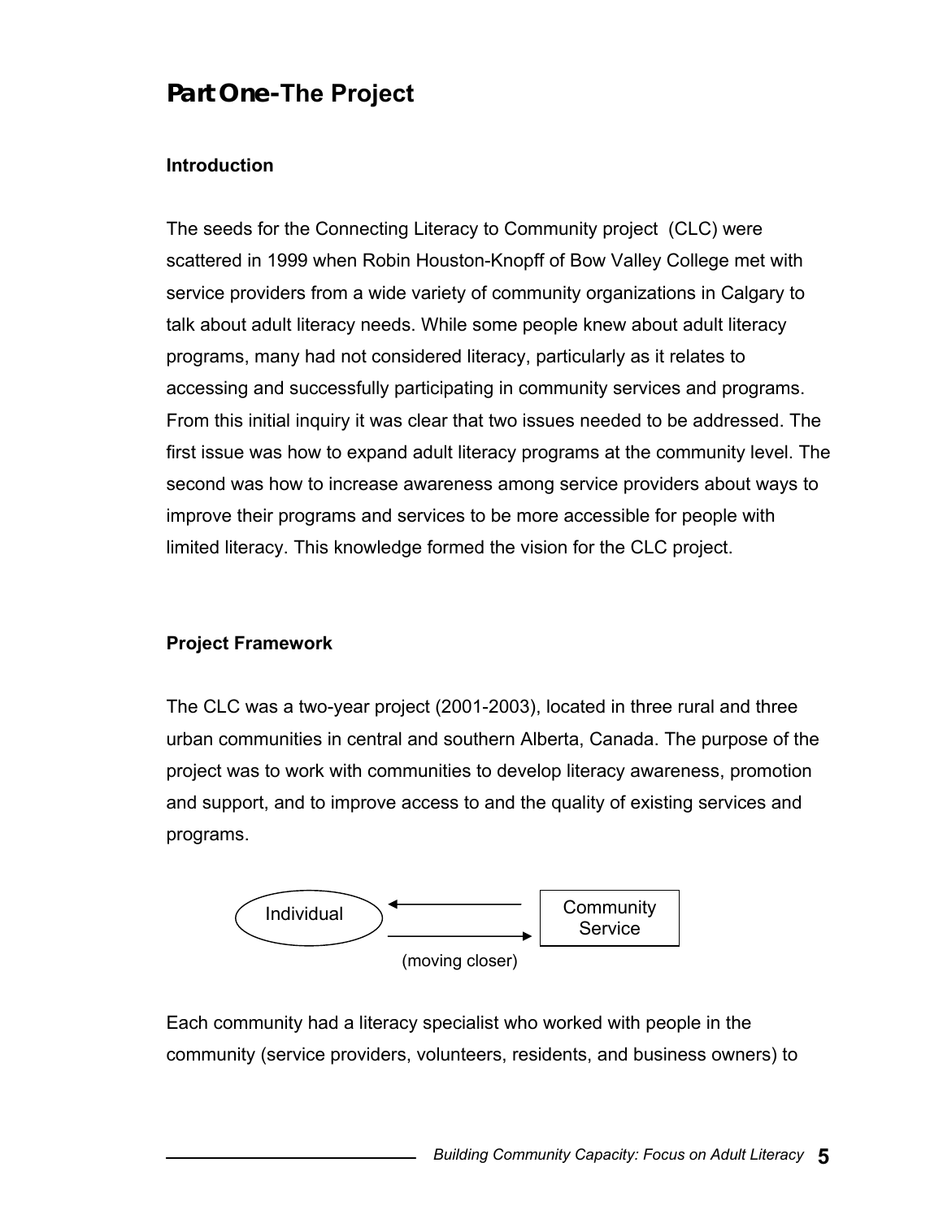# Part One - The Project

### Introduction

The seeds for the Connecting Literacy to Community project (CLC) were scattered in 1999 when Robin Houston-Knopff of Bow Valley College met with service providers from a wide variety of community organizations in Calgary to talk about adult literacy needs. While some people knew about adult literacy programs, many had not considered literacy, particularly as it relates to accessing and successfully participating in community services and programs. From this initial inquiry it was clear that two issues needed to be addressed. The first issue was how to expand adult literacy programs at the community level. The second was how to increase awareness among service providers about ways to improve their programs and services to be more accessible for people with limited literacy. This knowledge formed the vision for the CLC project.

### Project Framework

The CLC was a two-year project (2001-2003), located in three rural and three urban communities in central and southern Alberta, Canada. The purpose of the project was to work with communities to develop literacy awareness, promotion and support, and to improve access to and the quality of existing services and programs.

Individual ⇄ Community Service

(moving closer)

Each community had a literacy specialist who worked with people in the community (service providers, volunteers, residents, and business owners) to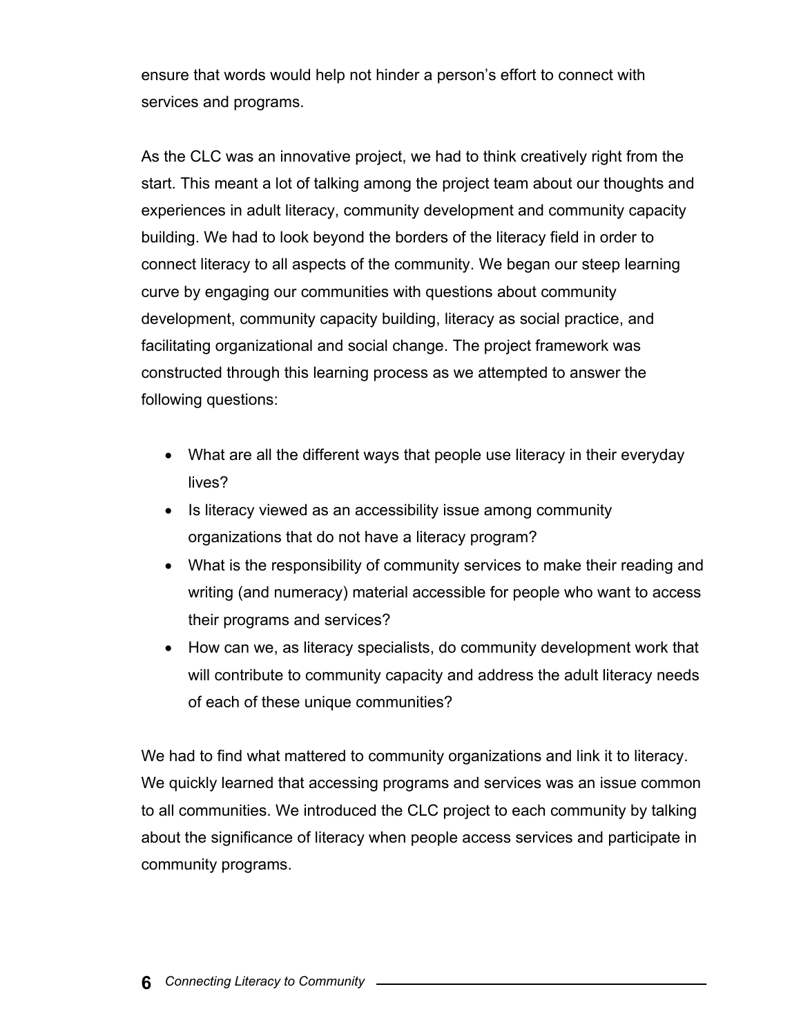ensure that words would help not hinder a person's effort to connect with services and programs.

As the CLC was an innovative project, we had to think creatively right from the start. This meant a lot of talking among the project team about our thoughts and experiences in adult literacy, community development and community capacity building. We had to look beyond the borders of the literacy field in order to connect literacy to all aspects of the community. We began our steep learning curve by engaging our communities with questions about community development, community capacity building, literacy as social practice, and facilitating organizational and social change. The project framework was constructed through this learning process as we attempted to answer the following questions:

- What are all the different ways that people use literacy in their everyday lives?
- Is literacy viewed as an accessibility issue among community organizations that do not have a literacy program?
- What is the responsibility of community services to make their reading and writing (and numeracy) material accessible for people who want to access their programs and services?
- How can we, as literacy specialists, do community development work that will contribute to community capacity and address the adult literacy needs of each of these unique communities?

We had to find what mattered to community organizations and link it to literacy. We quickly learned that accessing programs and services was an issue common to all communities. We introduced the CLC project to each community by talking about the significance of literacy when people access services and participate in community programs.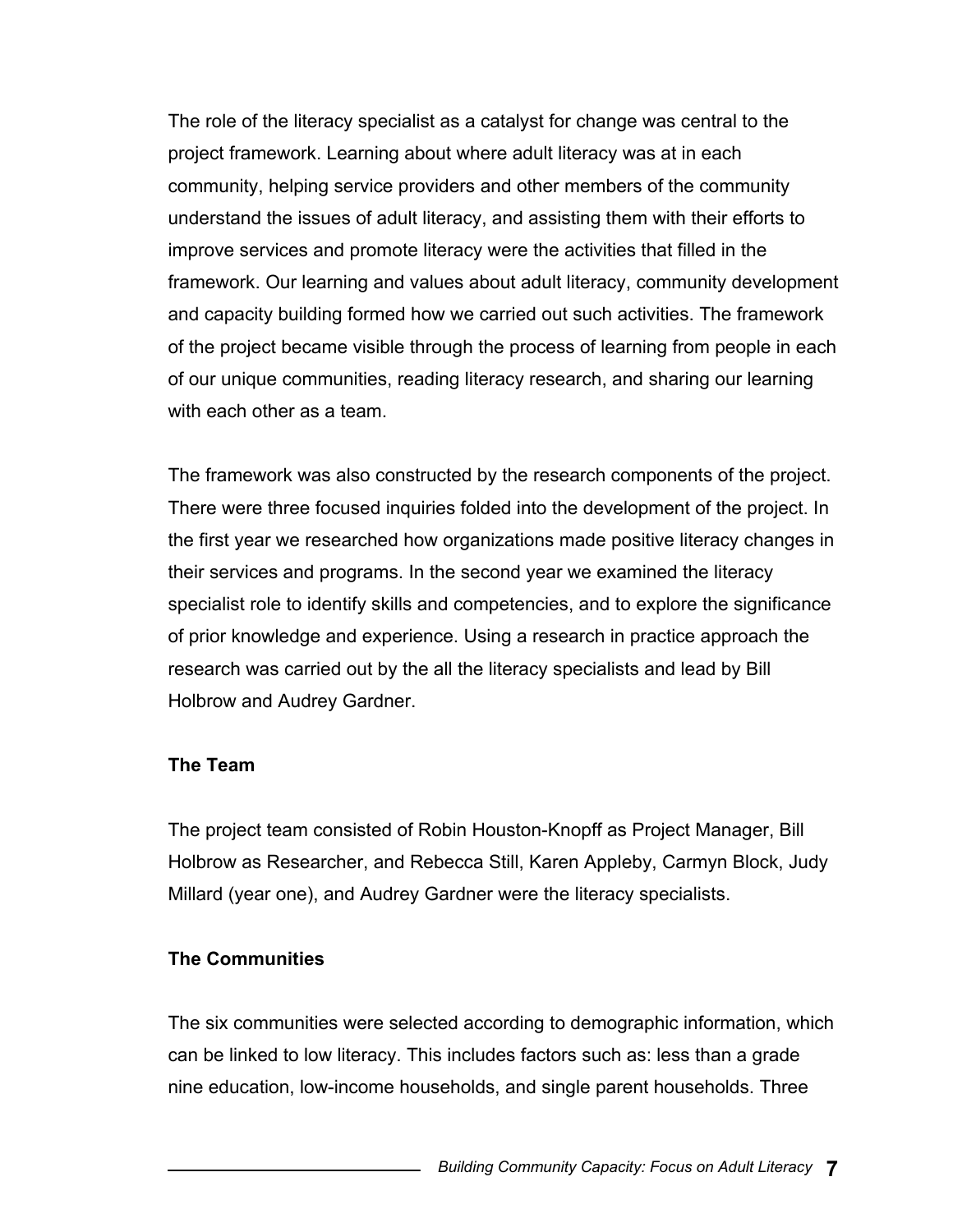The role of the literacy specialist as a catalyst for change was central to the project framework. Learning about where adult literacy was at in each community, helping service providers and other members of the community understand the issues of adult literacy, and assisting them with their efforts to improve services and promote literacy were the activities that filled in the framework. Our learning and values about adult literacy, community development and capacity building formed how we carried out such activities. The framework of the project became visible through the process of learning from people in each of our unique communities, reading literacy research, and sharing our learning with each other as a team.

The framework was also constructed by the research components of the project. There were three focused inquiries folded into the development of the project. In the first year we researched how organizations made positive literacy changes in their services and programs. In the second year we examined the literacy specialist role to identify skills and competencies, and to explore the significance of prior knowledge and experience. Using a research in practice approach the research was carried out by the all the literacy specialists and lead by Bill Holbrow and Audrey Gardner.

**The Team**

The project team consisted of Robin Houston-Knopff as Project Manager, Bill Holbrow as Researcher, and Rebecca Still, Karen Appleby, Carmyn Block, Judy Millard (year one), and Audrey Gardner were the literacy specialists.

**The Communities**

The six communities were selected according to demographic information, which can be linked to low literacy. This includes factors such as: less than a grade nine education, low-income households, and single parent households. Three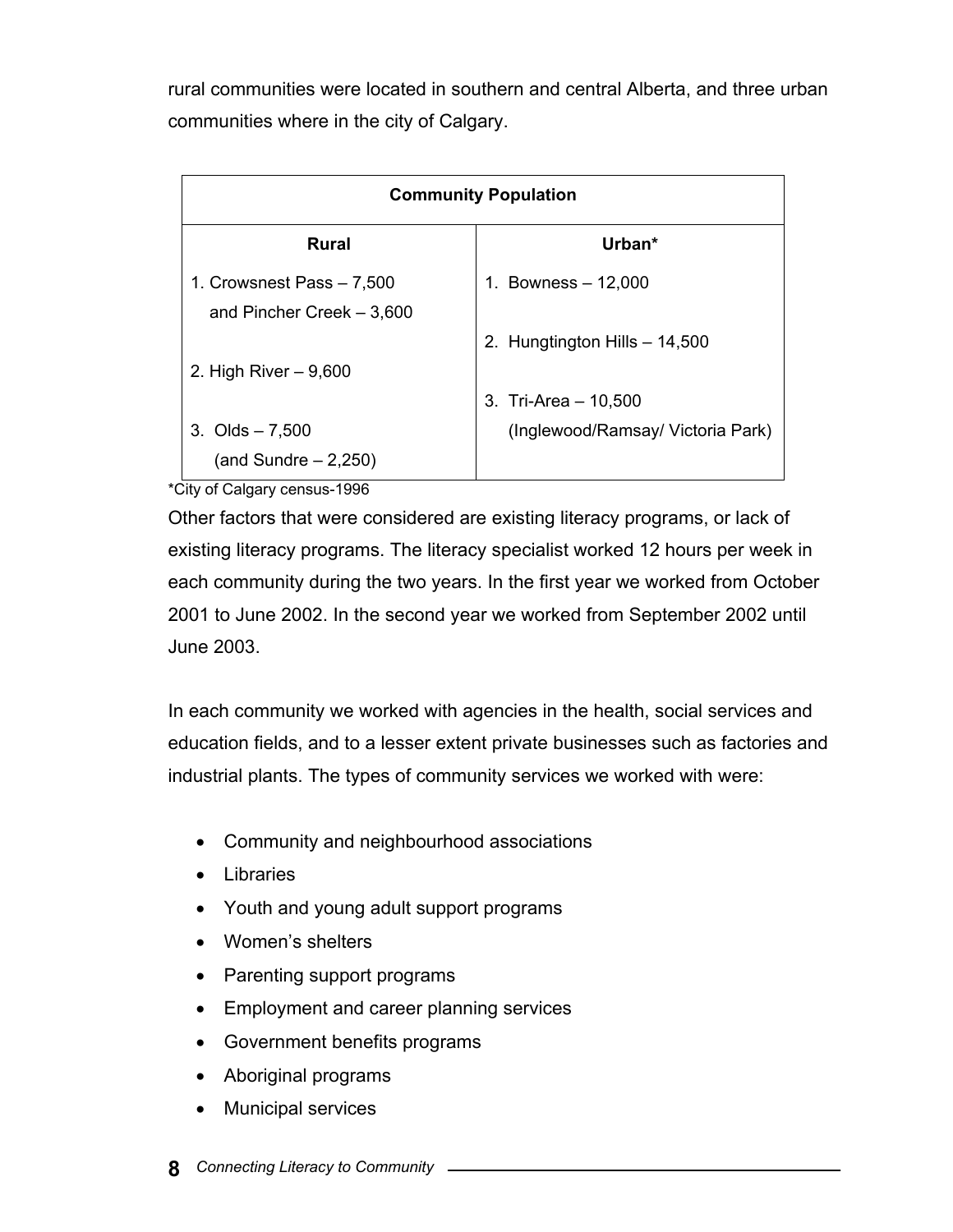rural communities were located in southern and central Alberta, and three urban communities where in the city of Calgary.

| Community Population | |
|---|---|
| **Rural** | **Urban*** |
| 1. Crowsnest Pass – 7,500 and Pincher Creek – 3,600 | 1. Bowness – 12,000 |
| 2. High River – 9,600 | 2. Hungtington Hills – 14,500 |
| 3. Olds – 7,500 (and Sundre – 2,250) | 3. Tri-Area – 10,500 (Inglewood/Ramsay/ Victoria Park) |

*City of Calgary census-1996

Other factors that were considered are existing literacy programs, or lack of existing literacy programs. The literacy specialist worked 12 hours per week in each community during the two years. In the first year we worked from October 2001 to June 2002. In the second year we worked from September 2002 until June 2003.

In each community we worked with agencies in the health, social services and education fields, and to a lesser extent private businesses such as factories and industrial plants. The types of community services we worked with were:

- Community and neighbourhood associations
- Libraries
- Youth and young adult support programs
- Women's shelters
- Parenting support programs
- Employment and career planning services
- Government benefits programs
- Aboriginal programs
- Municipal services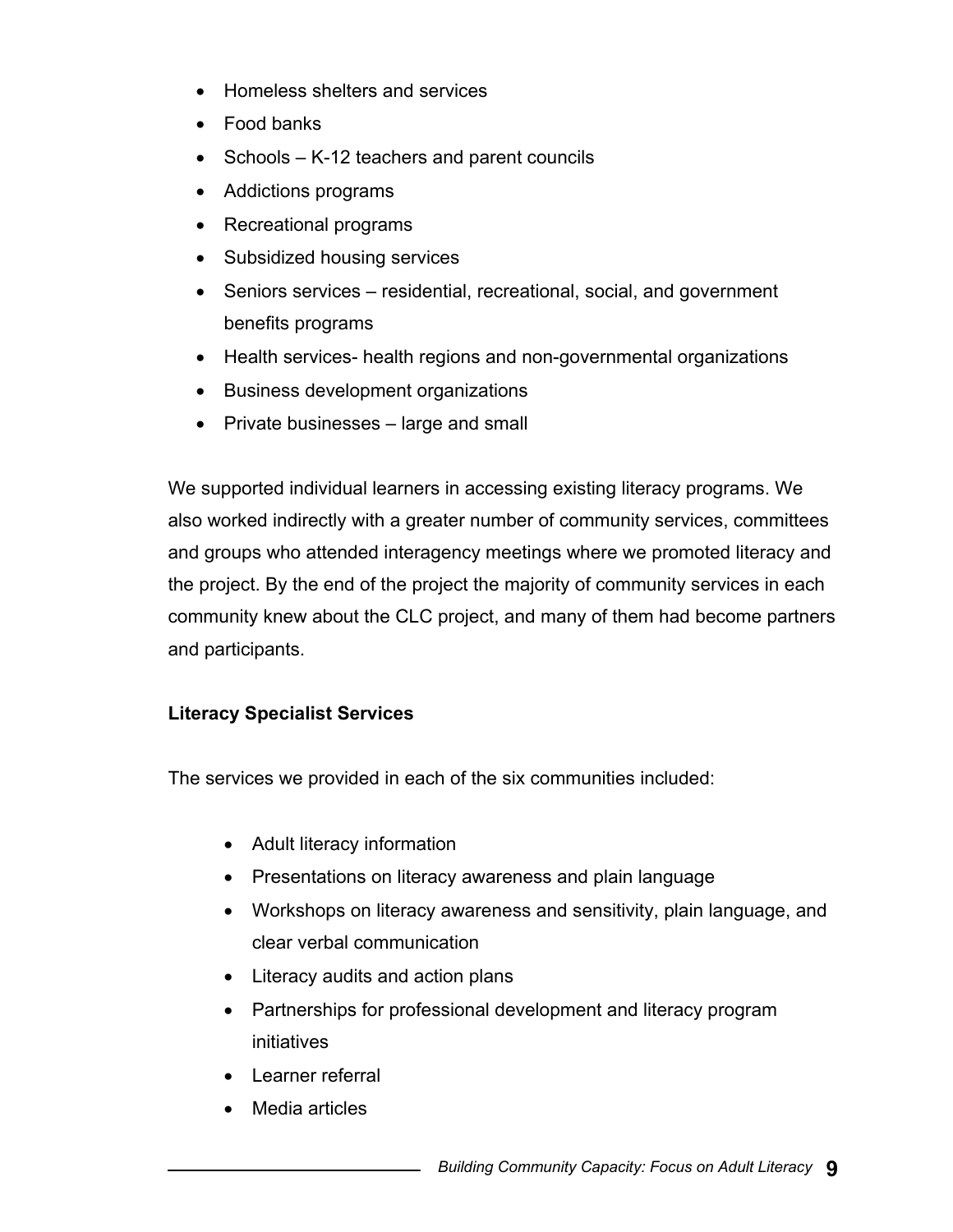- Homeless shelters and services
- Food banks
- Schools – K-12 teachers and parent councils
- Addictions programs
- Recreational programs
- Subsidized housing services
- Seniors services – residential, recreational, social, and government benefits programs
- Health services- health regions and non-governmental organizations
- Business development organizations
- Private businesses – large and small

We supported individual learners in accessing existing literacy programs. We also worked indirectly with a greater number of community services, committees and groups who attended interagency meetings where we promoted literacy and the project. By the end of the project the majority of community services in each community knew about the CLC project, and many of them had become partners and participants.

**Literacy Specialist Services**

The services we provided in each of the six communities included:

- Adult literacy information
- Presentations on literacy awareness and plain language
- Workshops on literacy awareness and sensitivity, plain language, and clear verbal communication
- Literacy audits and action plans
- Partnerships for professional development and literacy program initiatives
- Learner referral
- Media articles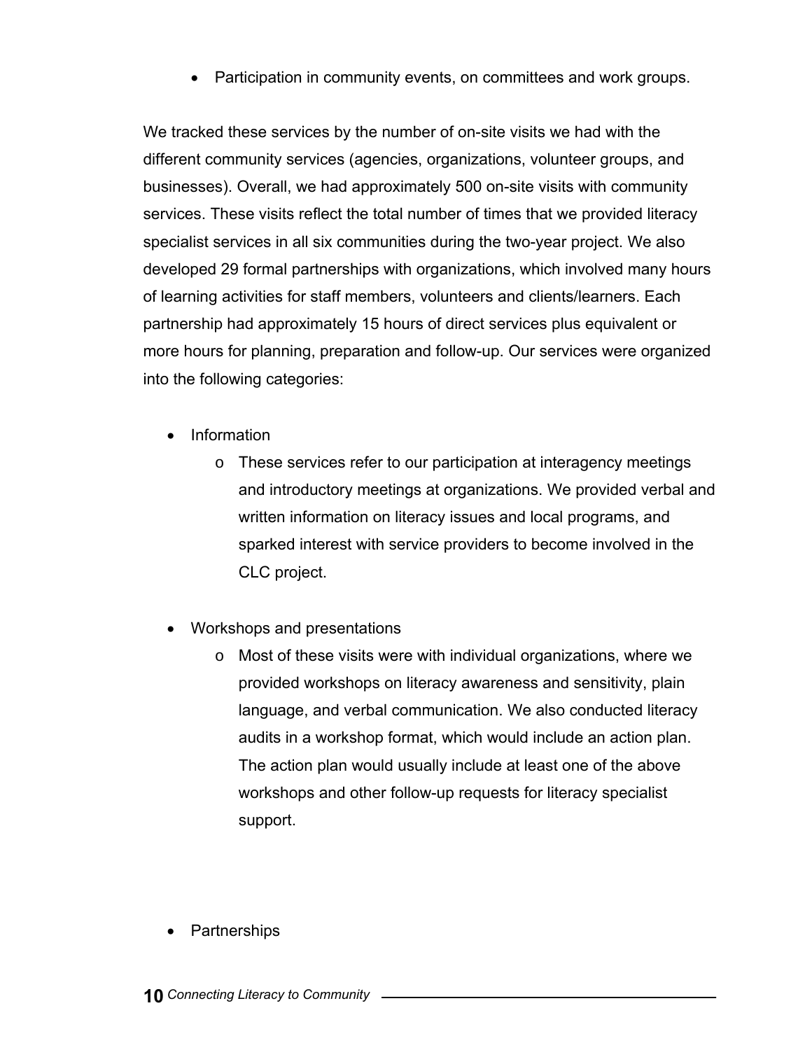- Participation in community events, on committees and work groups.

We tracked these services by the number of on-site visits we had with the different community services (agencies, organizations, volunteer groups, and businesses). Overall, we had approximately 500 on-site visits with community services. These visits reflect the total number of times that we provided literacy specialist services in all six communities during the two-year project. We also developed 29 formal partnerships with organizations, which involved many hours of learning activities for staff members, volunteers and clients/learners. Each partnership had approximately 15 hours of direct services plus equivalent or more hours for planning, preparation and follow-up. Our services were organized into the following categories:

- Information
  - These services refer to our participation at interagency meetings and introductory meetings at organizations. We provided verbal and written information on literacy issues and local programs, and sparked interest with service providers to become involved in the CLC project.

- Workshops and presentations
  - Most of these visits were with individual organizations, where we provided workshops on literacy awareness and sensitivity, plain language, and verbal communication. We also conducted literacy audits in a workshop format, which would include an action plan. The action plan would usually include at least one of the above workshops and other follow-up requests for literacy specialist support.

- Partnerships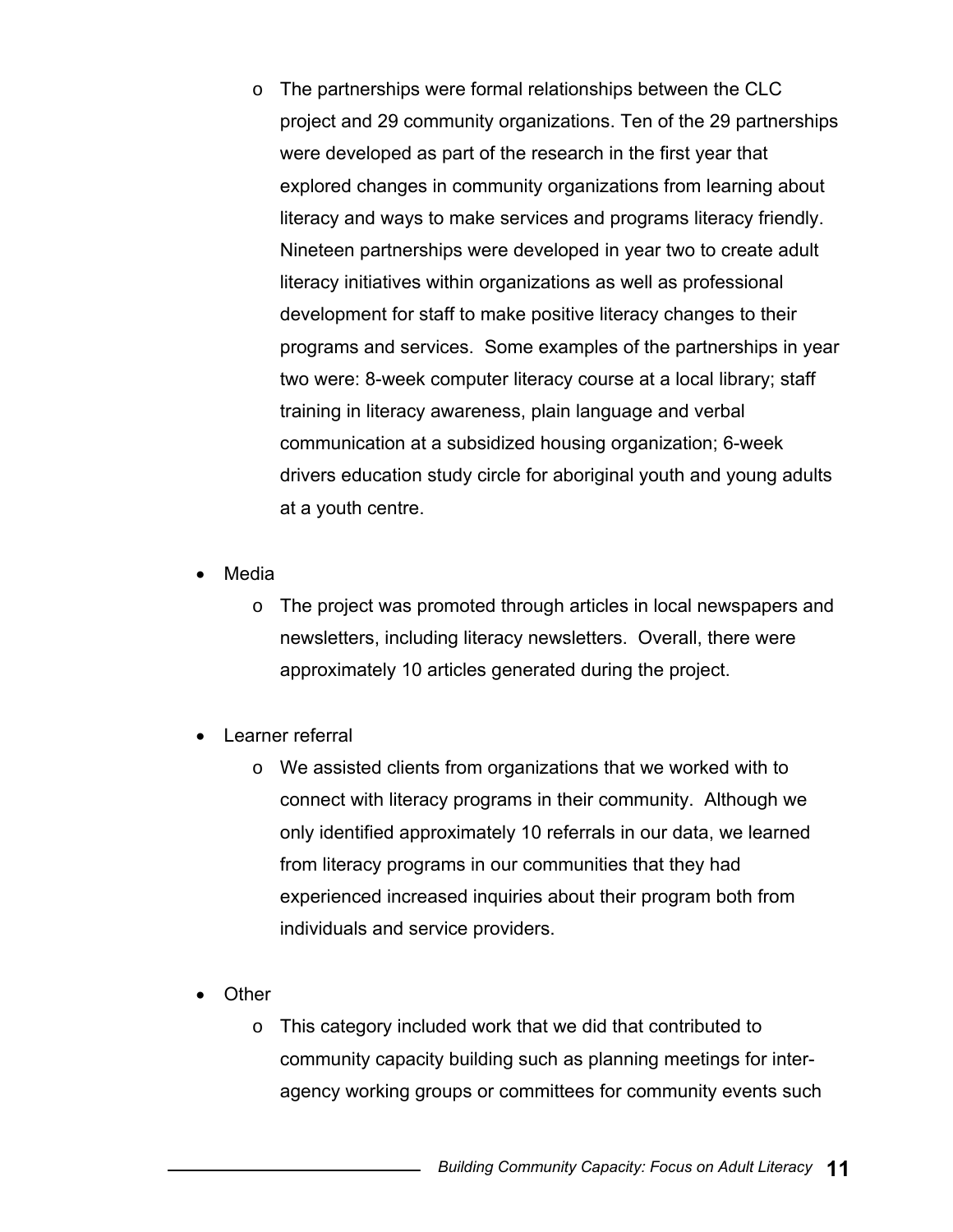- The partnerships were formal relationships between the CLC project and 29 community organizations. Ten of the 29 partnerships were developed as part of the research in the first year that explored changes in community organizations from learning about literacy and ways to make services and programs literacy friendly. Nineteen partnerships were developed in year two to create adult literacy initiatives within organizations as well as professional development for staff to make positive literacy changes to their programs and services. Some examples of the partnerships in year two were: 8-week computer literacy course at a local library; staff training in literacy awareness, plain language and verbal communication at a subsidized housing organization; 6-week drivers education study circle for aboriginal youth and young adults at a youth centre.

- Media
  - The project was promoted through articles in local newspapers and newsletters, including literacy newsletters. Overall, there were approximately 10 articles generated during the project.

- Learner referral
  - We assisted clients from organizations that we worked with to connect with literacy programs in their community. Although we only identified approximately 10 referrals in our data, we learned from literacy programs in our communities that they had experienced increased inquiries about their program both from individuals and service providers.

- Other
  - This category included work that we did that contributed to community capacity building such as planning meetings for inter-agency working groups or committees for community events such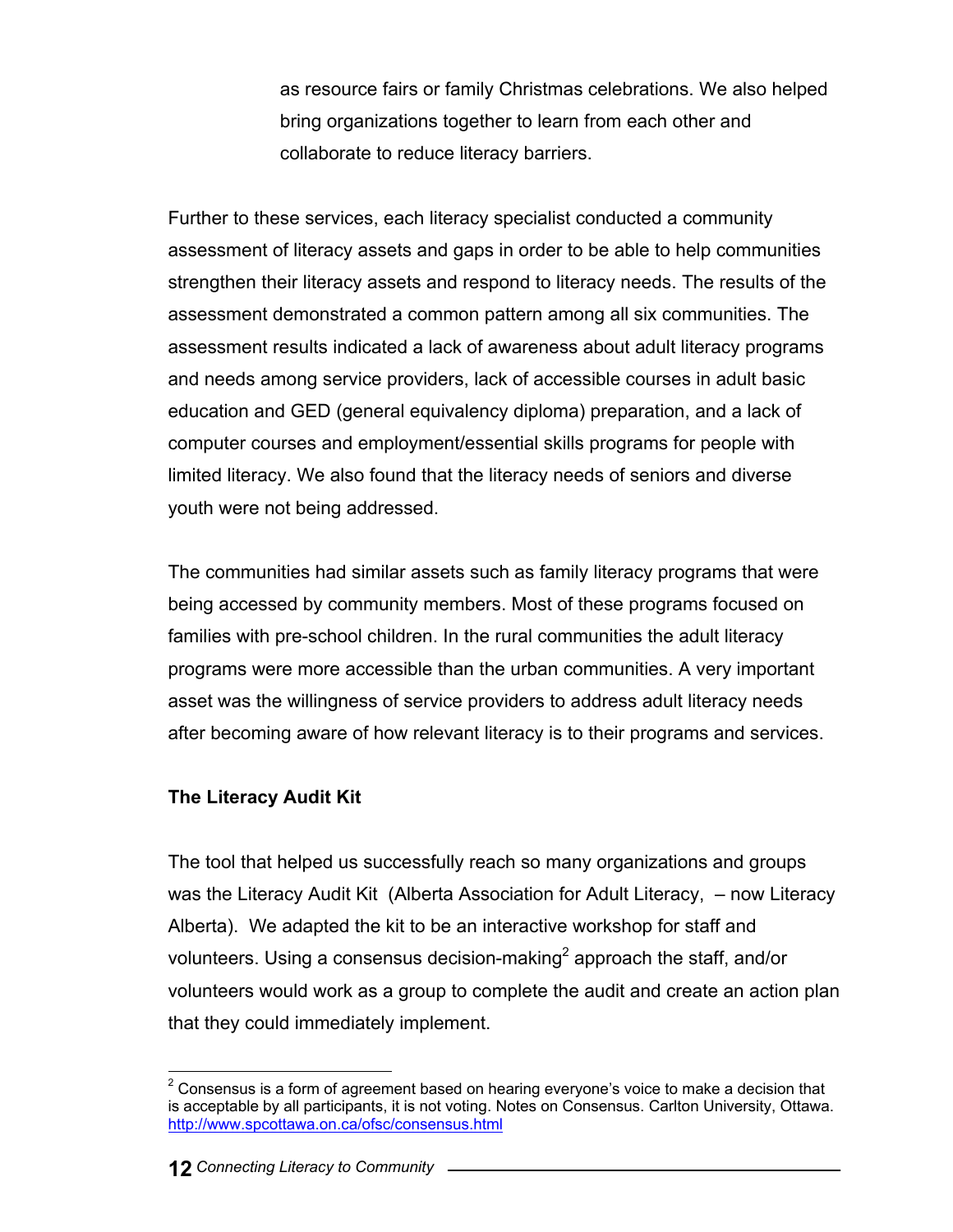as resource fairs or family Christmas celebrations. We also helped bring organizations together to learn from each other and collaborate to reduce literacy barriers.

Further to these services, each literacy specialist conducted a community assessment of literacy assets and gaps in order to be able to help communities strengthen their literacy assets and respond to literacy needs. The results of the assessment demonstrated a common pattern among all six communities. The assessment results indicated a lack of awareness about adult literacy programs and needs among service providers, lack of accessible courses in adult basic education and GED (general equivalency diploma) preparation, and a lack of computer courses and employment/essential skills programs for people with limited literacy. We also found that the literacy needs of seniors and diverse youth were not being addressed.

The communities had similar assets such as family literacy programs that were being accessed by community members. Most of these programs focused on families with pre-school children. In the rural communities the adult literacy programs were more accessible than the urban communities. A very important asset was the willingness of service providers to address adult literacy needs after becoming aware of how relevant literacy is to their programs and services.

**The Literacy Audit Kit**

The tool that helped us successfully reach so many organizations and groups was the Literacy Audit Kit (Alberta Association for Adult Literacy, – now Literacy Alberta). We adapted the kit to be an interactive workshop for staff and volunteers. Using a consensus decision-making[2] approach the staff, and/or volunteers would work as a group to complete the audit and create an action plan that they could immediately implement.

---

[2] Consensus is a form of agreement based on hearing everyone's voice to make a decision that is acceptable by all participants, it is not voting. Notes on Consensus. Carlton University, Ottawa. http://www.spcottawa.on.ca/ofsc/consensus.html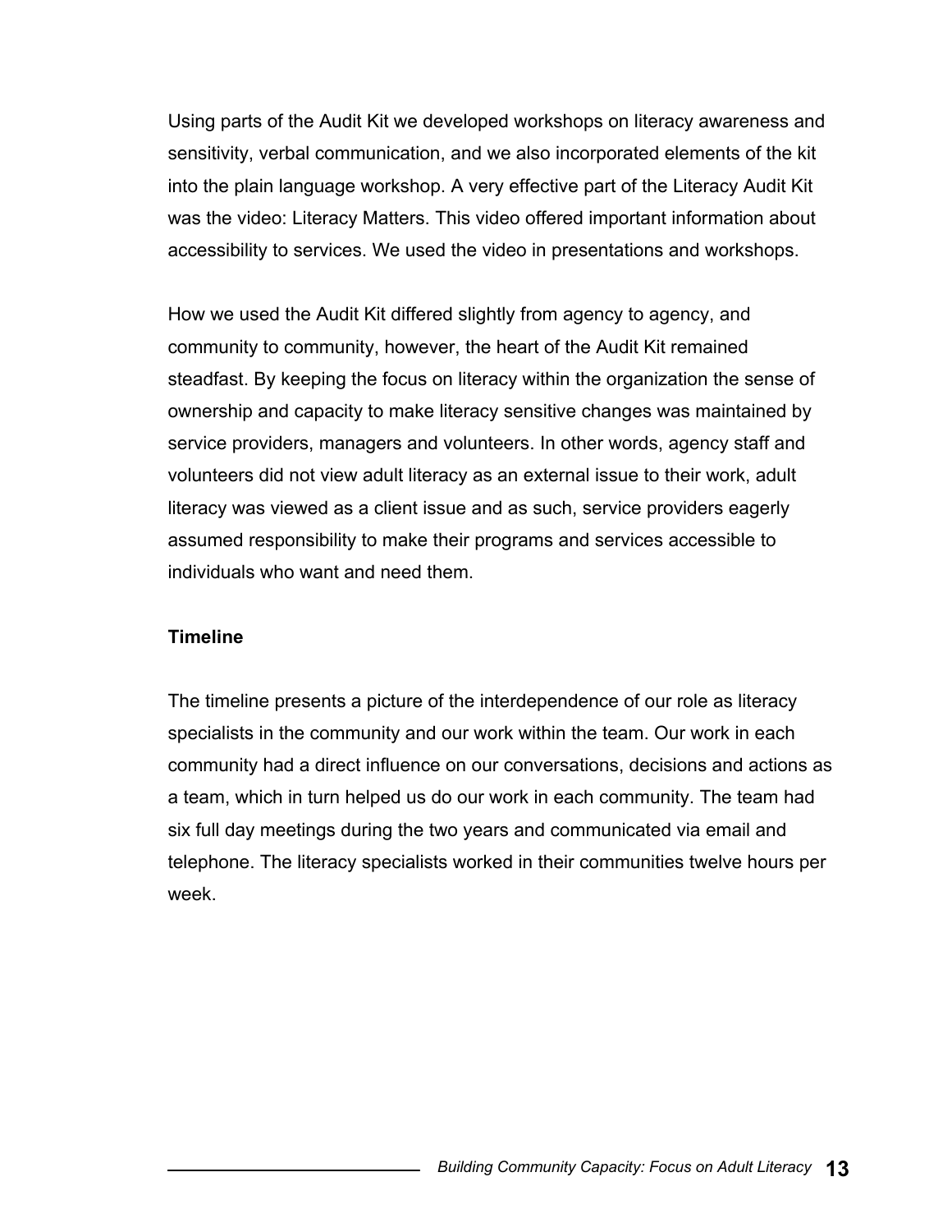Using parts of the Audit Kit we developed workshops on literacy awareness and sensitivity, verbal communication, and we also incorporated elements of the kit into the plain language workshop. A very effective part of the Literacy Audit Kit was the video: Literacy Matters. This video offered important information about accessibility to services. We used the video in presentations and workshops.

How we used the Audit Kit differed slightly from agency to agency, and community to community, however, the heart of the Audit Kit remained steadfast. By keeping the focus on literacy within the organization the sense of ownership and capacity to make literacy sensitive changes was maintained by service providers, managers and volunteers. In other words, agency staff and volunteers did not view adult literacy as an external issue to their work, adult literacy was viewed as a client issue and as such, service providers eagerly assumed responsibility to make their programs and services accessible to individuals who want and need them.

**Timeline**

The timeline presents a picture of the interdependence of our role as literacy specialists in the community and our work within the team. Our work in each community had a direct influence on our conversations, decisions and actions as a team, which in turn helped us do our work in each community. The team had six full day meetings during the two years and communicated via email and telephone. The literacy specialists worked in their communities twelve hours per week.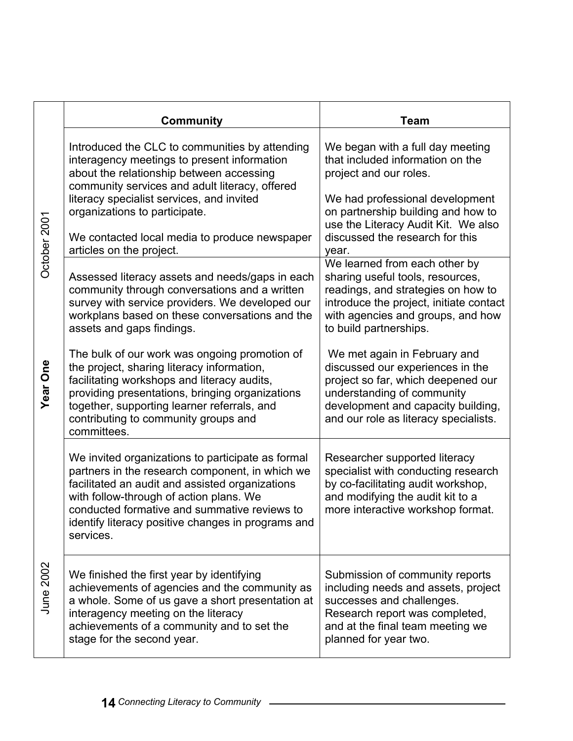| | Community | Team |
|---|---|---|
| October 2001 | Introduced the CLC to communities by attending interagency meetings to present information about the relationship between accessing community services and adult literacy, offered literacy specialist services, and invited organizations to participate.<br><br>We contacted local media to produce newspaper articles on the project. | We began with a full day meeting that included information on the project and our roles.<br><br>We had professional development on partnership building and how to use the Literacy Audit Kit. We also discussed the research for this year. |
| **Year One** | Assessed literacy assets and needs/gaps in each community through conversations and a written survey with service providers. We developed our workplans based on these conversations and the assets and gaps findings.<br><br>The bulk of our work was ongoing promotion of the project, sharing literacy information, facilitating workshops and literacy audits, providing presentations, bringing organizations together, supporting learner referrals, and contributing to community groups and committees. | We learned from each other by sharing useful tools, resources, readings, and strategies on how to introduce the project, initiate contact with agencies and groups, and how to build partnerships.<br><br>We met again in February and discussed our experiences in the project so far, which deepened our understanding of community development and capacity building, and our role as literacy specialists. |
| | We invited organizations to participate as formal partners in the research component, in which we facilitated an audit and assisted organizations with follow-through of action plans. We conducted formative and summative reviews to identify literacy positive changes in programs and services. | Researcher supported literacy specialist with conducting research by co-facilitating audit workshop, and modifying the audit kit to a more interactive workshop format. |
| June 2002 | We finished the first year by identifying achievements of agencies and the community as a whole. Some of us gave a short presentation at interagency meeting on the literacy achievements of a community and to set the stage for the second year. | Submission of community reports including needs and assets, project successes and challenges. Research report was completed, and at the final team meeting we planned for year two. |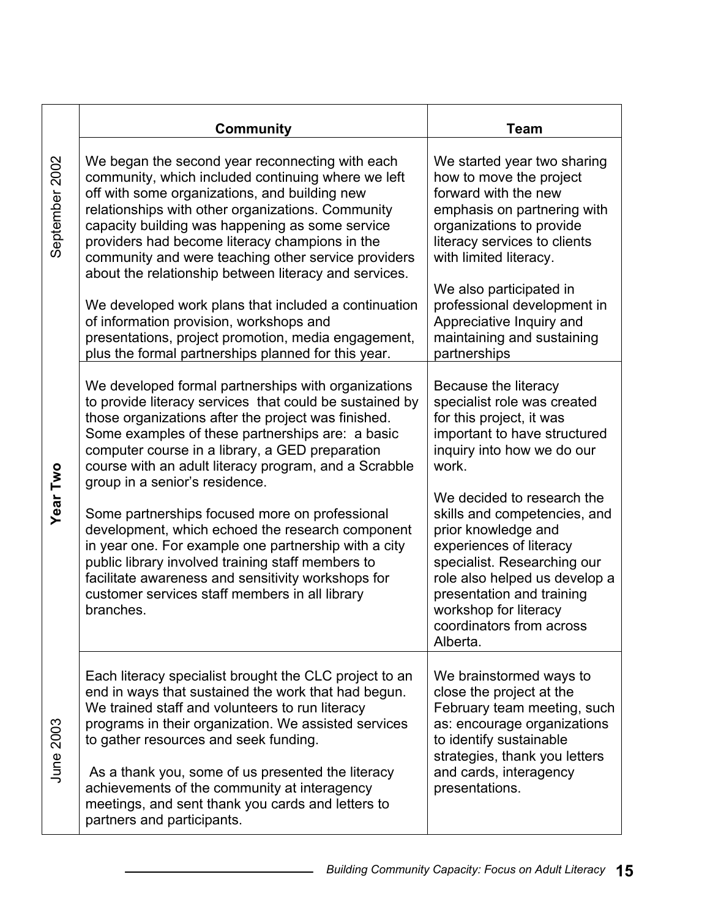| | Community | Team |
|---|---|---|
| September 2002 | We began the second year reconnecting with each community, which included continuing where we left off with some organizations, and building new relationships with other organizations. Community capacity building was happening as some service providers had become literacy champions in the community and were teaching other service providers about the relationship between literacy and services.<br><br>We developed work plans that included a continuation of information provision, workshops and presentations, project promotion, media engagement, plus the formal partnerships planned for this year. | We started year two sharing how to move the project forward with the new emphasis on partnering with organizations to provide literacy services to clients with limited literacy.<br><br>We also participated in professional development in Appreciative Inquiry and maintaining and sustaining partnerships |
| **Year Two** | We developed formal partnerships with organizations to provide literacy services that could be sustained by those organizations after the project was finished. Some examples of these partnerships are: a basic computer course in a library, a GED preparation course with an adult literacy program, and a Scrabble group in a senior's residence.<br><br>Some partnerships focused more on professional development, which echoed the research component in year one. For example one partnership with a city public library involved training staff members to facilitate awareness and sensitivity workshops for customer services staff members in all library branches. | Because the literacy specialist role was created for this project, it was important to have structured inquiry into how we do our work.<br><br>We decided to research the skills and competencies, and prior knowledge and experiences of literacy specialist. Researching our role also helped us develop a presentation and training workshop for literacy coordinators from across Alberta. |
| June 2003 | Each literacy specialist brought the CLC project to an end in ways that sustained the work that had begun. We trained staff and volunteers to run literacy programs in their organization. We assisted services to gather resources and seek funding.<br><br>As a thank you, some of us presented the literacy achievements of the community at interagency meetings, and sent thank you cards and letters to partners and participants. | We brainstormed ways to close the project at the February team meeting, such as: encourage organizations to identify sustainable strategies, thank you letters and cards, interagency presentations. |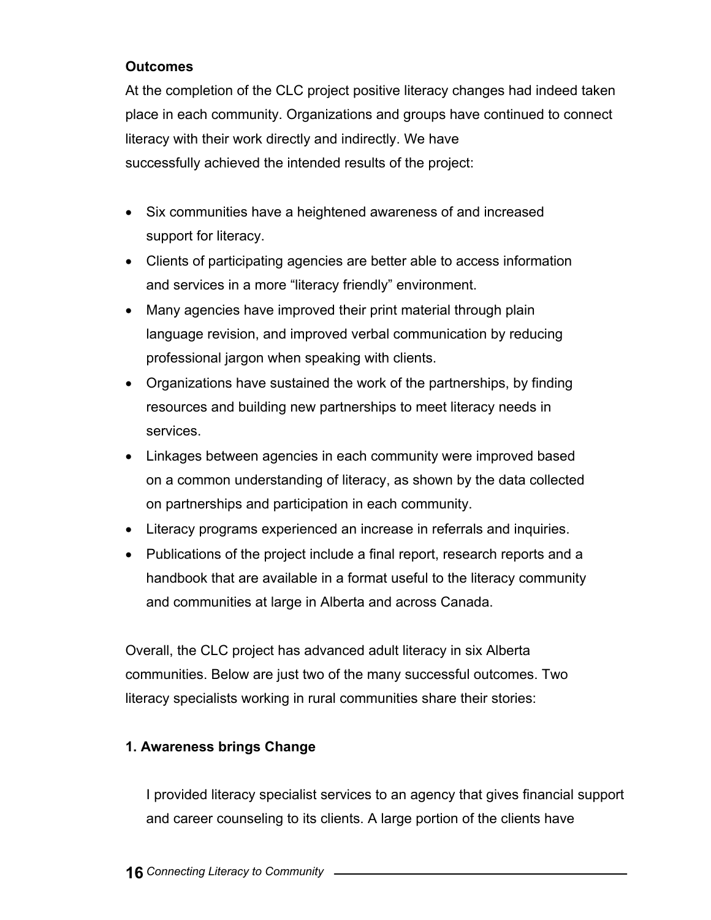**Outcomes**

At the completion of the CLC project positive literacy changes had indeed taken place in each community. Organizations and groups have continued to connect literacy with their work directly and indirectly. We have successfully achieved the intended results of the project:

- Six communities have a heightened awareness of and increased support for literacy.
- Clients of participating agencies are better able to access information and services in a more “literacy friendly” environment.
- Many agencies have improved their print material through plain language revision, and improved verbal communication by reducing professional jargon when speaking with clients.
- Organizations have sustained the work of the partnerships, by finding resources and building new partnerships to meet literacy needs in services.
- Linkages between agencies in each community were improved based on a common understanding of literacy, as shown by the data collected on partnerships and participation in each community.
- Literacy programs experienced an increase in referrals and inquiries.
- Publications of the project include a final report, research reports and a handbook that are available in a format useful to the literacy community and communities at large in Alberta and across Canada.

Overall, the CLC project has advanced adult literacy in six Alberta communities. Below are just two of the many successful outcomes. Two literacy specialists working in rural communities share their stories:

**1. Awareness brings Change**

I provided literacy specialist services to an agency that gives financial support and career counseling to its clients. A large portion of the clients have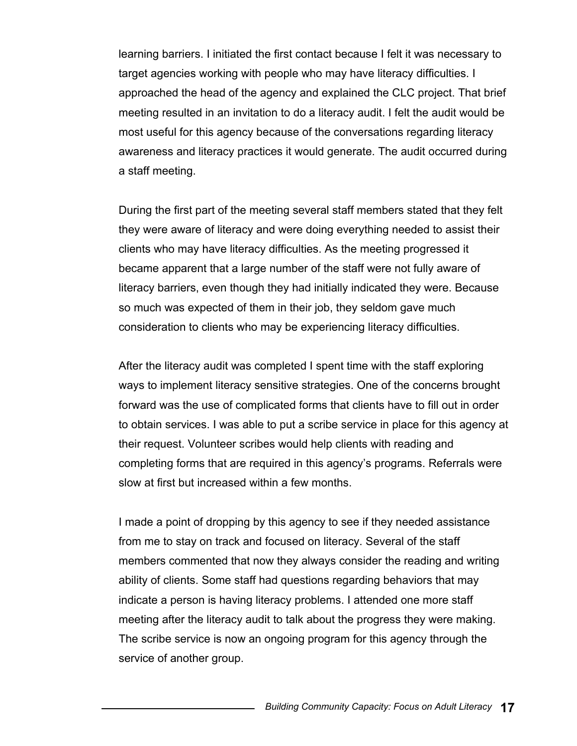learning barriers. I initiated the first contact because I felt it was necessary to target agencies working with people who may have literacy difficulties. I approached the head of the agency and explained the CLC project. That brief meeting resulted in an invitation to do a literacy audit. I felt the audit would be most useful for this agency because of the conversations regarding literacy awareness and literacy practices it would generate. The audit occurred during a staff meeting.

During the first part of the meeting several staff members stated that they felt they were aware of literacy and were doing everything needed to assist their clients who may have literacy difficulties. As the meeting progressed it became apparent that a large number of the staff were not fully aware of literacy barriers, even though they had initially indicated they were. Because so much was expected of them in their job, they seldom gave much consideration to clients who may be experiencing literacy difficulties.

After the literacy audit was completed I spent time with the staff exploring ways to implement literacy sensitive strategies. One of the concerns brought forward was the use of complicated forms that clients have to fill out in order to obtain services. I was able to put a scribe service in place for this agency at their request. Volunteer scribes would help clients with reading and completing forms that are required in this agency's programs. Referrals were slow at first but increased within a few months.

I made a point of dropping by this agency to see if they needed assistance from me to stay on track and focused on literacy. Several of the staff members commented that now they always consider the reading and writing ability of clients. Some staff had questions regarding behaviors that may indicate a person is having literacy problems. I attended one more staff meeting after the literacy audit to talk about the progress they were making. The scribe service is now an ongoing program for this agency through the service of another group.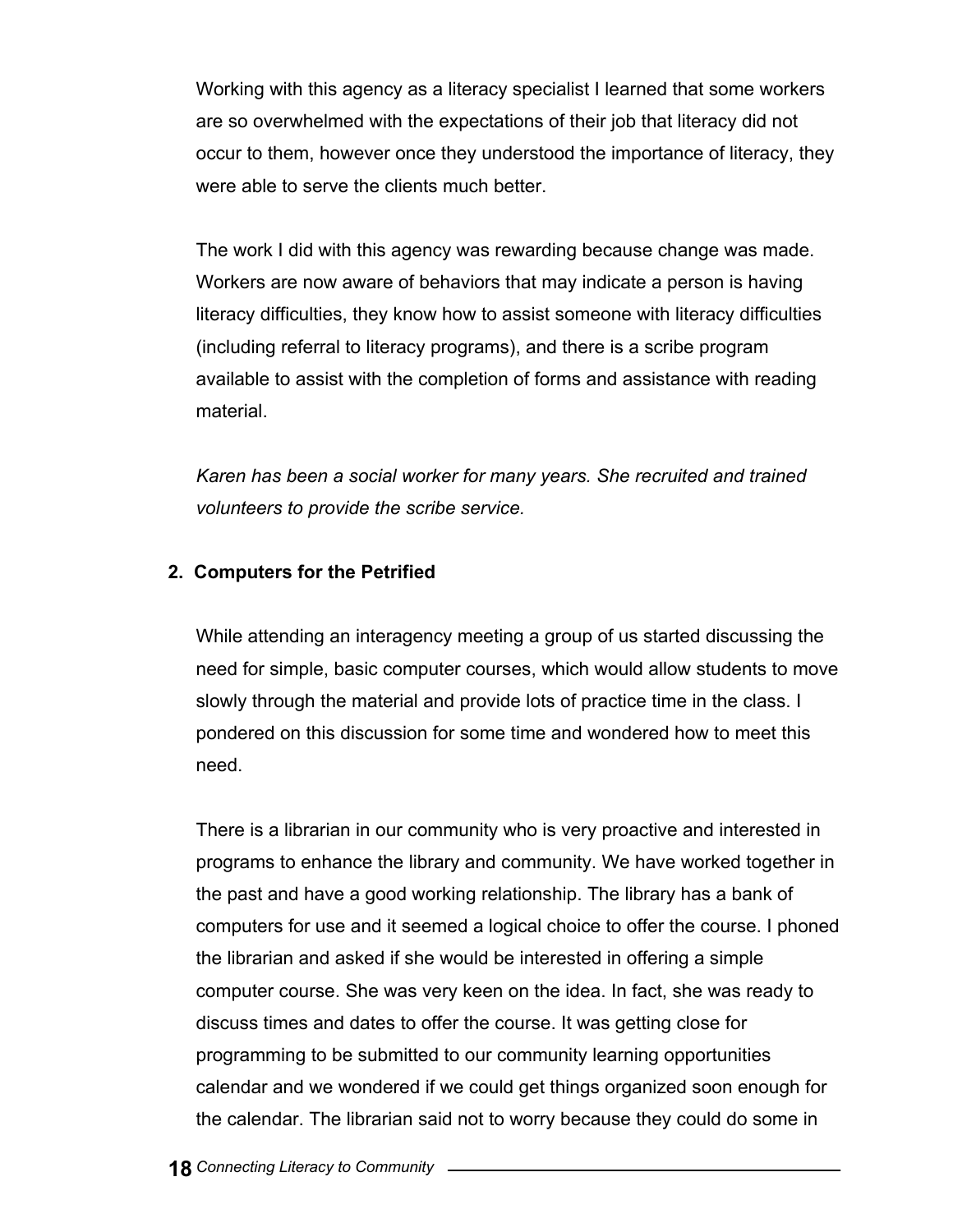Working with this agency as a literacy specialist I learned that some workers are so overwhelmed with the expectations of their job that literacy did not occur to them, however once they understood the importance of literacy, they were able to serve the clients much better.

The work I did with this agency was rewarding because change was made. Workers are now aware of behaviors that may indicate a person is having literacy difficulties, they know how to assist someone with literacy difficulties (including referral to literacy programs), and there is a scribe program available to assist with the completion of forms and assistance with reading material.

*Karen has been a social worker for many years. She recruited and trained volunteers to provide the scribe service.*

**2. Computers for the Petrified**

While attending an interagency meeting a group of us started discussing the need for simple, basic computer courses, which would allow students to move slowly through the material and provide lots of practice time in the class. I pondered on this discussion for some time and wondered how to meet this need.

There is a librarian in our community who is very proactive and interested in programs to enhance the library and community. We have worked together in the past and have a good working relationship. The library has a bank of computers for use and it seemed a logical choice to offer the course. I phoned the librarian and asked if she would be interested in offering a simple computer course. She was very keen on the idea. In fact, she was ready to discuss times and dates to offer the course. It was getting close for programming to be submitted to our community learning opportunities calendar and we wondered if we could get things organized soon enough for the calendar. The librarian said not to worry because they could do some in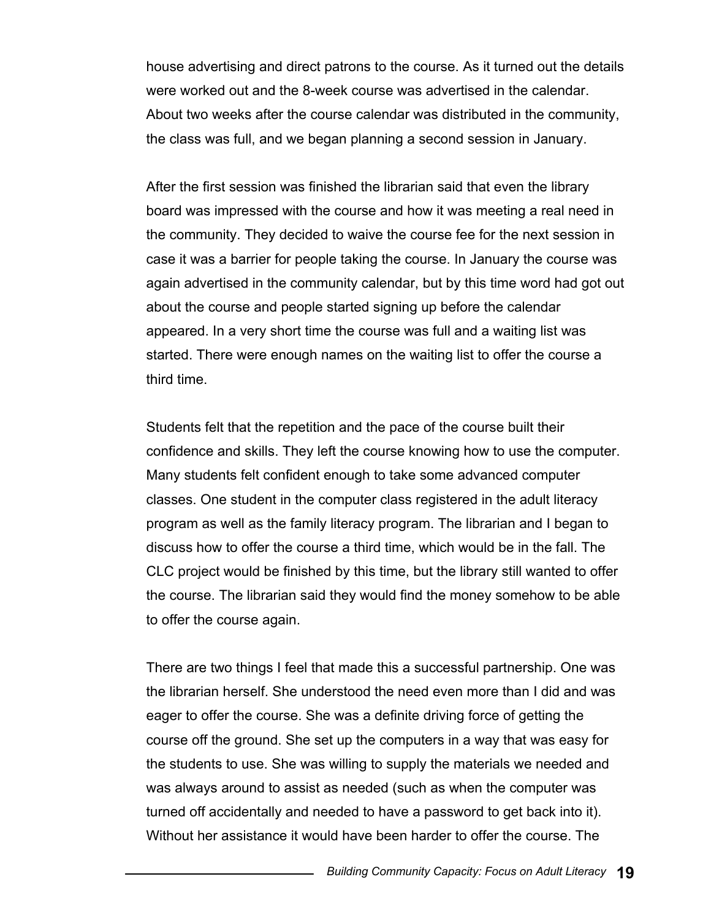house advertising and direct patrons to the course. As it turned out the details were worked out and the 8-week course was advertised in the calendar. About two weeks after the course calendar was distributed in the community, the class was full, and we began planning a second session in January.

After the first session was finished the librarian said that even the library board was impressed with the course and how it was meeting a real need in the community. They decided to waive the course fee for the next session in case it was a barrier for people taking the course. In January the course was again advertised in the community calendar, but by this time word had got out about the course and people started signing up before the calendar appeared. In a very short time the course was full and a waiting list was started. There were enough names on the waiting list to offer the course a third time.

Students felt that the repetition and the pace of the course built their confidence and skills. They left the course knowing how to use the computer. Many students felt confident enough to take some advanced computer classes. One student in the computer class registered in the adult literacy program as well as the family literacy program. The librarian and I began to discuss how to offer the course a third time, which would be in the fall. The CLC project would be finished by this time, but the library still wanted to offer the course. The librarian said they would find the money somehow to be able to offer the course again.

There are two things I feel that made this a successful partnership. One was the librarian herself. She understood the need even more than I did and was eager to offer the course. She was a definite driving force of getting the course off the ground. She set up the computers in a way that was easy for the students to use. She was willing to supply the materials we needed and was always around to assist as needed (such as when the computer was turned off accidentally and needed to have a password to get back into it). Without her assistance it would have been harder to offer the course. The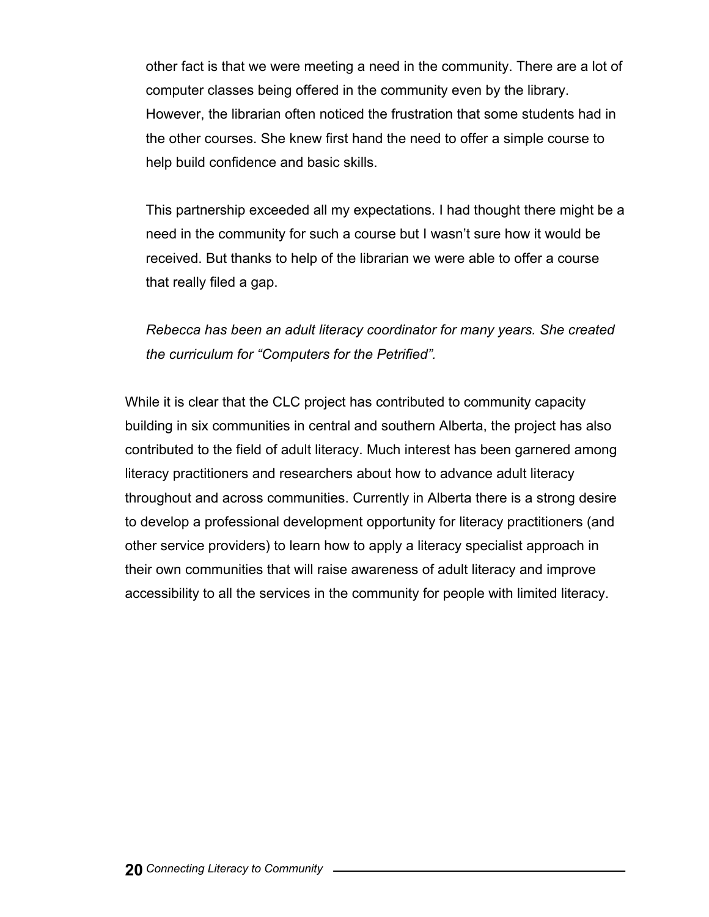other fact is that we were meeting a need in the community. There are a lot of computer classes being offered in the community even by the library. However, the librarian often noticed the frustration that some students had in the other courses. She knew first hand the need to offer a simple course to help build confidence and basic skills.

This partnership exceeded all my expectations. I had thought there might be a need in the community for such a course but I wasn't sure how it would be received. But thanks to help of the librarian we were able to offer a course that really filed a gap.

*Rebecca has been an adult literacy coordinator for many years. She created the curriculum for "Computers for the Petrified".*

While it is clear that the CLC project has contributed to community capacity building in six communities in central and southern Alberta, the project has also contributed to the field of adult literacy. Much interest has been garnered among literacy practitioners and researchers about how to advance adult literacy throughout and across communities. Currently in Alberta there is a strong desire to develop a professional development opportunity for literacy practitioners (and other service providers) to learn how to apply a literacy specialist approach in their own communities that will raise awareness of adult literacy and improve accessibility to all the services in the community for people with limited literacy.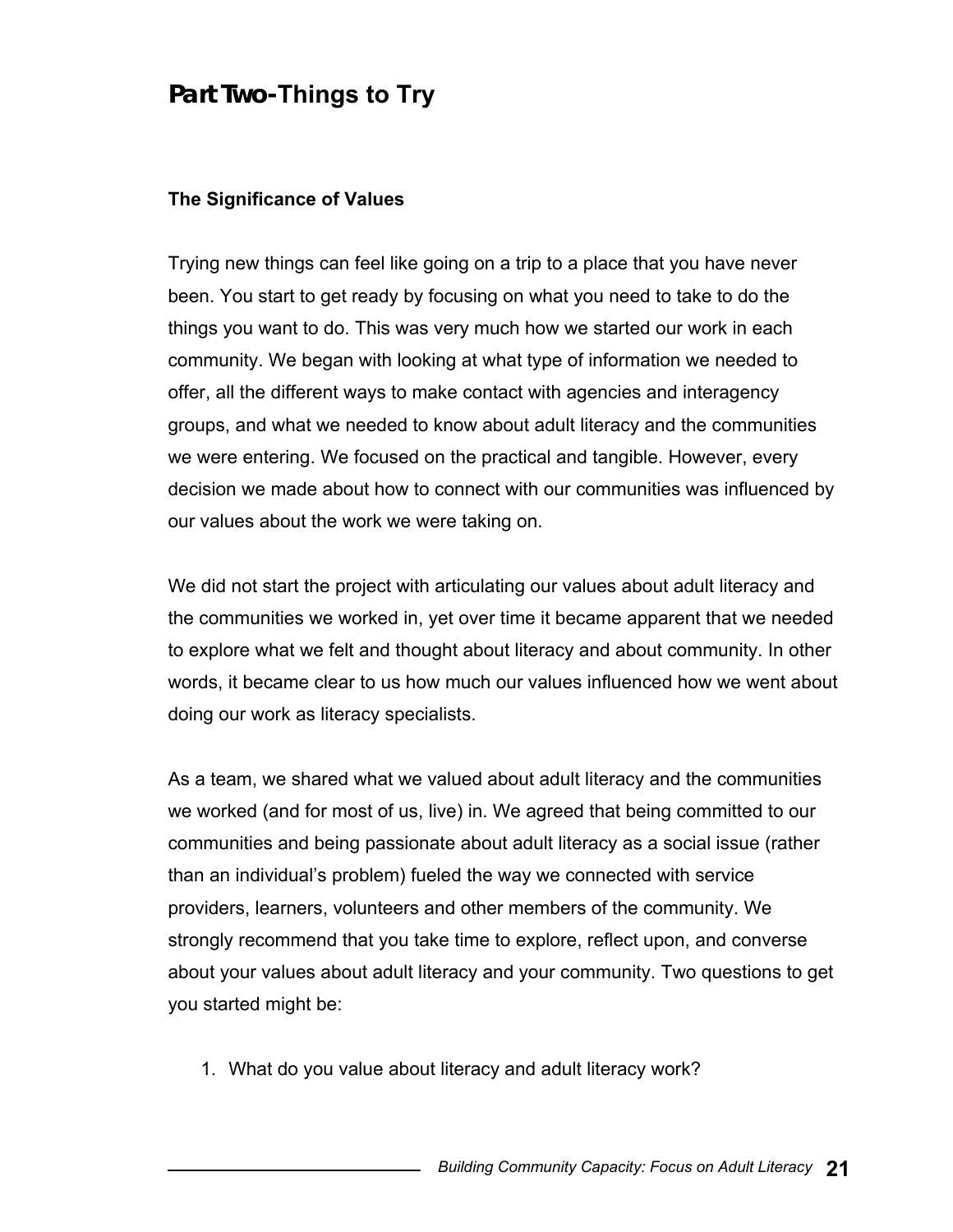## Part Two-Things to Try

### The Significance of Values

Trying new things can feel like going on a trip to a place that you have never been. You start to get ready by focusing on what you need to take to do the things you want to do. This was very much how we started our work in each community. We began with looking at what type of information we needed to offer, all the different ways to make contact with agencies and interagency groups, and what we needed to know about adult literacy and the communities we were entering. We focused on the practical and tangible. However, every decision we made about how to connect with our communities was influenced by our values about the work we were taking on.

We did not start the project with articulating our values about adult literacy and the communities we worked in, yet over time it became apparent that we needed to explore what we felt and thought about literacy and about community. In other words, it became clear to us how much our values influenced how we went about doing our work as literacy specialists.

As a team, we shared what we valued about adult literacy and the communities we worked (and for most of us, live) in. We agreed that being committed to our communities and being passionate about adult literacy as a social issue (rather than an individual's problem) fueled the way we connected with service providers, learners, volunteers and other members of the community. We strongly recommend that you take time to explore, reflect upon, and converse about your values about adult literacy and your community. Two questions to get you started might be:

1. What do you value about literacy and adult literacy work?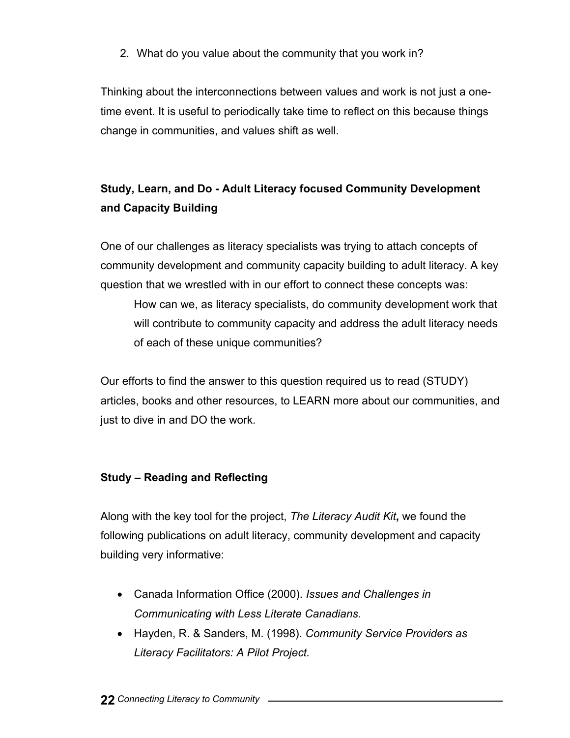2. What do you value about the community that you work in?

Thinking about the interconnections between values and work is not just a one-time event. It is useful to periodically take time to reflect on this because things change in communities, and values shift as well.

## Study, Learn, and Do - Adult Literacy focused Community Development and Capacity Building

One of our challenges as literacy specialists was trying to attach concepts of community development and community capacity building to adult literacy. A key question that we wrestled with in our effort to connect these concepts was:

> How can we, as literacy specialists, do community development work that will contribute to community capacity and address the adult literacy needs of each of these unique communities?

Our efforts to find the answer to this question required us to read (STUDY) articles, books and other resources, to LEARN more about our communities, and just to dive in and DO the work.

### Study – Reading and Reflecting

Along with the key tool for the project, *The Literacy Audit Kit***,** we found the following publications on adult literacy, community development and capacity building very informative:

- Canada Information Office (2000). *Issues and Challenges in Communicating with Less Literate Canadians.*
- Hayden, R. & Sanders, M. (1998). *Community Service Providers as Literacy Facilitators: A Pilot Project.*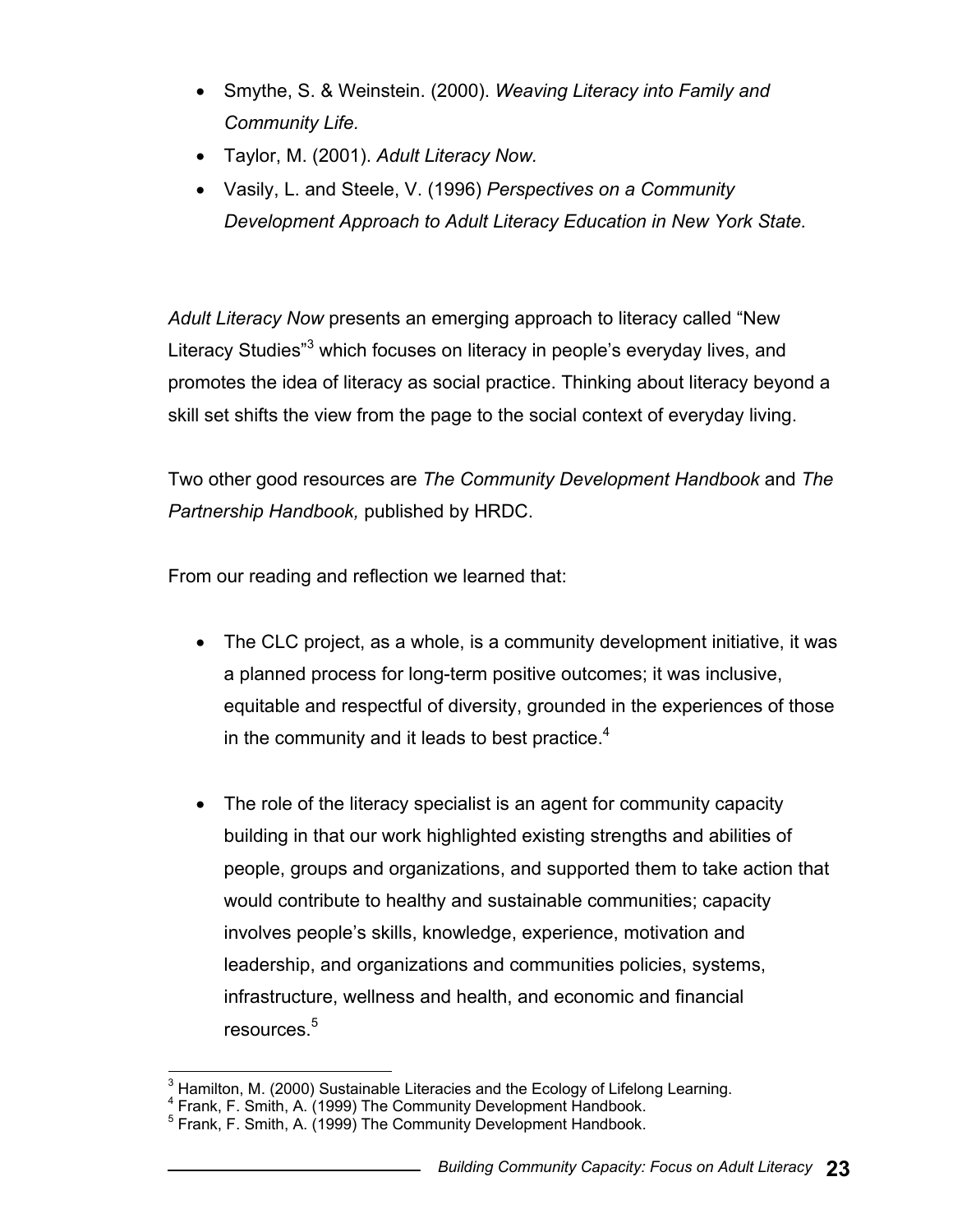- Smythe, S. & Weinstein. (2000). *Weaving Literacy into Family and Community Life.*
- Taylor, M. (2001). *Adult Literacy Now.*
- Vasily, L. and Steele, V. (1996) *Perspectives on a Community Development Approach to Adult Literacy Education in New York State.*

*Adult Literacy Now* presents an emerging approach to literacy called "New Literacy Studies"[3] which focuses on literacy in people's everyday lives, and promotes the idea of literacy as social practice. Thinking about literacy beyond a skill set shifts the view from the page to the social context of everyday living.

Two other good resources are *The Community Development Handbook* and *The Partnership Handbook,* published by HRDC.

From our reading and reflection we learned that:

- The CLC project, as a whole, is a community development initiative, it was a planned process for long-term positive outcomes; it was inclusive, equitable and respectful of diversity, grounded in the experiences of those in the community and it leads to best practice.[4]

- The role of the literacy specialist is an agent for community capacity building in that our work highlighted existing strengths and abilities of people, groups and organizations, and supported them to take action that would contribute to healthy and sustainable communities; capacity involves people's skills, knowledge, experience, motivation and leadership, and organizations and communities policies, systems, infrastructure, wellness and health, and economic and financial resources.[5]

---

[3] Hamilton, M. (2000) Sustainable Literacies and the Ecology of Lifelong Learning.
[4] Frank, F. Smith, A. (1999) The Community Development Handbook.
[5] Frank, F. Smith, A. (1999) The Community Development Handbook.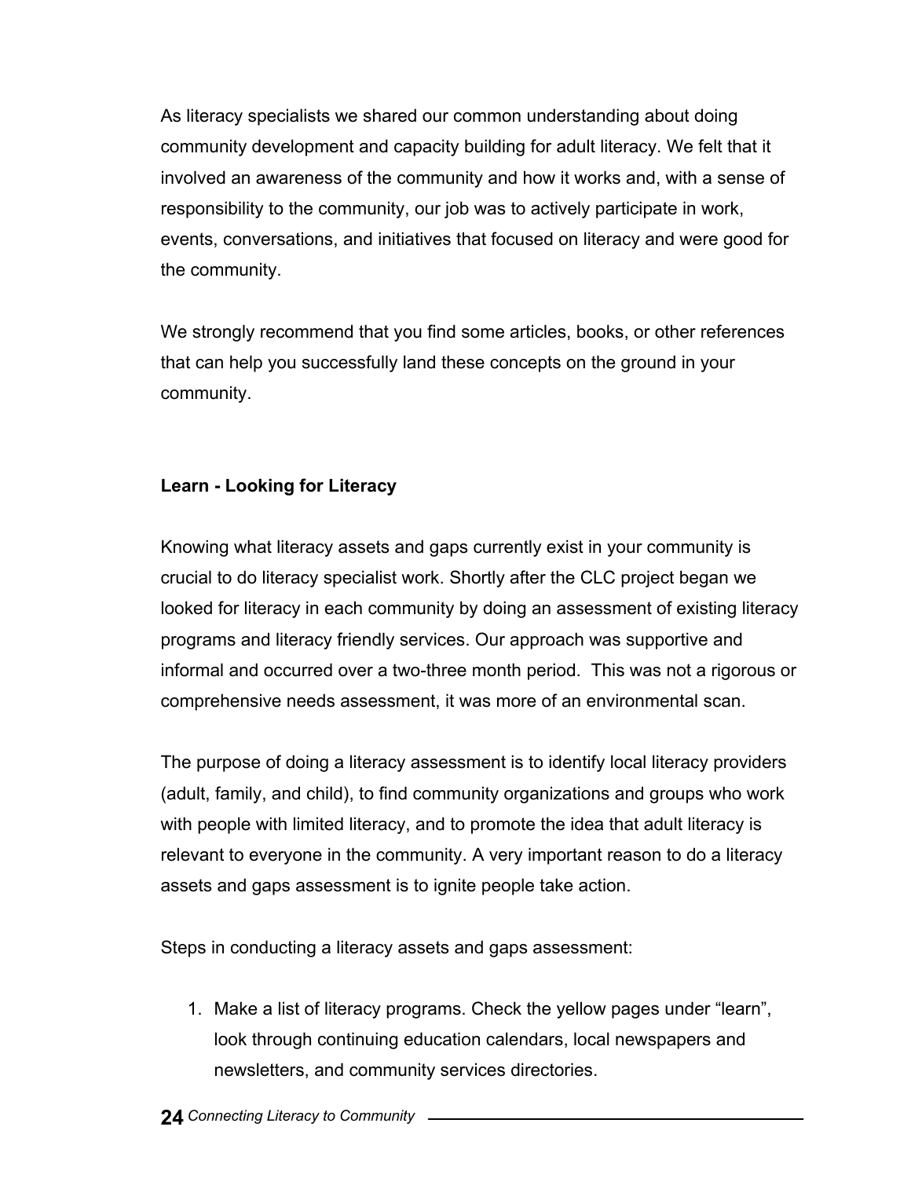As literacy specialists we shared our common understanding about doing community development and capacity building for adult literacy. We felt that it involved an awareness of the community and how it works and, with a sense of responsibility to the community, our job was to actively participate in work, events, conversations, and initiatives that focused on literacy and were good for the community.

We strongly recommend that you find some articles, books, or other references that can help you successfully land these concepts on the ground in your community.

**Learn - Looking for Literacy**

Knowing what literacy assets and gaps currently exist in your community is crucial to do literacy specialist work. Shortly after the CLC project began we looked for literacy in each community by doing an assessment of existing literacy programs and literacy friendly services. Our approach was supportive and informal and occurred over a two-three month period. This was not a rigorous or comprehensive needs assessment, it was more of an environmental scan.

The purpose of doing a literacy assessment is to identify local literacy providers (adult, family, and child), to find community organizations and groups who work with people with limited literacy, and to promote the idea that adult literacy is relevant to everyone in the community. A very important reason to do a literacy assets and gaps assessment is to ignite people take action.

Steps in conducting a literacy assets and gaps assessment:

1. Make a list of literacy programs. Check the yellow pages under "learn", look through continuing education calendars, local newspapers and newsletters, and community services directories.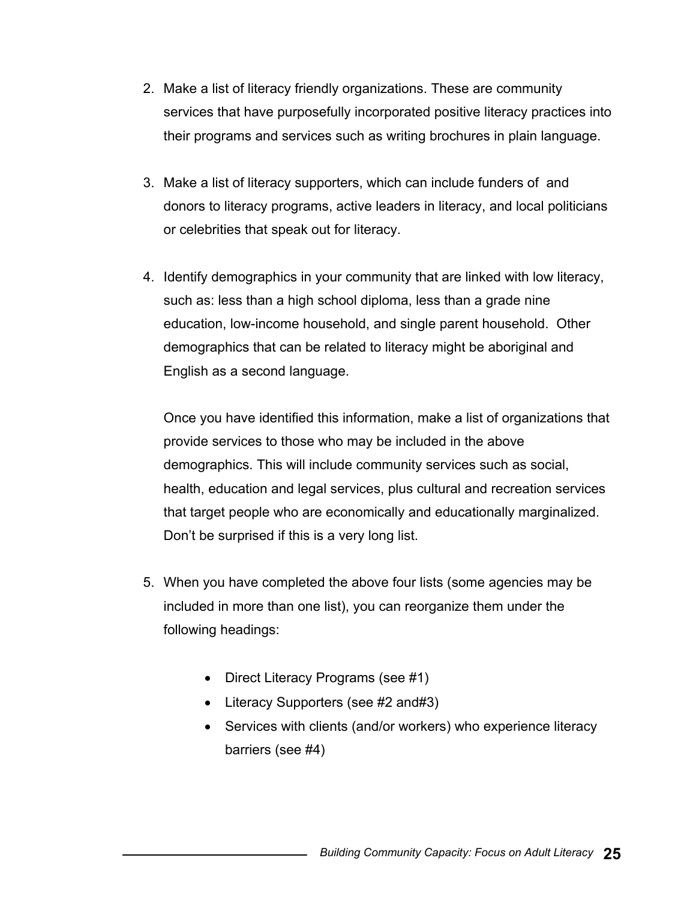2. Make a list of literacy friendly organizations. These are community services that have purposefully incorporated positive literacy practices into their programs and services such as writing brochures in plain language.

3. Make a list of literacy supporters, which can include funders of  and donors to literacy programs, active leaders in literacy, and local politicians or celebrities that speak out for literacy.

4. Identify demographics in your community that are linked with low literacy, such as: less than a high school diploma, less than a grade nine education, low-income household, and single parent household.  Other demographics that can be related to literacy might be aboriginal and English as a second language.

   Once you have identified this information, make a list of organizations that provide services to those who may be included in the above demographics. This will include community services such as social, health, education and legal services, plus cultural and recreation services that target people who are economically and educationally marginalized. Don't be surprised if this is a very long list.

5. When you have completed the above four lists (some agencies may be included in more than one list), you can reorganize them under the following headings:

   - Direct Literacy Programs (see #1)
   - Literacy Supporters (see #2 and#3)
   - Services with clients (and/or workers) who experience literacy barriers (see #4)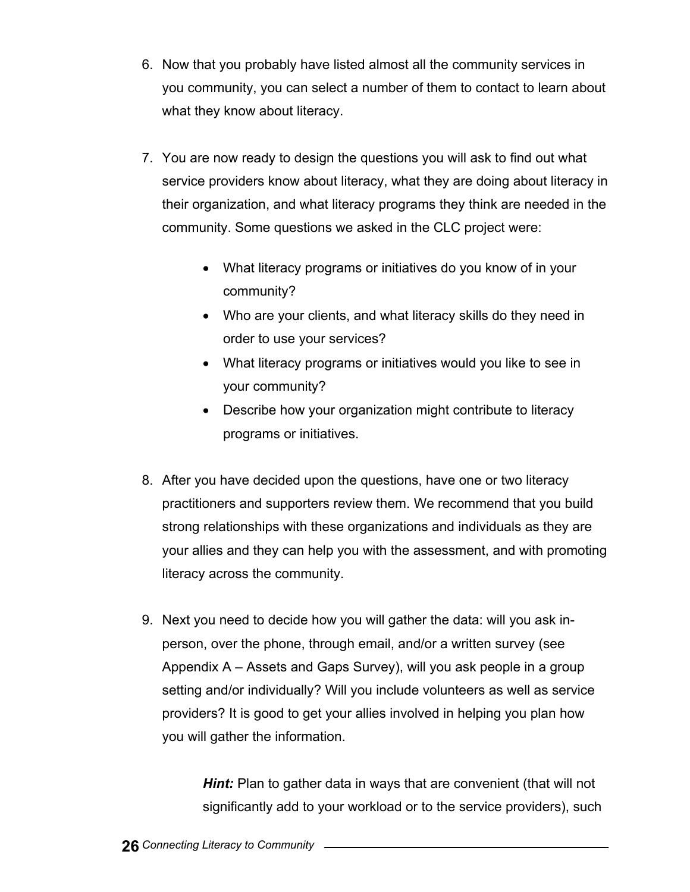6. Now that you probably have listed almost all the community services in you community, you can select a number of them to contact to learn about what they know about literacy.

7. You are now ready to design the questions you will ask to find out what service providers know about literacy, what they are doing about literacy in their organization, and what literacy programs they think are needed in the community. Some questions we asked in the CLC project were:

    - What literacy programs or initiatives do you know of in your community?
    - Who are your clients, and what literacy skills do they need in order to use your services?
    - What literacy programs or initiatives would you like to see in your community?
    - Describe how your organization might contribute to literacy programs or initiatives.

8. After you have decided upon the questions, have one or two literacy practitioners and supporters review them. We recommend that you build strong relationships with these organizations and individuals as they are your allies and they can help you with the assessment, and with promoting literacy across the community.

9. Next you need to decide how you will gather the data: will you ask in-person, over the phone, through email, and/or a written survey (see Appendix A – Assets and Gaps Survey), will you ask people in a group setting and/or individually? Will you include volunteers as well as service providers? It is good to get your allies involved in helping you plan how you will gather the information.

    ***Hint:*** Plan to gather data in ways that are convenient (that will not significantly add to your workload or to the service providers), such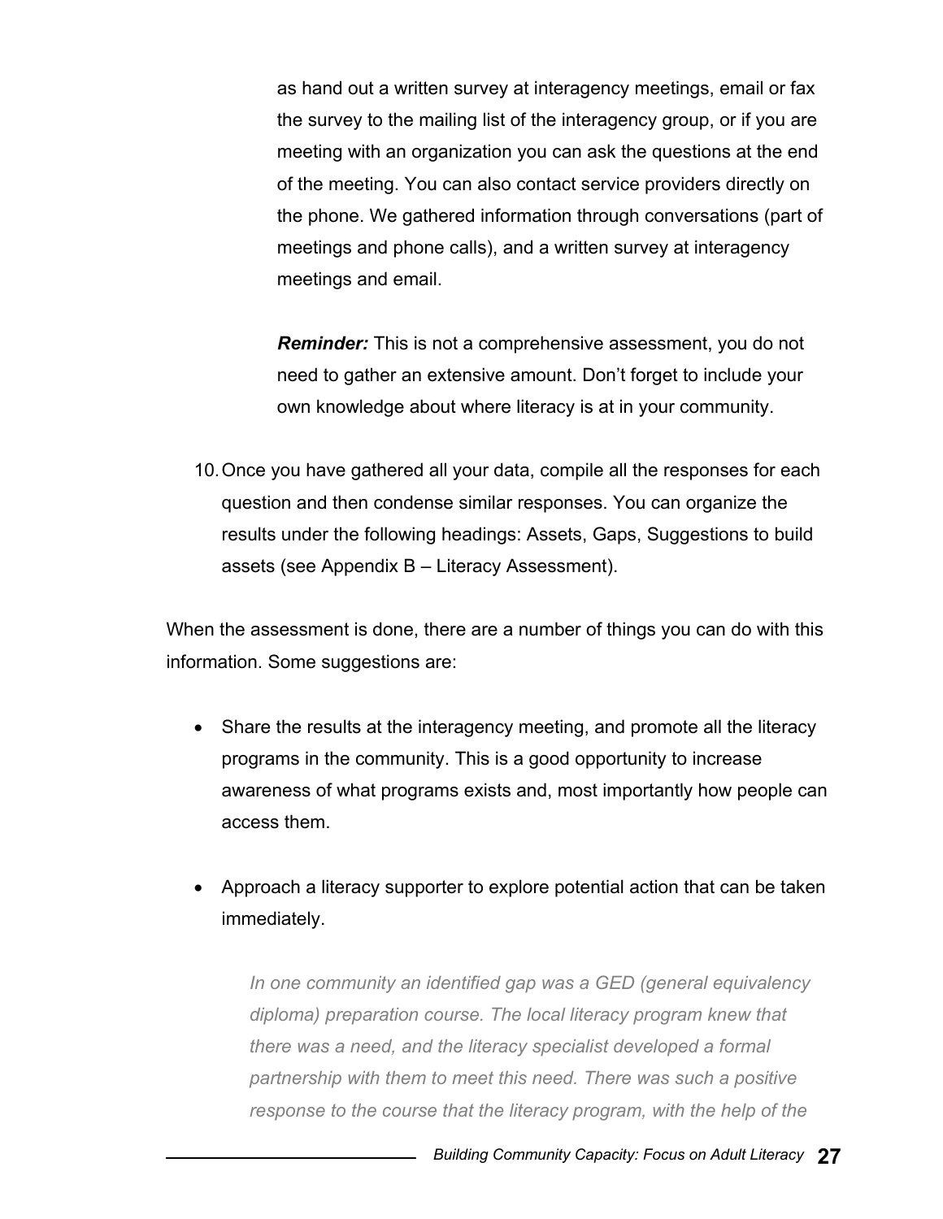as hand out a written survey at interagency meetings, email or fax the survey to the mailing list of the interagency group, or if you are meeting with an organization you can ask the questions at the end of the meeting. You can also contact service providers directly on the phone. We gathered information through conversations (part of meetings and phone calls), and a written survey at interagency meetings and email.

***Reminder:*** This is not a comprehensive assessment, you do not need to gather an extensive amount. Don't forget to include your own knowledge about where literacy is at in your community.

10. Once you have gathered all your data, compile all the responses for each question and then condense similar responses. You can organize the results under the following headings: Assets, Gaps, Suggestions to build assets (see Appendix B – Literacy Assessment).

When the assessment is done, there are a number of things you can do with this information. Some suggestions are:

- Share the results at the interagency meeting, and promote all the literacy programs in the community. This is a good opportunity to increase awareness of what programs exists and, most importantly how people can access them.

- Approach a literacy supporter to explore potential action that can be taken immediately.

*In one community an identified gap was a GED (general equivalency diploma) preparation course. The local literacy program knew that there was a need, and the literacy specialist developed a formal partnership with them to meet this need. There was such a positive response to the course that the literacy program, with the help of the*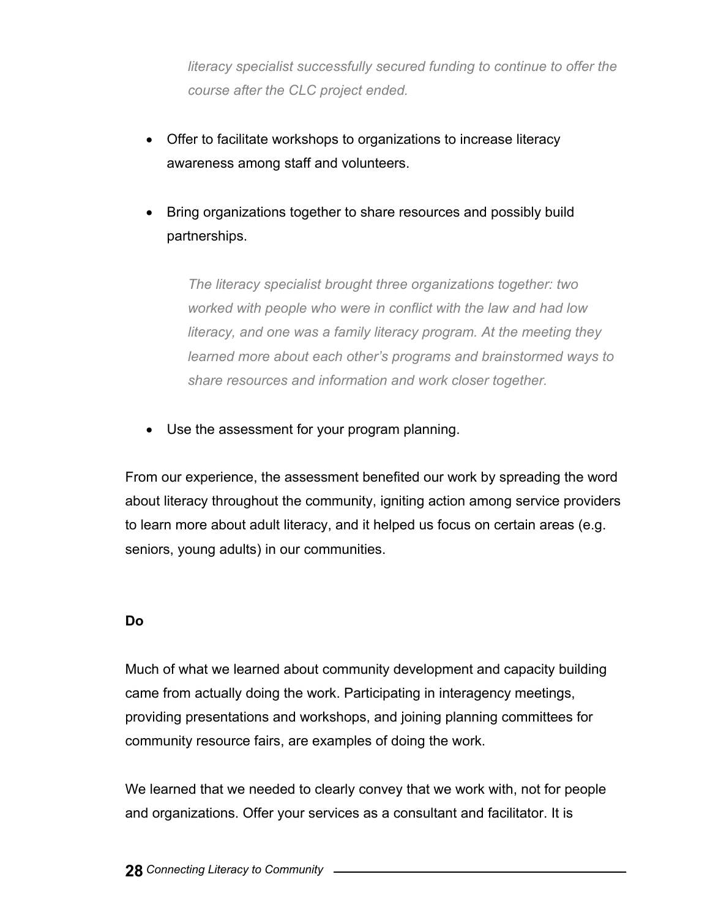*literacy specialist successfully secured funding to continue to offer the course after the CLC project ended.*

- Offer to facilitate workshops to organizations to increase literacy awareness among staff and volunteers.

- Bring organizations together to share resources and possibly build partnerships.

  *The literacy specialist brought three organizations together: two worked with people who were in conflict with the law and had low literacy, and one was a family literacy program. At the meeting they learned more about each other's programs and brainstormed ways to share resources and information and work closer together.*

- Use the assessment for your program planning.

From our experience, the assessment benefited our work by spreading the word about literacy throughout the community, igniting action among service providers to learn more about adult literacy, and it helped us focus on certain areas (e.g. seniors, young adults) in our communities.

**Do**

Much of what we learned about community development and capacity building came from actually doing the work. Participating in interagency meetings, providing presentations and workshops, and joining planning committees for community resource fairs, are examples of doing the work.

We learned that we needed to clearly convey that we work with, not for people and organizations. Offer your services as a consultant and facilitator. It is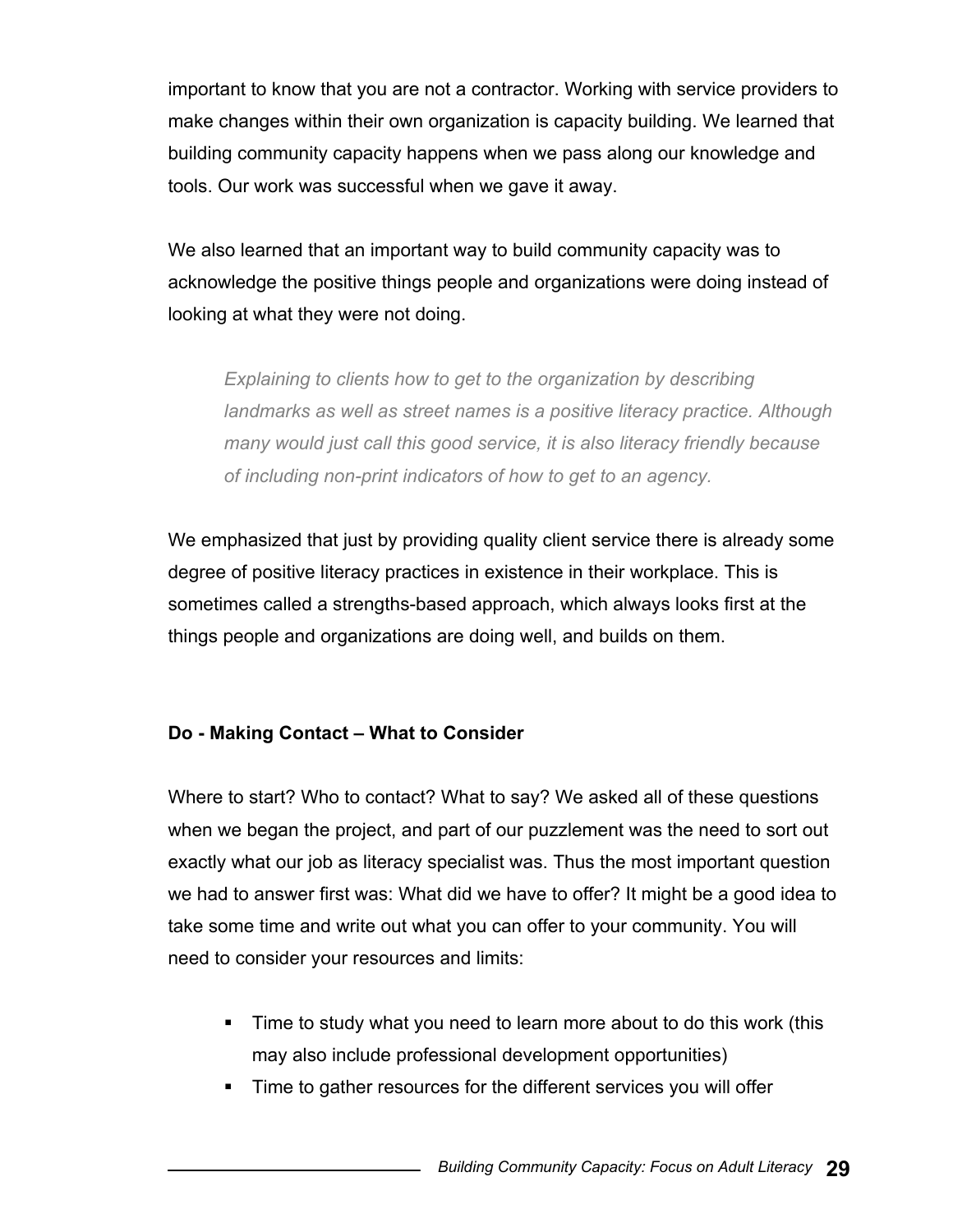important to know that you are not a contractor. Working with service providers to make changes within their own organization is capacity building. We learned that building community capacity happens when we pass along our knowledge and tools. Our work was successful when we gave it away.

We also learned that an important way to build community capacity was to acknowledge the positive things people and organizations were doing instead of looking at what they were not doing.

> *Explaining to clients how to get to the organization by describing landmarks as well as street names is a positive literacy practice. Although many would just call this good service, it is also literacy friendly because of including non-print indicators of how to get to an agency.*

We emphasized that just by providing quality client service there is already some degree of positive literacy practices in existence in their workplace. This is sometimes called a strengths-based approach, which always looks first at the things people and organizations are doing well, and builds on them.

**Do - Making Contact – What to Consider**

Where to start? Who to contact? What to say? We asked all of these questions when we began the project, and part of our puzzlement was the need to sort out exactly what our job as literacy specialist was. Thus the most important question we had to answer first was: What did we have to offer? It might be a good idea to take some time and write out what you can offer to your community. You will need to consider your resources and limits:

- Time to study what you need to learn more about to do this work (this may also include professional development opportunities)
- Time to gather resources for the different services you will offer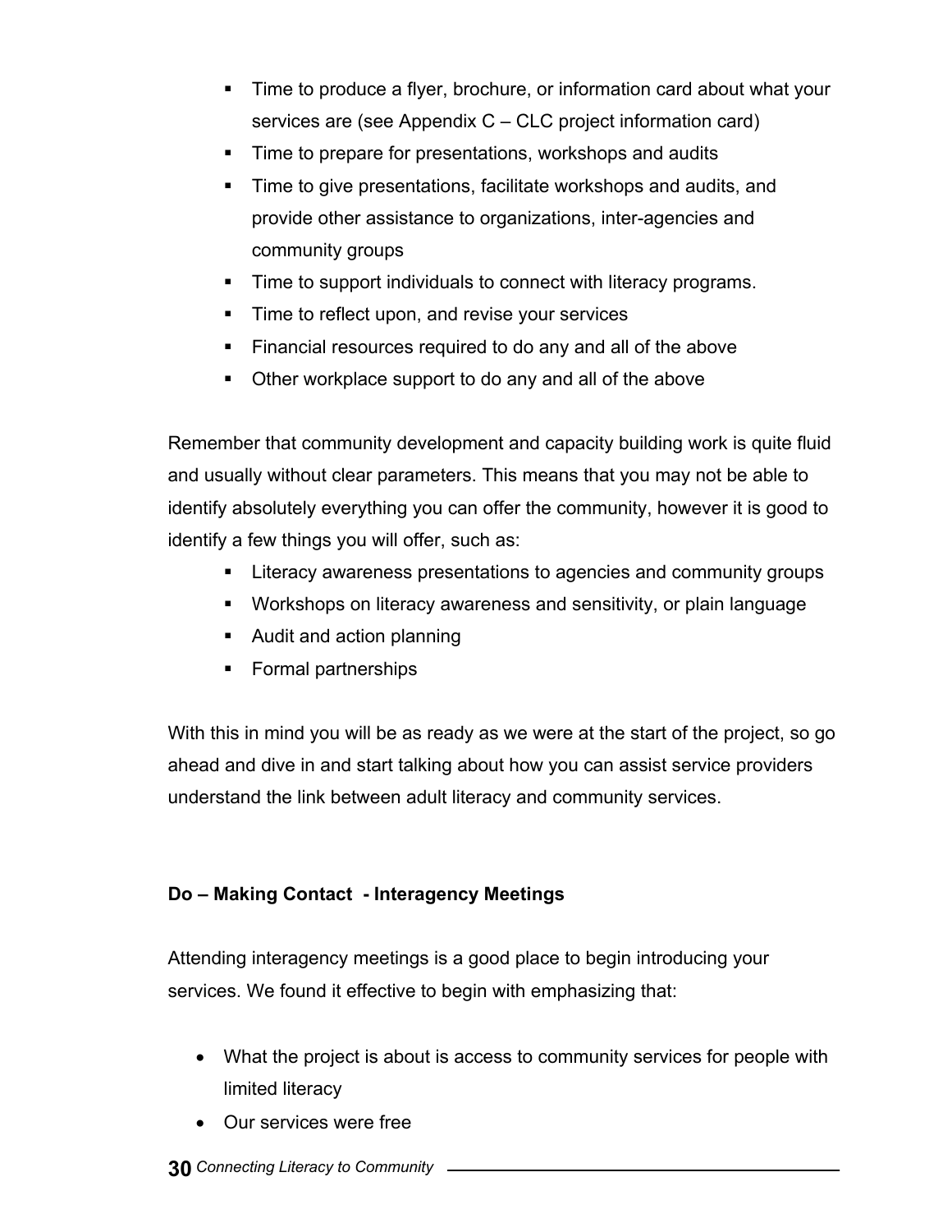- Time to produce a flyer, brochure, or information card about what your services are (see Appendix C – CLC project information card)
- Time to prepare for presentations, workshops and audits
- Time to give presentations, facilitate workshops and audits, and provide other assistance to organizations, inter-agencies and community groups
- Time to support individuals to connect with literacy programs.
- Time to reflect upon, and revise your services
- Financial resources required to do any and all of the above
- Other workplace support to do any and all of the above

Remember that community development and capacity building work is quite fluid and usually without clear parameters. This means that you may not be able to identify absolutely everything you can offer the community, however it is good to identify a few things you will offer, such as:

- Literacy awareness presentations to agencies and community groups
- Workshops on literacy awareness and sensitivity, or plain language
- Audit and action planning
- Formal partnerships

With this in mind you will be as ready as we were at the start of the project, so go ahead and dive in and start talking about how you can assist service providers understand the link between adult literacy and community services.

**Do – Making Contact - Interagency Meetings**

Attending interagency meetings is a good place to begin introducing your services. We found it effective to begin with emphasizing that:

- What the project is about is access to community services for people with limited literacy
- Our services were free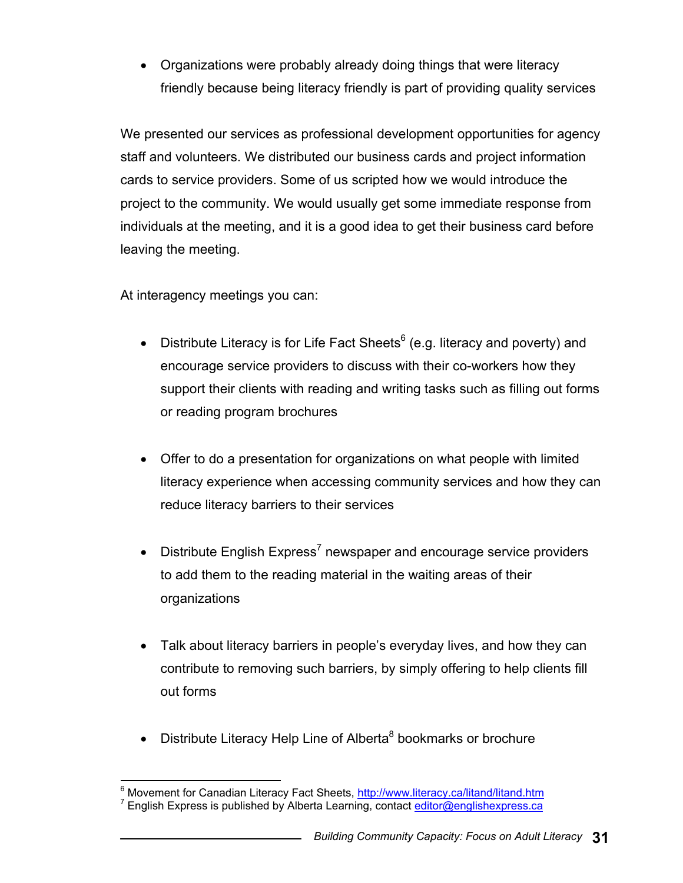- Organizations were probably already doing things that were literacy friendly because being literacy friendly is part of providing quality services

We presented our services as professional development opportunities for agency staff and volunteers. We distributed our business cards and project information cards to service providers. Some of us scripted how we would introduce the project to the community. We would usually get some immediate response from individuals at the meeting, and it is a good idea to get their business card before leaving the meeting.

At interagency meetings you can:

- Distribute Literacy is for Life Fact Sheets[6] (e.g. literacy and poverty) and encourage service providers to discuss with their co-workers how they support their clients with reading and writing tasks such as filling out forms or reading program brochures

- Offer to do a presentation for organizations on what people with limited literacy experience when accessing community services and how they can reduce literacy barriers to their services

- Distribute English Express[7] newspaper and encourage service providers to add them to the reading material in the waiting areas of their organizations

- Talk about literacy barriers in people's everyday lives, and how they can contribute to removing such barriers, by simply offering to help clients fill out forms

- Distribute Literacy Help Line of Alberta[8] bookmarks or brochure

---

[6] Movement for Canadian Literacy Fact Sheets, http://www.literacy.ca/litand/litand.htm
[7] English Express is published by Alberta Learning, contact editor@englishexpress.ca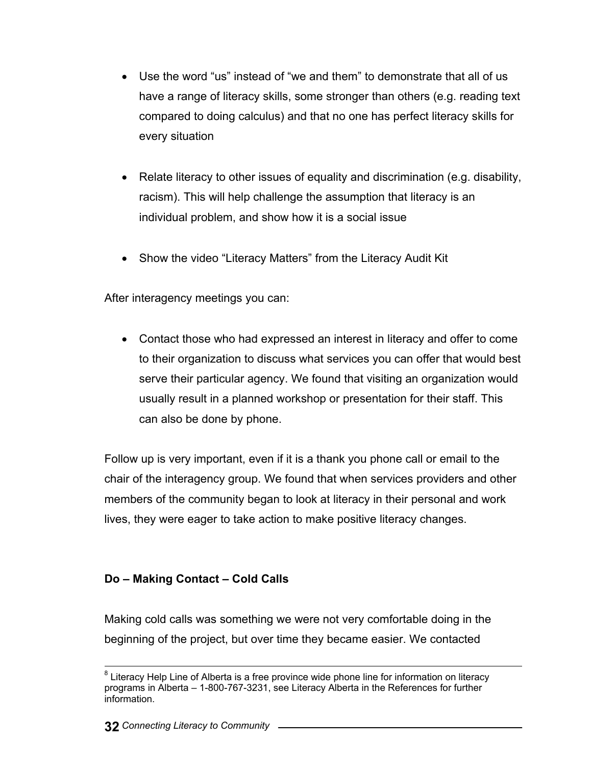- Use the word “us” instead of “we and them” to demonstrate that all of us have a range of literacy skills, some stronger than others (e.g. reading text compared to doing calculus) and that no one has perfect literacy skills for every situation

- Relate literacy to other issues of equality and discrimination (e.g. disability, racism). This will help challenge the assumption that literacy is an individual problem, and show how it is a social issue

- Show the video “Literacy Matters” from the Literacy Audit Kit

After interagency meetings you can:

- Contact those who had expressed an interest in literacy and offer to come to their organization to discuss what services you can offer that would best serve their particular agency. We found that visiting an organization would usually result in a planned workshop or presentation for their staff. This can also be done by phone.

Follow up is very important, even if it is a thank you phone call or email to the chair of the interagency group. We found that when services providers and other members of the community began to look at literacy in their personal and work lives, they were eager to take action to make positive literacy changes.

**Do – Making Contact – Cold Calls**

Making cold calls was something we were not very comfortable doing in the beginning of the project, but over time they became easier. We contacted

---

[8] Literacy Help Line of Alberta is a free province wide phone line for information on literacy programs in Alberta – 1-800-767-3231, see Literacy Alberta in the References for further information.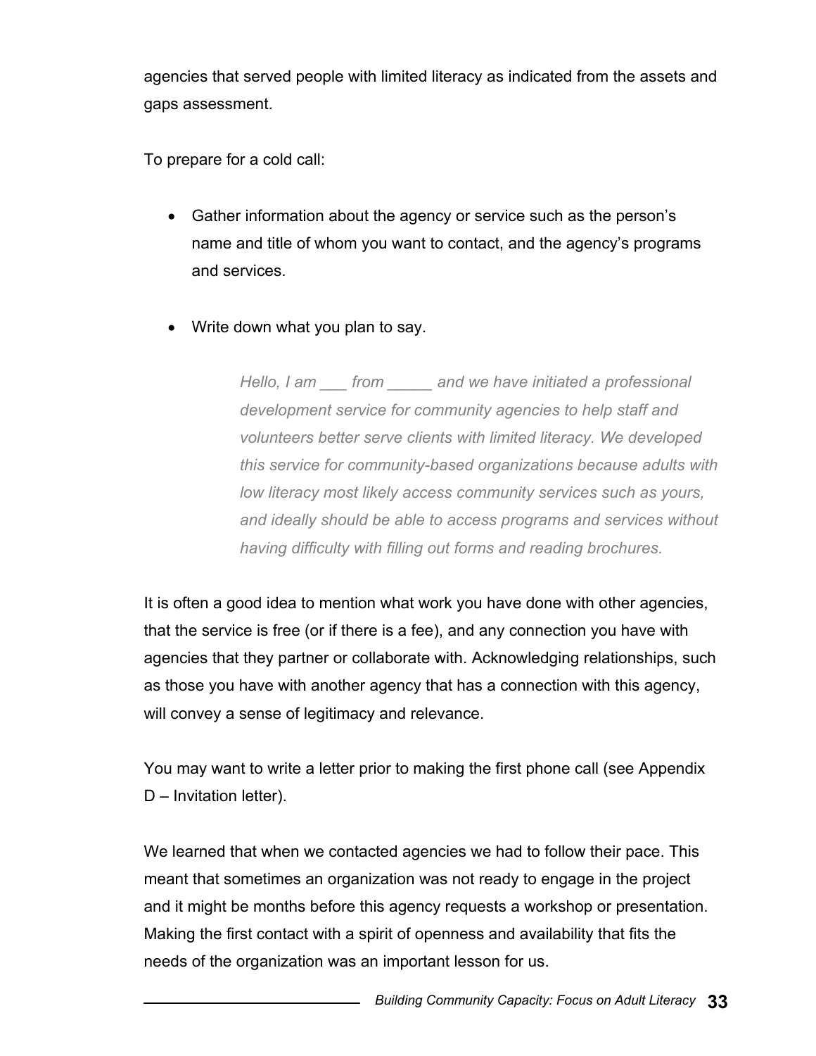agencies that served people with limited literacy as indicated from the assets and gaps assessment.

To prepare for a cold call:

- Gather information about the agency or service such as the person's name and title of whom you want to contact, and the agency's programs and services.

- Write down what you plan to say.

> *Hello, I am ___ from _____ and we have initiated a professional development service for community agencies to help staff and volunteers better serve clients with limited literacy. We developed this service for community-based organizations because adults with low literacy most likely access community services such as yours, and ideally should be able to access programs and services without having difficulty with filling out forms and reading brochures.*

It is often a good idea to mention what work you have done with other agencies, that the service is free (or if there is a fee), and any connection you have with agencies that they partner or collaborate with. Acknowledging relationships, such as those you have with another agency that has a connection with this agency, will convey a sense of legitimacy and relevance.

You may want to write a letter prior to making the first phone call (see Appendix D – Invitation letter).

We learned that when we contacted agencies we had to follow their pace. This meant that sometimes an organization was not ready to engage in the project and it might be months before this agency requests a workshop or presentation. Making the first contact with a spirit of openness and availability that fits the needs of the organization was an important lesson for us.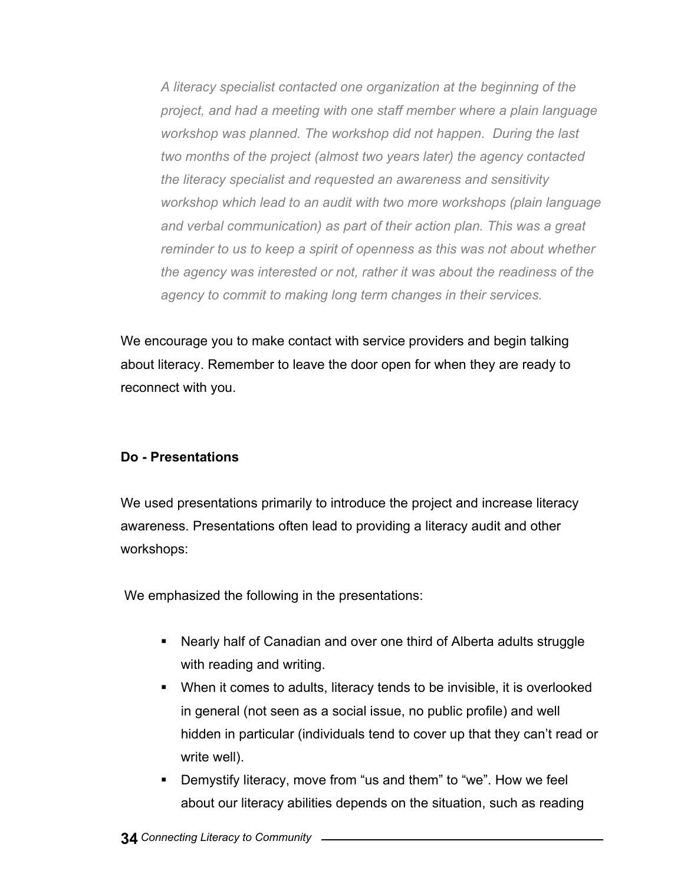*A literacy specialist contacted one organization at the beginning of the project, and had a meeting with one staff member where a plain language workshop was planned. The workshop did not happen. During the last two months of the project (almost two years later) the agency contacted the literacy specialist and requested an awareness and sensitivity workshop which lead to an audit with two more workshops (plain language and verbal communication) as part of their action plan. This was a great reminder to us to keep a spirit of openness as this was not about whether the agency was interested or not, rather it was about the readiness of the agency to commit to making long term changes in their services.*

We encourage you to make contact with service providers and begin talking about literacy. Remember to leave the door open for when they are ready to reconnect with you.

**Do - Presentations**

We used presentations primarily to introduce the project and increase literacy awareness. Presentations often lead to providing a literacy audit and other workshops:

We emphasized the following in the presentations:

- Nearly half of Canadian and over one third of Alberta adults struggle with reading and writing.
- When it comes to adults, literacy tends to be invisible, it is overlooked in general (not seen as a social issue, no public profile) and well hidden in particular (individuals tend to cover up that they can't read or write well).
- Demystify literacy, move from "us and them" to "we". How we feel about our literacy abilities depends on the situation, such as reading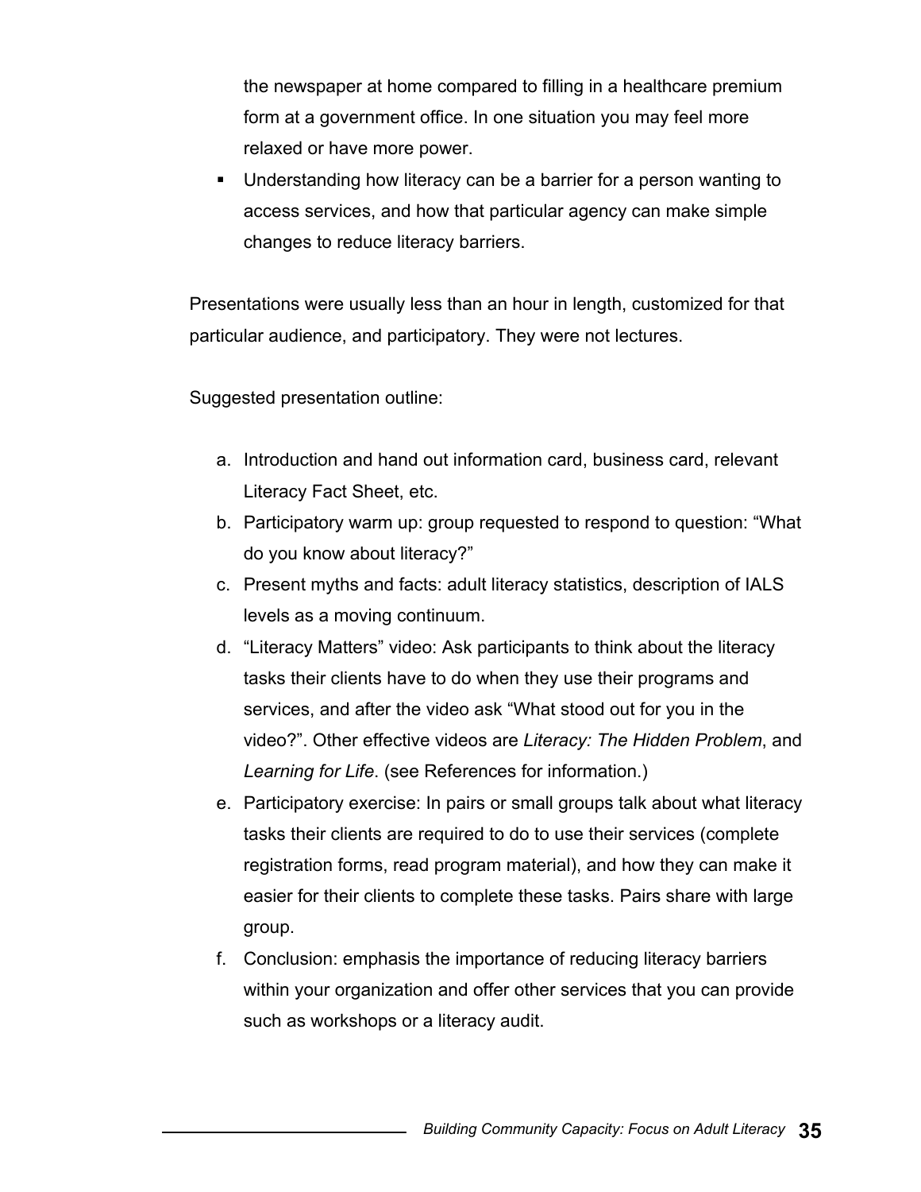the newspaper at home compared to filling in a healthcare premium form at a government office. In one situation you may feel more relaxed or have more power.

- Understanding how literacy can be a barrier for a person wanting to access services, and how that particular agency can make simple changes to reduce literacy barriers.

Presentations were usually less than an hour in length, customized for that particular audience, and participatory. They were not lectures.

Suggested presentation outline:

a. Introduction and hand out information card, business card, relevant Literacy Fact Sheet, etc.
b. Participatory warm up: group requested to respond to question: "What do you know about literacy?"
c. Present myths and facts: adult literacy statistics, description of IALS levels as a moving continuum.
d. "Literacy Matters" video: Ask participants to think about the literacy tasks their clients have to do when they use their programs and services, and after the video ask "What stood out for you in the video?". Other effective videos are *Literacy: The Hidden Problem*, and *Learning for Life*. (see References for information.)
e. Participatory exercise: In pairs or small groups talk about what literacy tasks their clients are required to do to use their services (complete registration forms, read program material), and how they can make it easier for their clients to complete these tasks. Pairs share with large group.
f. Conclusion: emphasis the importance of reducing literacy barriers within your organization and offer other services that you can provide such as workshops or a literacy audit.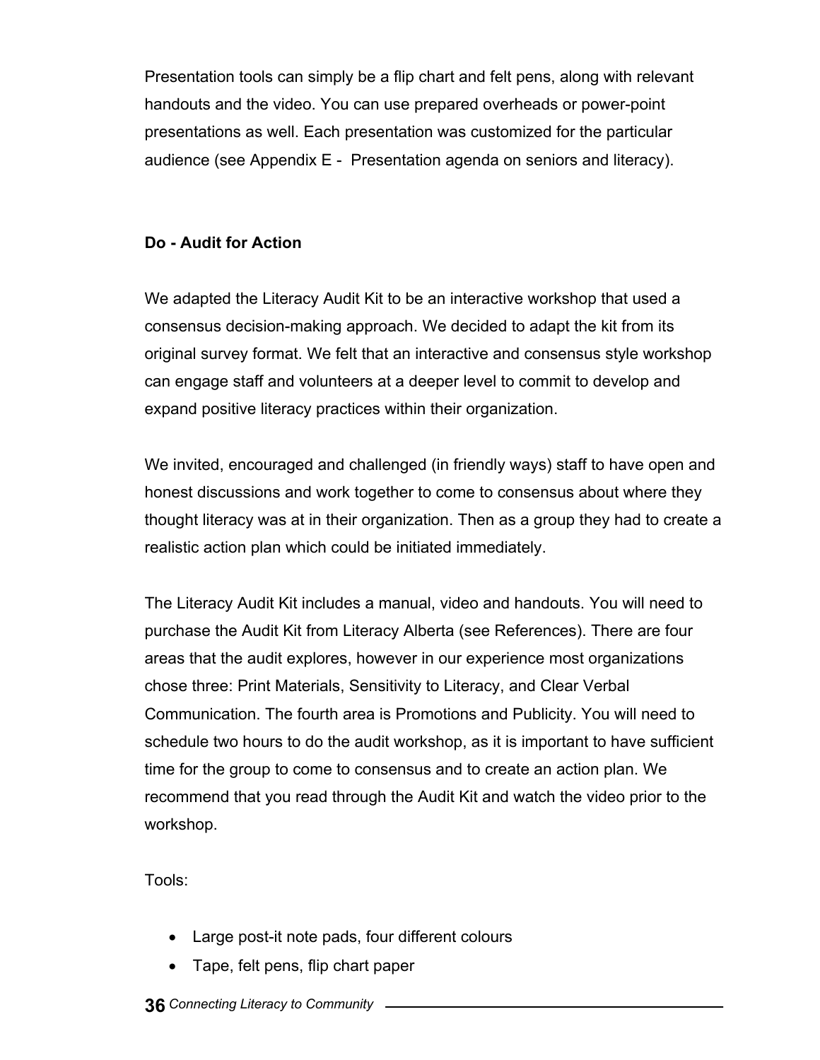Presentation tools can simply be a flip chart and felt pens, along with relevant handouts and the video. You can use prepared overheads or power-point presentations as well. Each presentation was customized for the particular audience (see Appendix E - Presentation agenda on seniors and literacy).

**Do - Audit for Action**

We adapted the Literacy Audit Kit to be an interactive workshop that used a consensus decision-making approach. We decided to adapt the kit from its original survey format. We felt that an interactive and consensus style workshop can engage staff and volunteers at a deeper level to commit to develop and expand positive literacy practices within their organization.

We invited, encouraged and challenged (in friendly ways) staff to have open and honest discussions and work together to come to consensus about where they thought literacy was at in their organization. Then as a group they had to create a realistic action plan which could be initiated immediately.

The Literacy Audit Kit includes a manual, video and handouts. You will need to purchase the Audit Kit from Literacy Alberta (see References). There are four areas that the audit explores, however in our experience most organizations chose three: Print Materials, Sensitivity to Literacy, and Clear Verbal Communication. The fourth area is Promotions and Publicity. You will need to schedule two hours to do the audit workshop, as it is important to have sufficient time for the group to come to consensus and to create an action plan. We recommend that you read through the Audit Kit and watch the video prior to the workshop.

Tools:

- Large post-it note pads, four different colours
- Tape, felt pens, flip chart paper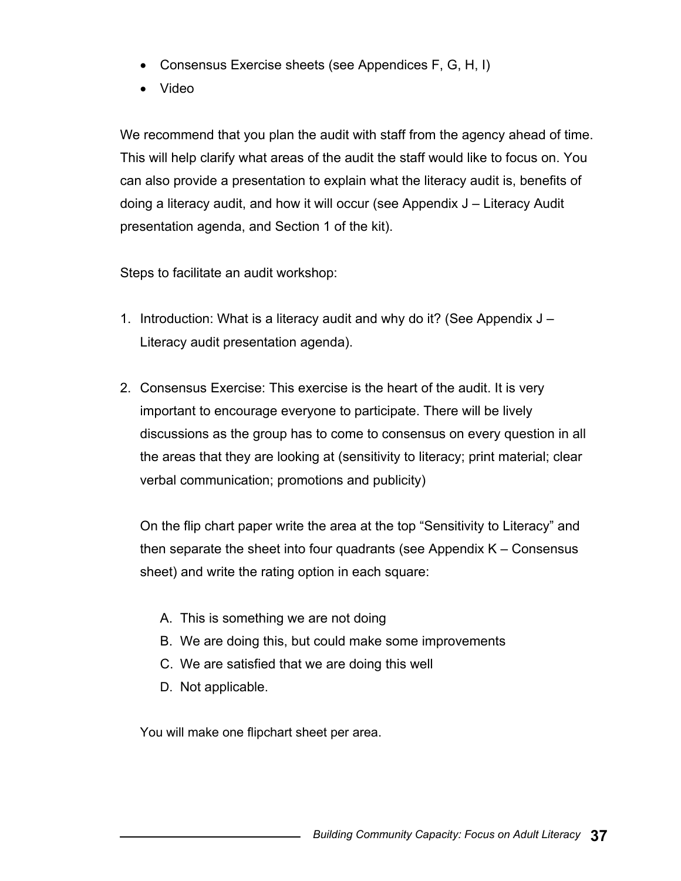- Consensus Exercise sheets (see Appendices F, G, H, I)
- Video

We recommend that you plan the audit with staff from the agency ahead of time. This will help clarify what areas of the audit the staff would like to focus on. You can also provide a presentation to explain what the literacy audit is, benefits of doing a literacy audit, and how it will occur (see Appendix J – Literacy Audit presentation agenda, and Section 1 of the kit).

Steps to facilitate an audit workshop:

1. Introduction: What is a literacy audit and why do it? (See Appendix J – Literacy audit presentation agenda).

2. Consensus Exercise: This exercise is the heart of the audit. It is very important to encourage everyone to participate. There will be lively discussions as the group has to come to consensus on every question in all the areas that they are looking at (sensitivity to literacy; print material; clear verbal communication; promotions and publicity)

   On the flip chart paper write the area at the top "Sensitivity to Literacy" and then separate the sheet into four quadrants (see Appendix K – Consensus sheet) and write the rating option in each square:

   A. This is something we are not doing
   B. We are doing this, but could make some improvements
   C. We are satisfied that we are doing this well
   D. Not applicable.

   You will make one flipchart sheet per area.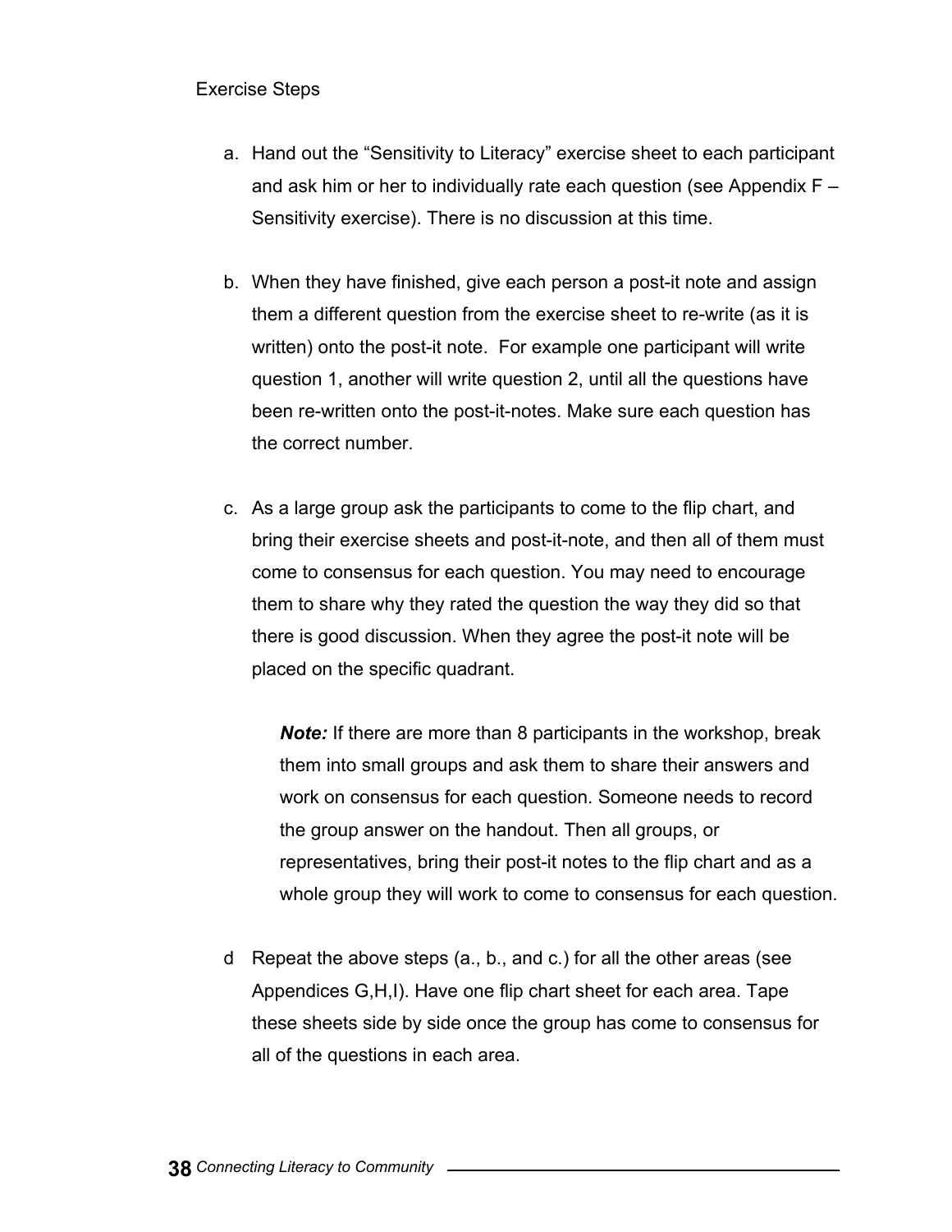Exercise Steps

a. Hand out the "Sensitivity to Literacy" exercise sheet to each participant and ask him or her to individually rate each question (see Appendix F – Sensitivity exercise). There is no discussion at this time.

b. When they have finished, give each person a post-it note and assign them a different question from the exercise sheet to re-write (as it is written) onto the post-it note. For example one participant will write question 1, another will write question 2, until all the questions have been re-written onto the post-it-notes. Make sure each question has the correct number.

c. As a large group ask the participants to come to the flip chart, and bring their exercise sheets and post-it-note, and then all of them must come to consensus for each question. You may need to encourage them to share why they rated the question the way they did so that there is good discussion. When they agree the post-it note will be placed on the specific quadrant.

   ***Note:*** If there are more than 8 participants in the workshop, break them into small groups and ask them to share their answers and work on consensus for each question. Someone needs to record the group answer on the handout. Then all groups, or representatives, bring their post-it notes to the flip chart and as a whole group they will work to come to consensus for each question.

d Repeat the above steps (a., b., and c.) for all the other areas (see Appendices G,H,I). Have one flip chart sheet for each area. Tape these sheets side by side once the group has come to consensus for all of the questions in each area.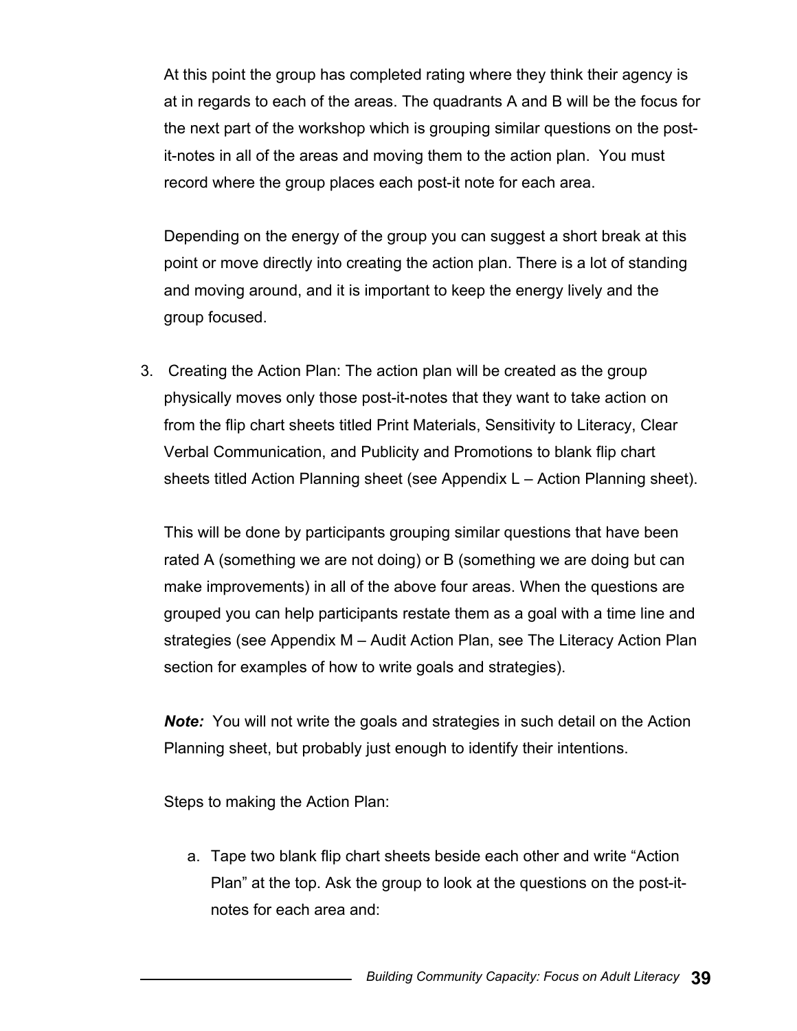At this point the group has completed rating where they think their agency is at in regards to each of the areas. The quadrants A and B will be the focus for the next part of the workshop which is grouping similar questions on the post-it-notes in all of the areas and moving them to the action plan. You must record where the group places each post-it note for each area.

Depending on the energy of the group you can suggest a short break at this point or move directly into creating the action plan. There is a lot of standing and moving around, and it is important to keep the energy lively and the group focused.

3. Creating the Action Plan: The action plan will be created as the group physically moves only those post-it-notes that they want to take action on from the flip chart sheets titled Print Materials, Sensitivity to Literacy, Clear Verbal Communication, and Publicity and Promotions to blank flip chart sheets titled Action Planning sheet (see Appendix L – Action Planning sheet).

   This will be done by participants grouping similar questions that have been rated A (something we are not doing) or B (something we are doing but can make improvements) in all of the above four areas. When the questions are grouped you can help participants restate them as a goal with a time line and strategies (see Appendix M – Audit Action Plan, see The Literacy Action Plan section for examples of how to write goals and strategies).

   ***Note:*** You will not write the goals and strategies in such detail on the Action Planning sheet, but probably just enough to identify their intentions.

   Steps to making the Action Plan:

   a. Tape two blank flip chart sheets beside each other and write "Action Plan" at the top. Ask the group to look at the questions on the post-it-notes for each area and: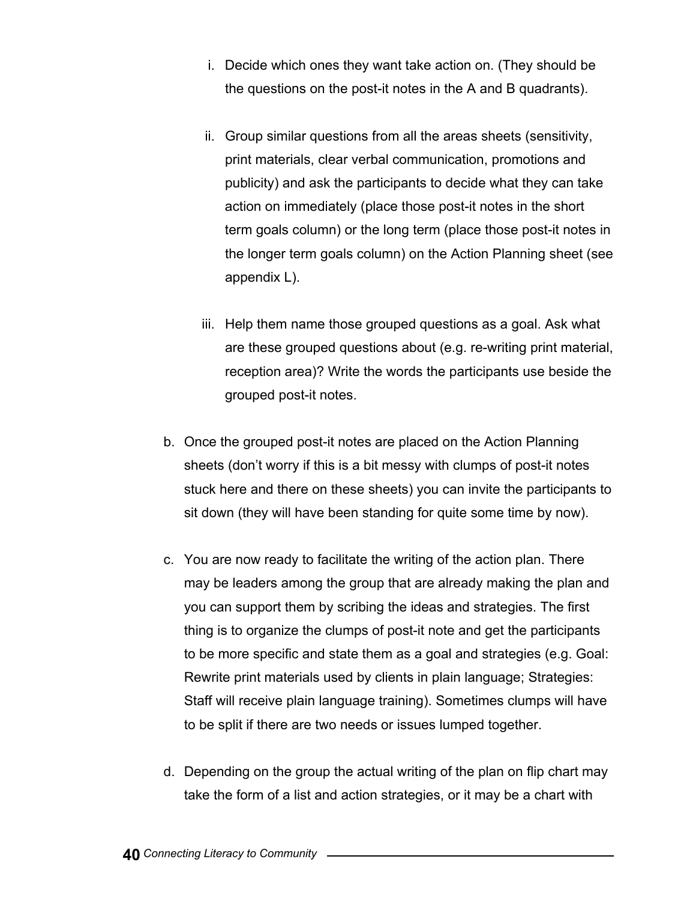i. Decide which ones they want take action on. (They should be the questions on the post-it notes in the A and B quadrants).

   ii. Group similar questions from all the areas sheets (sensitivity, print materials, clear verbal communication, promotions and publicity) and ask the participants to decide what they can take action on immediately (place those post-it notes in the short term goals column) or the long term (place those post-it notes in the longer term goals column) on the Action Planning sheet (see appendix L).

   iii. Help them name those grouped questions as a goal. Ask what are these grouped questions about (e.g. re-writing print material, reception area)? Write the words the participants use beside the grouped post-it notes.

b. Once the grouped post-it notes are placed on the Action Planning sheets (don't worry if this is a bit messy with clumps of post-it notes stuck here and there on these sheets) you can invite the participants to sit down (they will have been standing for quite some time by now).

c. You are now ready to facilitate the writing of the action plan. There may be leaders among the group that are already making the plan and you can support them by scribing the ideas and strategies. The first thing is to organize the clumps of post-it note and get the participants to be more specific and state them as a goal and strategies (e.g. Goal: Rewrite print materials used by clients in plain language; Strategies: Staff will receive plain language training). Sometimes clumps will have to be split if there are two needs or issues lumped together.

d. Depending on the group the actual writing of the plan on flip chart may take the form of a list and action strategies, or it may be a chart with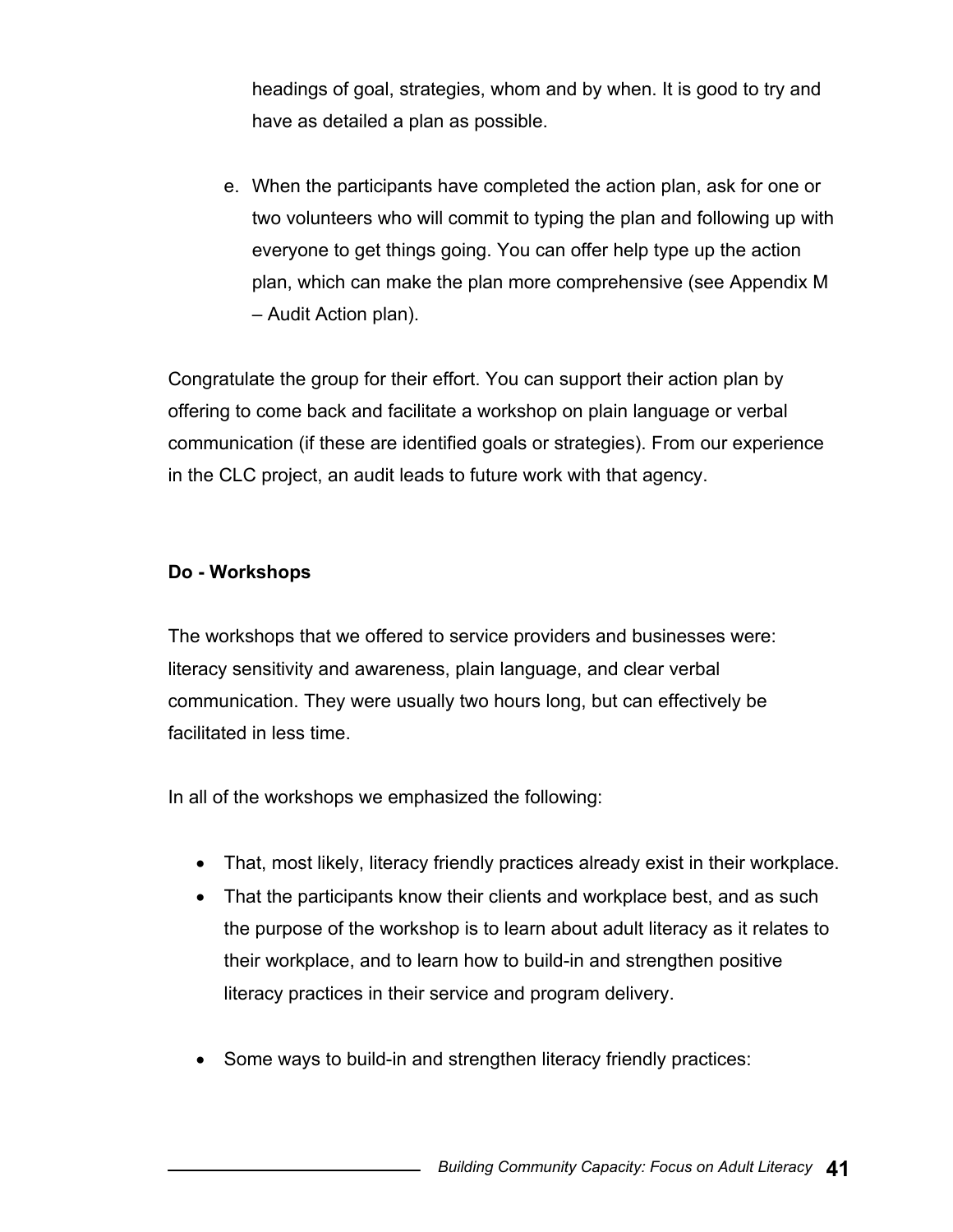headings of goal, strategies, whom and by when. It is good to try and have as detailed a plan as possible.

e. When the participants have completed the action plan, ask for one or two volunteers who will commit to typing the plan and following up with everyone to get things going. You can offer help type up the action plan, which can make the plan more comprehensive (see Appendix M – Audit Action plan).

Congratulate the group for their effort. You can support their action plan by offering to come back and facilitate a workshop on plain language or verbal communication (if these are identified goals or strategies). From our experience in the CLC project, an audit leads to future work with that agency.

**Do - Workshops**

The workshops that we offered to service providers and businesses were: literacy sensitivity and awareness, plain language, and clear verbal communication. They were usually two hours long, but can effectively be facilitated in less time.

In all of the workshops we emphasized the following:

- That, most likely, literacy friendly practices already exist in their workplace.
- That the participants know their clients and workplace best, and as such the purpose of the workshop is to learn about adult literacy as it relates to their workplace, and to learn how to build-in and strengthen positive literacy practices in their service and program delivery.
- Some ways to build-in and strengthen literacy friendly practices: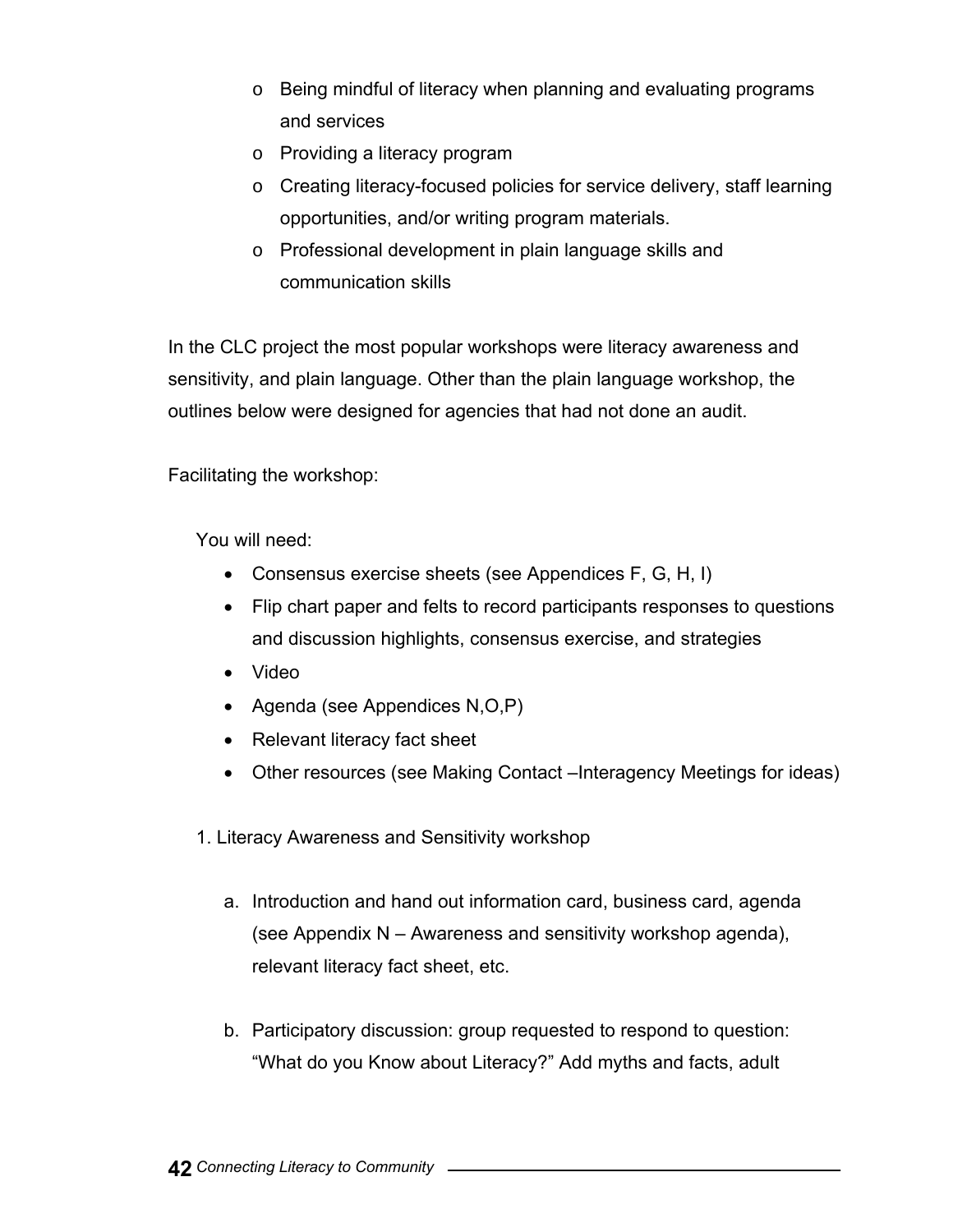- Being mindful of literacy when planning and evaluating programs and services
- Providing a literacy program
- Creating literacy-focused policies for service delivery, staff learning opportunities, and/or writing program materials.
- Professional development in plain language skills and communication skills

In the CLC project the most popular workshops were literacy awareness and sensitivity, and plain language. Other than the plain language workshop, the outlines below were designed for agencies that had not done an audit.

Facilitating the workshop:

You will need:

- Consensus exercise sheets (see Appendices F, G, H, I)
- Flip chart paper and felts to record participants responses to questions and discussion highlights, consensus exercise, and strategies
- Video
- Agenda (see Appendices N,O,P)
- Relevant literacy fact sheet
- Other resources (see Making Contact –Interagency Meetings for ideas)

1. Literacy Awareness and Sensitivity workshop

   a. Introduction and hand out information card, business card, agenda (see Appendix N – Awareness and sensitivity workshop agenda), relevant literacy fact sheet, etc.

   b. Participatory discussion: group requested to respond to question: "What do you Know about Literacy?" Add myths and facts, adult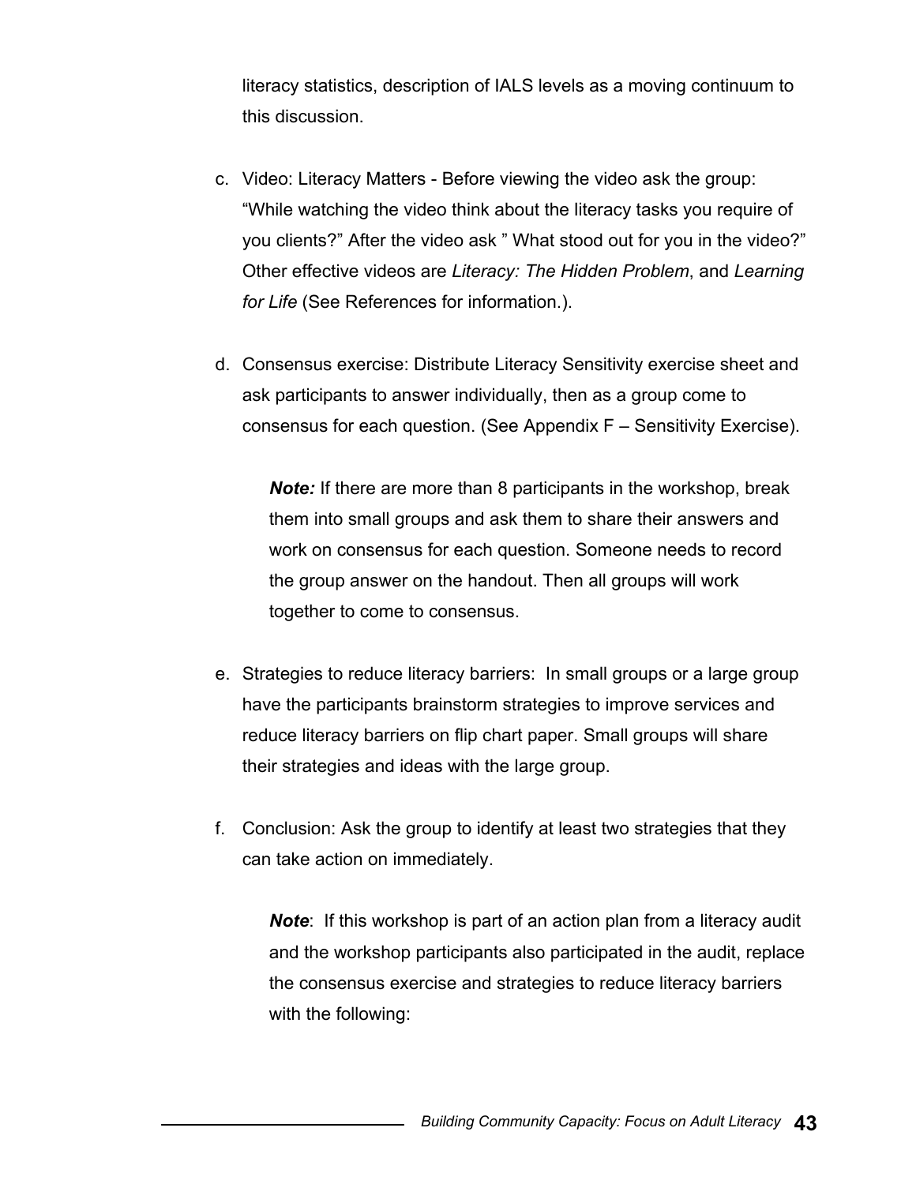literacy statistics, description of IALS levels as a moving continuum to this discussion.

c. Video: Literacy Matters - Before viewing the video ask the group: “While watching the video think about the literacy tasks you require of you clients?” After the video ask ” What stood out for you in the video?” Other effective videos are *Literacy: The Hidden Problem*, and *Learning for Life* (See References for information.).

d. Consensus exercise: Distribute Literacy Sensitivity exercise sheet and ask participants to answer individually, then as a group come to consensus for each question. (See Appendix F – Sensitivity Exercise).

   ***Note:*** If there are more than 8 participants in the workshop, break them into small groups and ask them to share their answers and work on consensus for each question. Someone needs to record the group answer on the handout. Then all groups will work together to come to consensus.

e. Strategies to reduce literacy barriers: In small groups or a large group have the participants brainstorm strategies to improve services and reduce literacy barriers on flip chart paper. Small groups will share their strategies and ideas with the large group.

f. Conclusion: Ask the group to identify at least two strategies that they can take action on immediately.

   ***Note***: If this workshop is part of an action plan from a literacy audit and the workshop participants also participated in the audit, replace the consensus exercise and strategies to reduce literacy barriers with the following: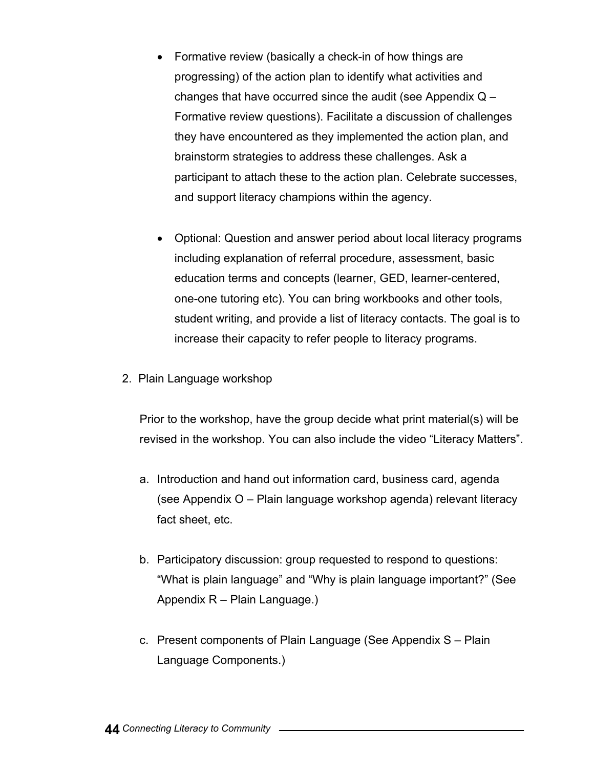- Formative review (basically a check-in of how things are progressing) of the action plan to identify what activities and changes that have occurred since the audit (see Appendix Q – Formative review questions). Facilitate a discussion of challenges they have encountered as they implemented the action plan, and brainstorm strategies to address these challenges. Ask a participant to attach these to the action plan. Celebrate successes, and support literacy champions within the agency.

- Optional: Question and answer period about local literacy programs including explanation of referral procedure, assessment, basic education terms and concepts (learner, GED, learner-centered, one-one tutoring etc). You can bring workbooks and other tools, student writing, and provide a list of literacy contacts. The goal is to increase their capacity to refer people to literacy programs.

2. Plain Language workshop

   Prior to the workshop, have the group decide what print material(s) will be revised in the workshop. You can also include the video “Literacy Matters”.

   a. Introduction and hand out information card, business card, agenda (see Appendix O – Plain language workshop agenda) relevant literacy fact sheet, etc.

   b. Participatory discussion: group requested to respond to questions: “What is plain language” and “Why is plain language important?” (See Appendix R – Plain Language.)

   c. Present components of Plain Language (See Appendix S – Plain Language Components.)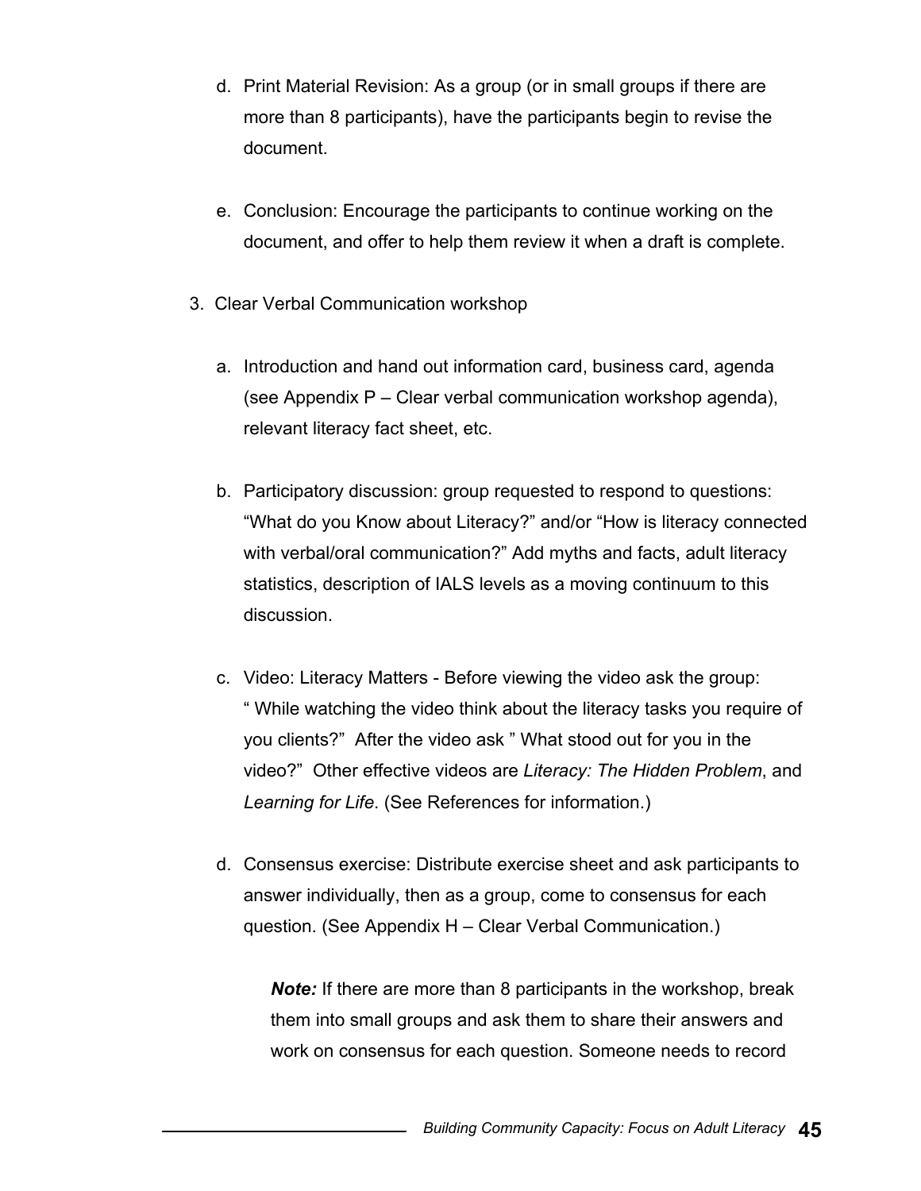d. Print Material Revision: As a group (or in small groups if there are more than 8 participants), have the participants begin to revise the document.

e. Conclusion: Encourage the participants to continue working on the document, and offer to help them review it when a draft is complete.

3. Clear Verbal Communication workshop

   a. Introduction and hand out information card, business card, agenda (see Appendix P – Clear verbal communication workshop agenda), relevant literacy fact sheet, etc.

   b. Participatory discussion: group requested to respond to questions: "What do you Know about Literacy?" and/or "How is literacy connected with verbal/oral communication?" Add myths and facts, adult literacy statistics, description of IALS levels as a moving continuum to this discussion.

   c. Video: Literacy Matters - Before viewing the video ask the group: " While watching the video think about the literacy tasks you require of you clients?" After the video ask " What stood out for you in the video?" Other effective videos are *Literacy: The Hidden Problem*, and *Learning for Life*. (See References for information.)

   d. Consensus exercise: Distribute exercise sheet and ask participants to answer individually, then as a group, come to consensus for each question. (See Appendix H – Clear Verbal Communication.)

      ***Note:*** If there are more than 8 participants in the workshop, break them into small groups and ask them to share their answers and work on consensus for each question. Someone needs to record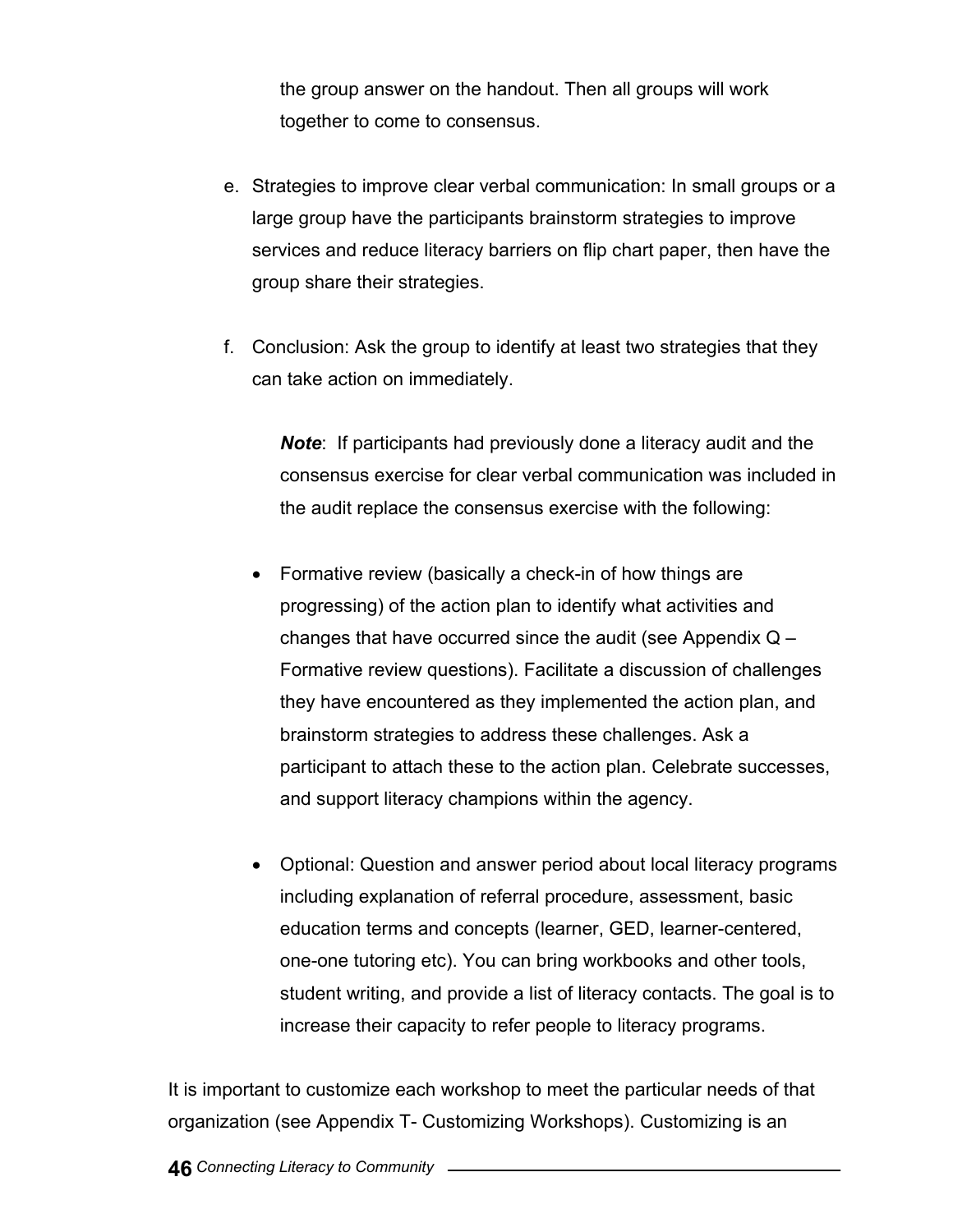the group answer on the handout. Then all groups will work together to come to consensus.

e. Strategies to improve clear verbal communication: In small groups or a large group have the participants brainstorm strategies to improve services and reduce literacy barriers on flip chart paper, then have the group share their strategies.

f. Conclusion: Ask the group to identify at least two strategies that they can take action on immediately.

   ***Note***: If participants had previously done a literacy audit and the consensus exercise for clear verbal communication was included in the audit replace the consensus exercise with the following:

   - Formative review (basically a check-in of how things are progressing) of the action plan to identify what activities and changes that have occurred since the audit (see Appendix Q – Formative review questions). Facilitate a discussion of challenges they have encountered as they implemented the action plan, and brainstorm strategies to address these challenges. Ask a participant to attach these to the action plan. Celebrate successes, and support literacy champions within the agency.

   - Optional: Question and answer period about local literacy programs including explanation of referral procedure, assessment, basic education terms and concepts (learner, GED, learner-centered, one-one tutoring etc). You can bring workbooks and other tools, student writing, and provide a list of literacy contacts. The goal is to increase their capacity to refer people to literacy programs.

It is important to customize each workshop to meet the particular needs of that organization (see Appendix T- Customizing Workshops). Customizing is an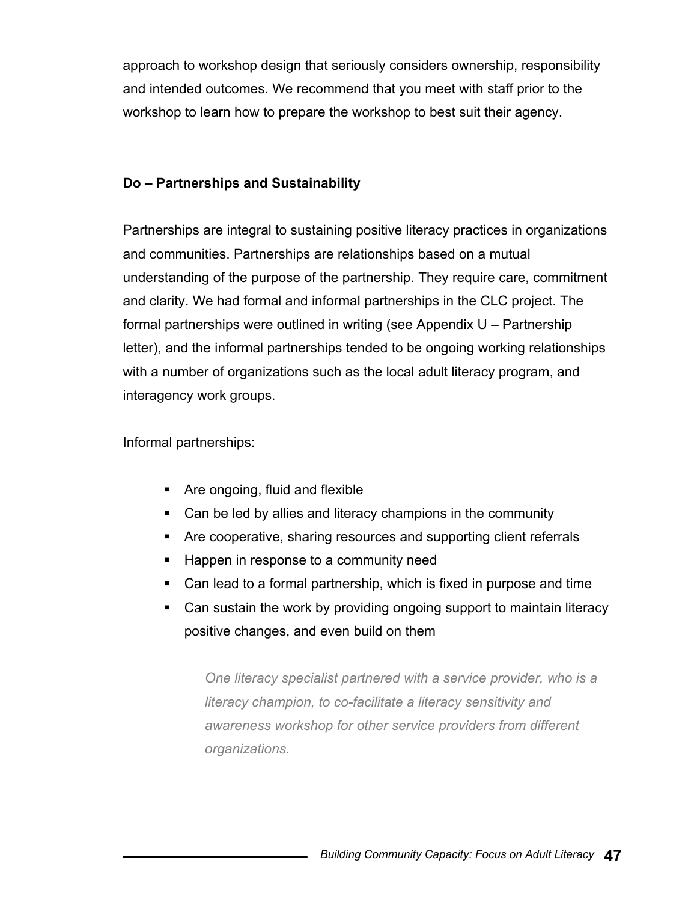approach to workshop design that seriously considers ownership, responsibility and intended outcomes. We recommend that you meet with staff prior to the workshop to learn how to prepare the workshop to best suit their agency.

### Do – Partnerships and Sustainability

Partnerships are integral to sustaining positive literacy practices in organizations and communities. Partnerships are relationships based on a mutual understanding of the purpose of the partnership. They require care, commitment and clarity. We had formal and informal partnerships in the CLC project. The formal partnerships were outlined in writing (see Appendix U – Partnership letter), and the informal partnerships tended to be ongoing working relationships with a number of organizations such as the local adult literacy program, and interagency work groups.

Informal partnerships:

- Are ongoing, fluid and flexible
- Can be led by allies and literacy champions in the community
- Are cooperative, sharing resources and supporting client referrals
- Happen in response to a community need
- Can lead to a formal partnership, which is fixed in purpose and time
- Can sustain the work by providing ongoing support to maintain literacy positive changes, and even build on them

> *One literacy specialist partnered with a service provider, who is a literacy champion, to co-facilitate a literacy sensitivity and awareness workshop for other service providers from different organizations.*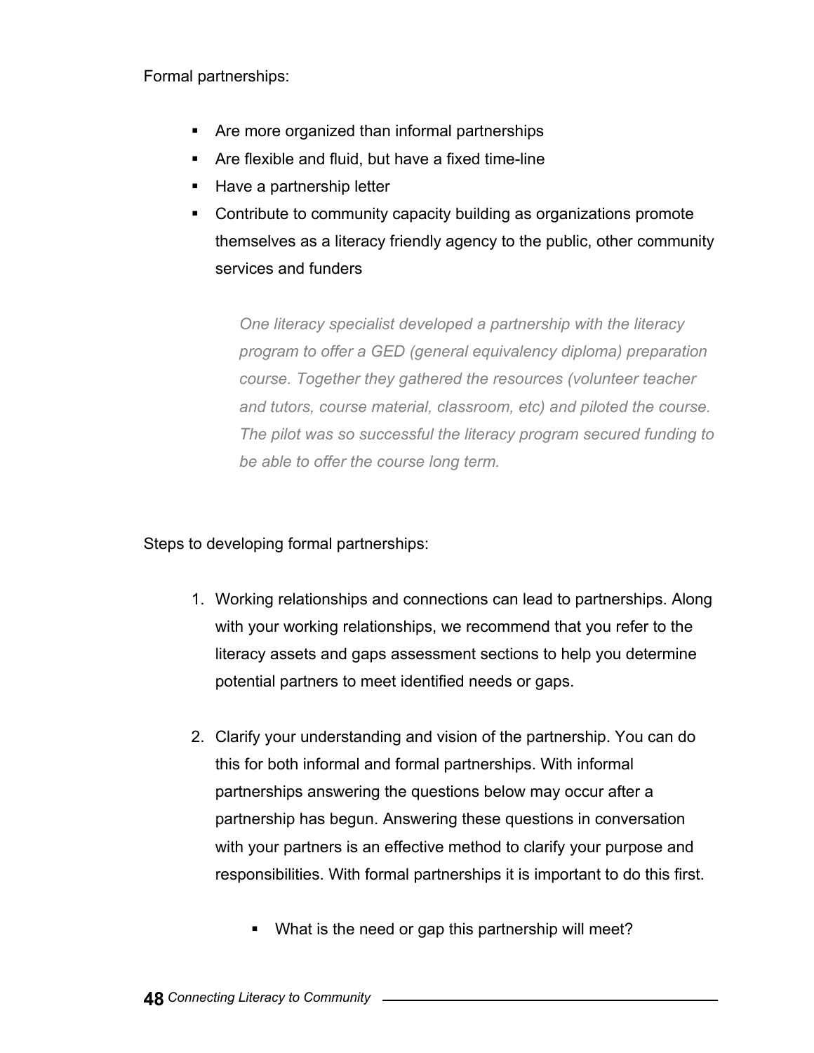Formal partnerships:

- Are more organized than informal partnerships
- Are flexible and fluid, but have a fixed time-line
- Have a partnership letter
- Contribute to community capacity building as organizations promote themselves as a literacy friendly agency to the public, other community services and funders

> *One literacy specialist developed a partnership with the literacy program to offer a GED (general equivalency diploma) preparation course. Together they gathered the resources (volunteer teacher and tutors, course material, classroom, etc) and piloted the course. The pilot was so successful the literacy program secured funding to be able to offer the course long term.*

Steps to developing formal partnerships:

1. Working relationships and connections can lead to partnerships. Along with your working relationships, we recommend that you refer to the literacy assets and gaps assessment sections to help you determine potential partners to meet identified needs or gaps.

2. Clarify your understanding and vision of the partnership. You can do this for both informal and formal partnerships. With informal partnerships answering the questions below may occur after a partnership has begun. Answering these questions in conversation with your partners is an effective method to clarify your purpose and responsibilities. With formal partnerships it is important to do this first.

   - What is the need or gap this partnership will meet?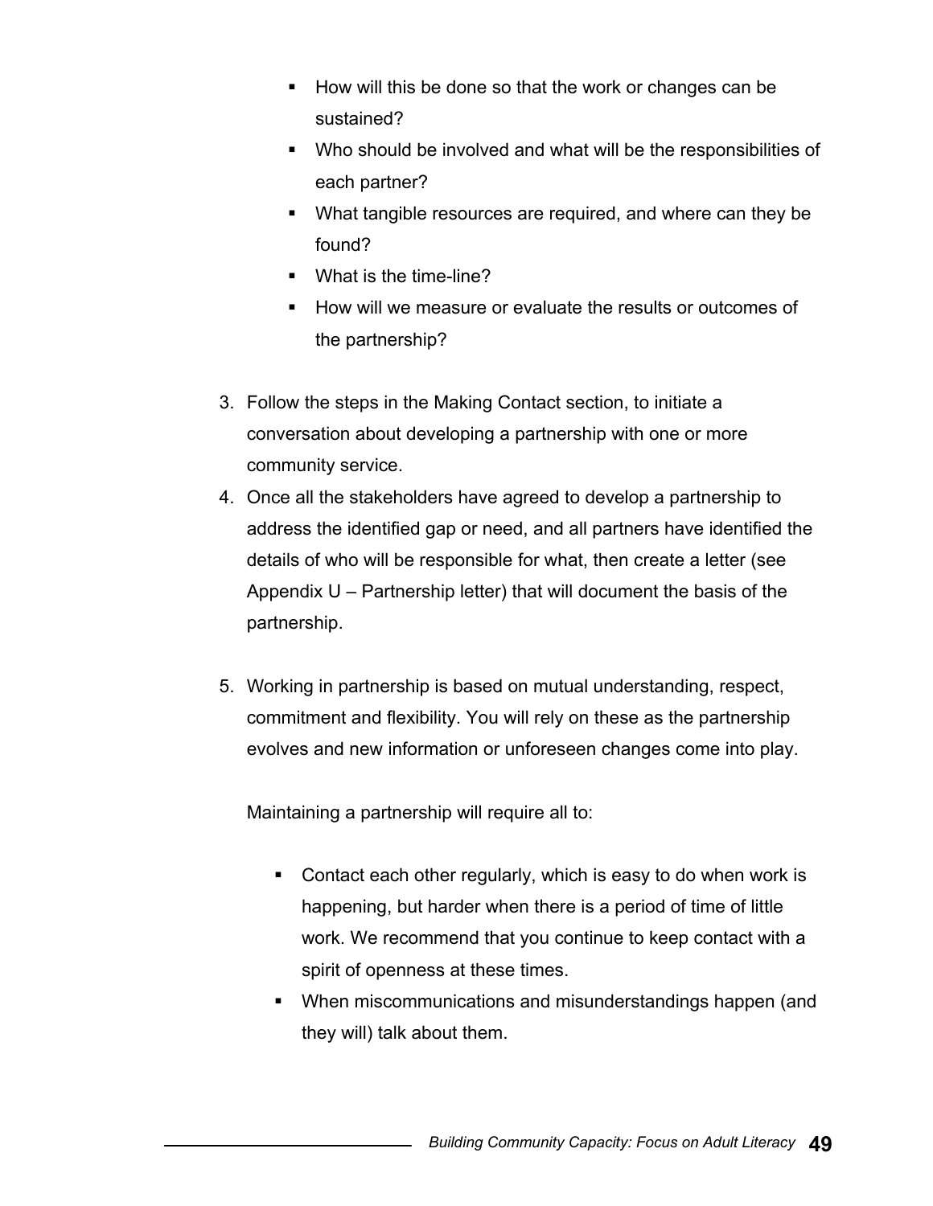- How will this be done so that the work or changes can be sustained?
- Who should be involved and what will be the responsibilities of each partner?
- What tangible resources are required, and where can they be found?
- What is the time-line?
- How will we measure or evaluate the results or outcomes of the partnership?

3. Follow the steps in the Making Contact section, to initiate a conversation about developing a partnership with one or more community service.
4. Once all the stakeholders have agreed to develop a partnership to address the identified gap or need, and all partners have identified the details of who will be responsible for what, then create a letter (see Appendix U – Partnership letter) that will document the basis of the partnership.

5. Working in partnership is based on mutual understanding, respect, commitment and flexibility. You will rely on these as the partnership evolves and new information or unforeseen changes come into play.

   Maintaining a partnership will require all to:

   - Contact each other regularly, which is easy to do when work is happening, but harder when there is a period of time of little work. We recommend that you continue to keep contact with a spirit of openness at these times.
   - When miscommunications and misunderstandings happen (and they will) talk about them.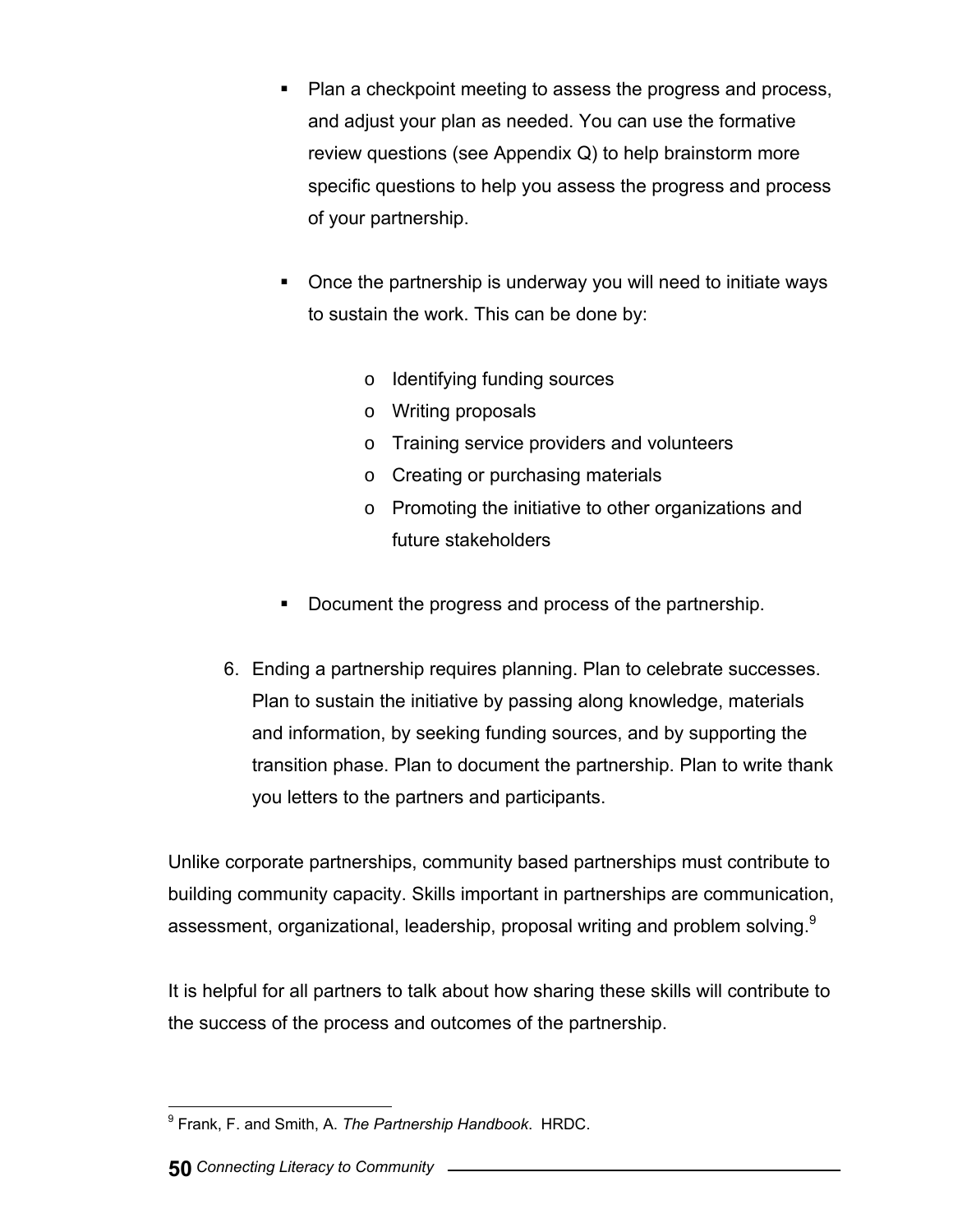- Plan a checkpoint meeting to assess the progress and process, and adjust your plan as needed. You can use the formative review questions (see Appendix Q) to help brainstorm more specific questions to help you assess the progress and process of your partnership.

- Once the partnership is underway you will need to initiate ways to sustain the work. This can be done by:

    - Identifying funding sources
    - Writing proposals
    - Training service providers and volunteers
    - Creating or purchasing materials
    - Promoting the initiative to other organizations and future stakeholders

- Document the progress and process of the partnership.

6. Ending a partnership requires planning. Plan to celebrate successes. Plan to sustain the initiative by passing along knowledge, materials and information, by seeking funding sources, and by supporting the transition phase. Plan to document the partnership. Plan to write thank you letters to the partners and participants.

Unlike corporate partnerships, community based partnerships must contribute to building community capacity. Skills important in partnerships are communication, assessment, organizational, leadership, proposal writing and problem solving.[9]

It is helpful for all partners to talk about how sharing these skills will contribute to the success of the process and outcomes of the partnership.

[9] Frank, F. and Smith, A. *The Partnership Handbook*. HRDC.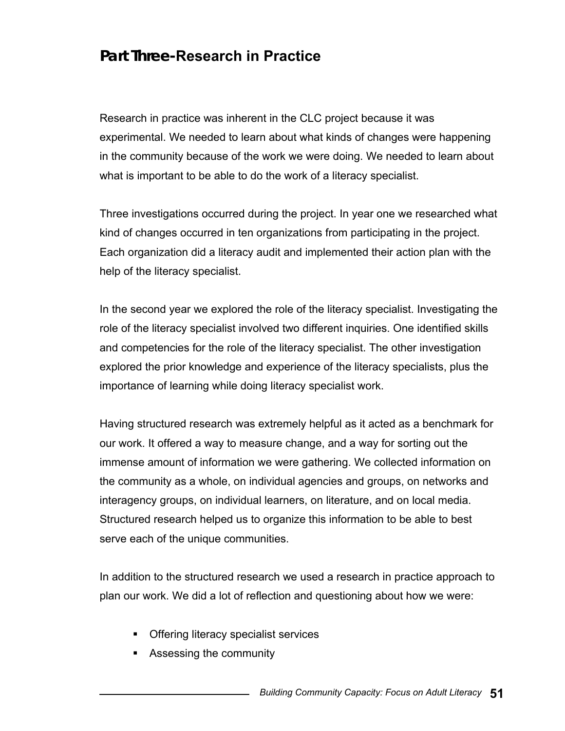## Part Three- Research in Practice

Research in practice was inherent in the CLC project because it was experimental. We needed to learn about what kinds of changes were happening in the community because of the work we were doing. We needed to learn about what is important to be able to do the work of a literacy specialist.

Three investigations occurred during the project. In year one we researched what kind of changes occurred in ten organizations from participating in the project. Each organization did a literacy audit and implemented their action plan with the help of the literacy specialist.

In the second year we explored the role of the literacy specialist. Investigating the role of the literacy specialist involved two different inquiries. One identified skills and competencies for the role of the literacy specialist. The other investigation explored the prior knowledge and experience of the literacy specialists, plus the importance of learning while doing literacy specialist work.

Having structured research was extremely helpful as it acted as a benchmark for our work. It offered a way to measure change, and a way for sorting out the immense amount of information we were gathering. We collected information on the community as a whole, on individual agencies and groups, on networks and interagency groups, on individual learners, on literature, and on local media. Structured research helped us to organize this information to be able to best serve each of the unique communities.

In addition to the structured research we used a research in practice approach to plan our work. We did a lot of reflection and questioning about how we were:

- Offering literacy specialist services
- Assessing the community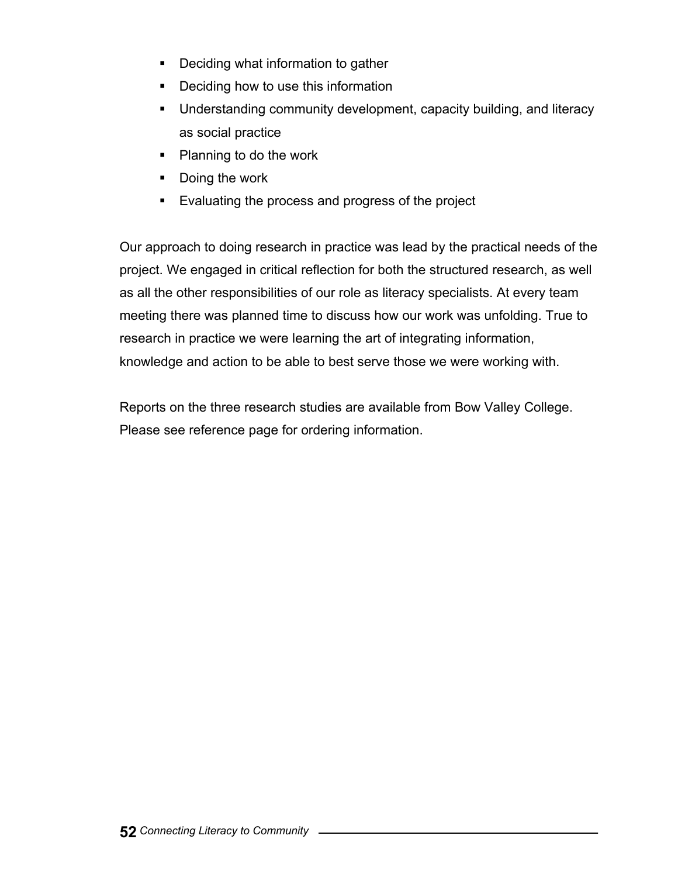- Deciding what information to gather
- Deciding how to use this information
- Understanding community development, capacity building, and literacy as social practice
- Planning to do the work
- Doing the work
- Evaluating the process and progress of the project

Our approach to doing research in practice was lead by the practical needs of the project. We engaged in critical reflection for both the structured research, as well as all the other responsibilities of our role as literacy specialists. At every team meeting there was planned time to discuss how our work was unfolding. True to research in practice we were learning the art of integrating information, knowledge and action to be able to best serve those we were working with.

Reports on the three research studies are available from Bow Valley College. Please see reference page for ordering information.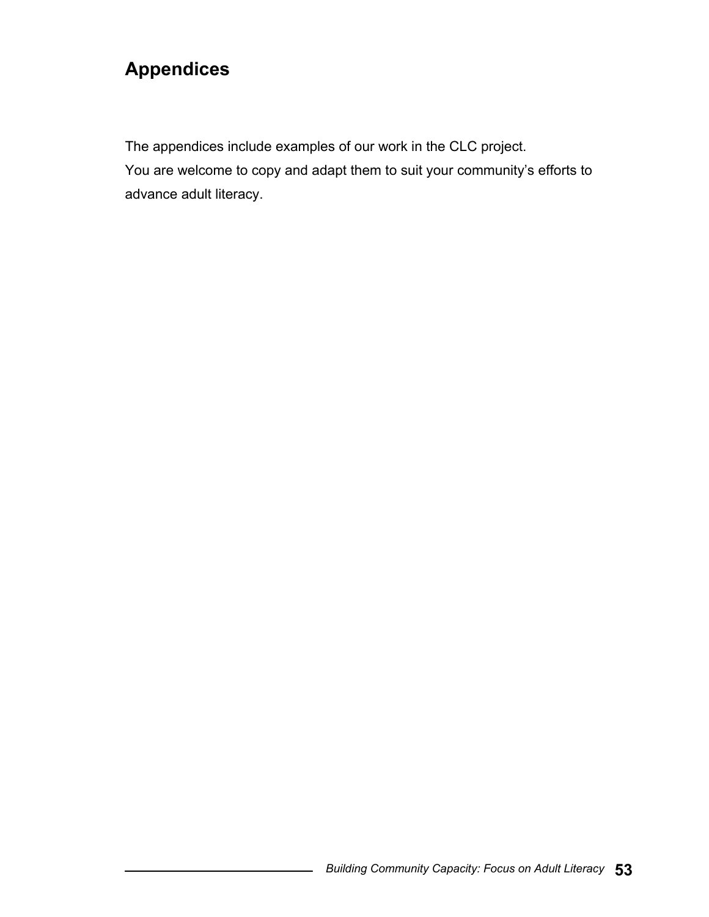# Appendices

The appendices include examples of our work in the CLC project.
You are welcome to copy and adapt them to suit your community's efforts to advance adult literacy.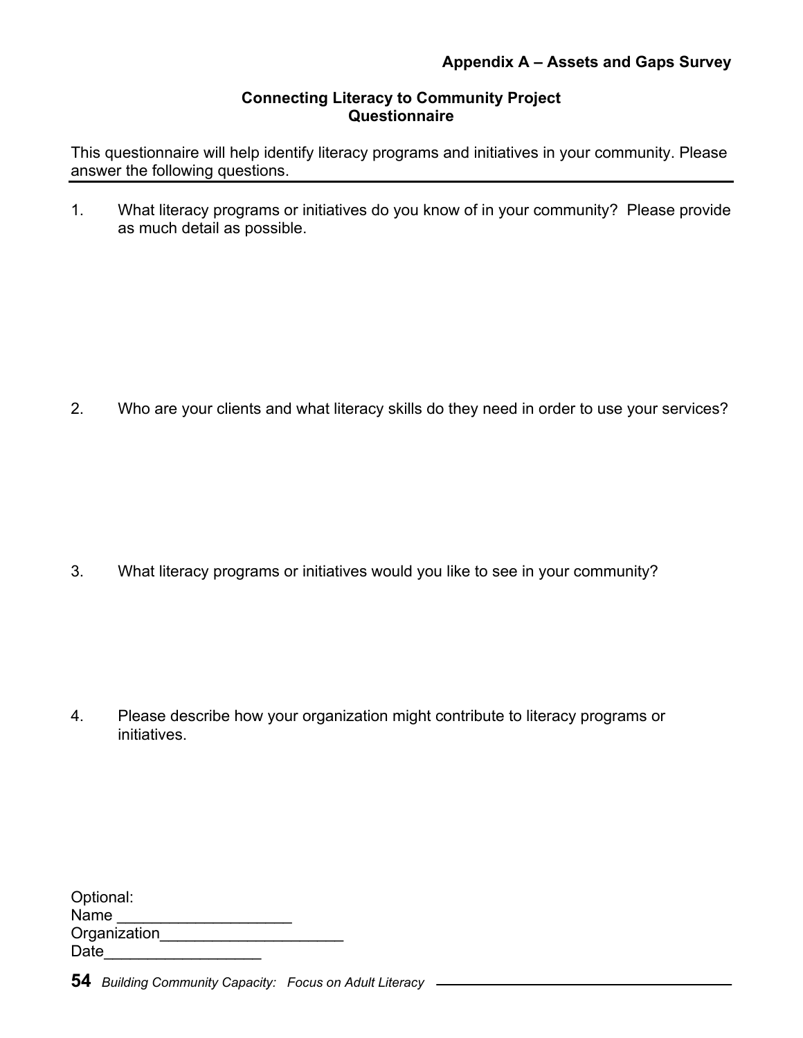**Appendix A – Assets and Gaps Survey**

## Connecting Literacy to Community Project
## Questionnaire

This questionnaire will help identify literacy programs and initiatives in your community. Please answer the following questions.

---

1. What literacy programs or initiatives do you know of in your community? Please provide as much detail as possible.

2. Who are your clients and what literacy skills do they need in order to use your services?

3. What literacy programs or initiatives would you like to see in your community?

4. Please describe how your organization might contribute to literacy programs or initiatives.

Optional:
Name ____________________
Organization_____________________
Date__________________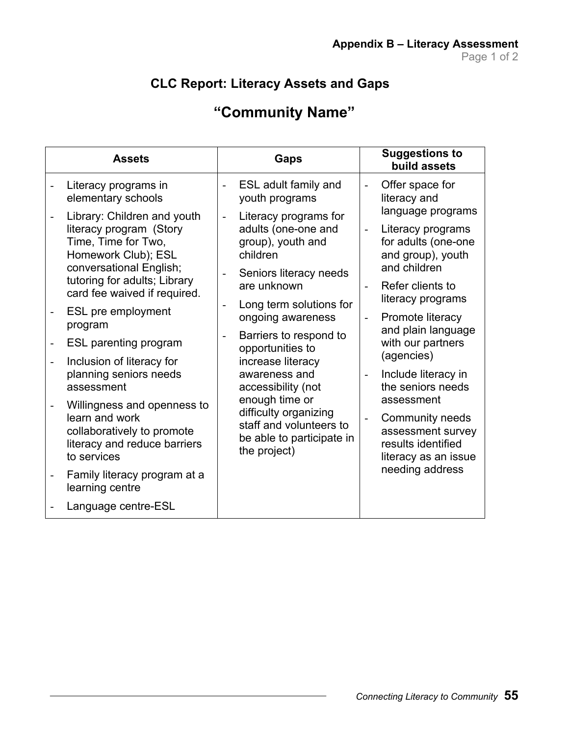**Appendix B – Literacy Assessment**

## CLC Report: Literacy Assets and Gaps

# "Community Name"

| Assets | Gaps | Suggestions to build assets |
|---|---|---|
| - Literacy programs in elementary schools<br>- Library: Children and youth literacy program (Story Time, Time for Two, Homework Club); ESL conversational English; tutoring for adults; Library card fee waived if required.<br>- ESL pre employment program<br>- ESL parenting program<br>- Inclusion of literacy for planning seniors needs assessment<br>- Willingness and openness to learn and work collaboratively to promote literacy and reduce barriers to services<br>- Family literacy program at a learning centre<br>- Language centre-ESL | - ESL adult family and youth programs<br>- Literacy programs for adults (one-one and group), youth and children<br>- Seniors literacy needs are unknown<br>- Long term solutions for ongoing awareness<br>- Barriers to respond to opportunities to increase literacy awareness and accessibility (not enough time or difficulty organizing staff and volunteers to be able to participate in the project) | - Offer space for literacy and language programs<br>- Literacy programs for adults (one-one and group), youth and children<br>- Refer clients to literacy programs<br>- Promote literacy and plain language with our partners (agencies)<br>- Include literacy in the seniors needs assessment<br>- Community needs assessment survey results identified literacy as an issue needing address |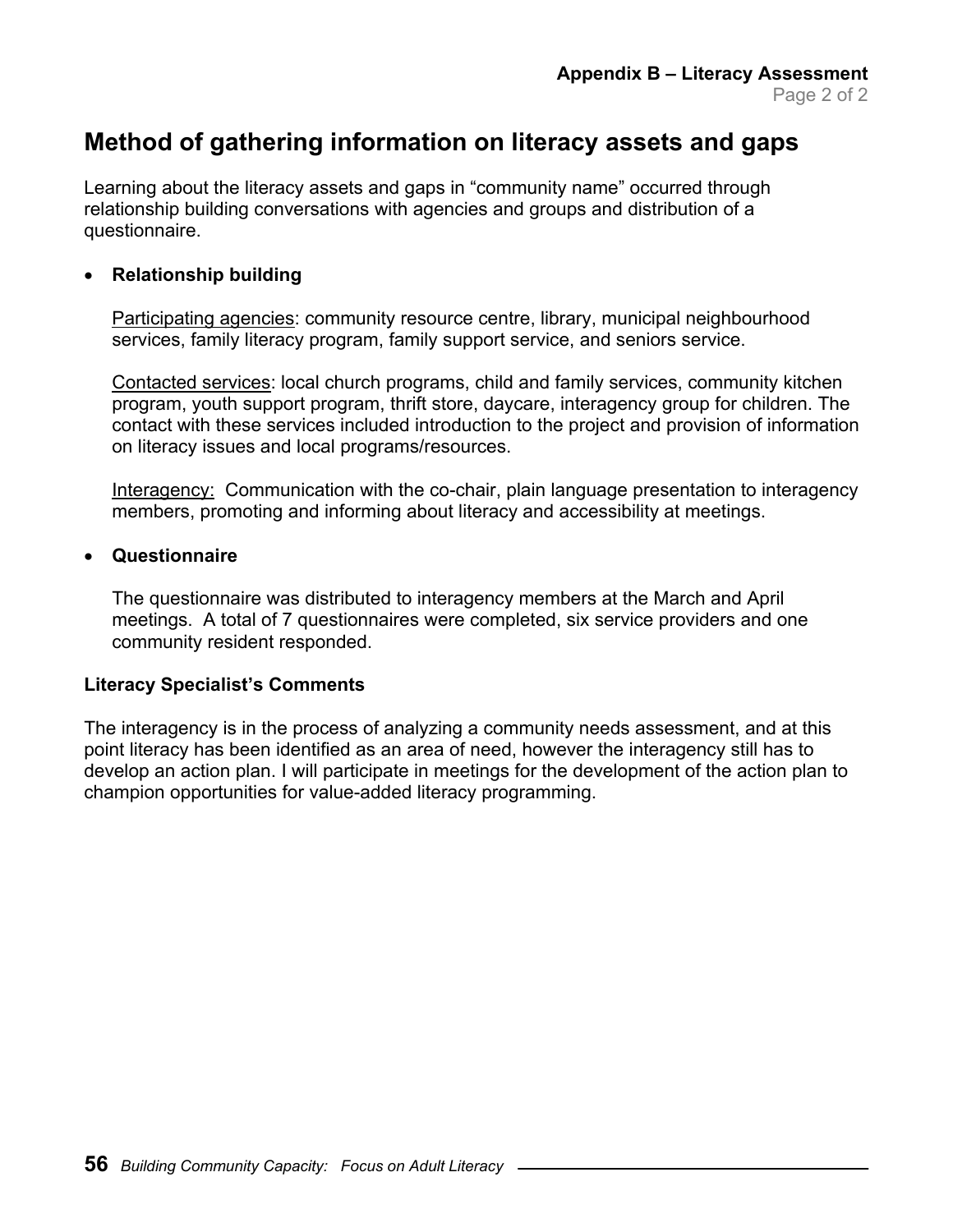# Method of gathering information on literacy assets and gaps

Learning about the literacy assets and gaps in "community name" occurred through relationship building conversations with agencies and groups and distribution of a questionnaire.

- **Relationship building**

  Participating agencies: community resource centre, library, municipal neighbourhood services, family literacy program, family support service, and seniors service.

  Contacted services: local church programs, child and family services, community kitchen program, youth support program, thrift store, daycare, interagency group for children. The contact with these services included introduction to the project and provision of information on literacy issues and local programs/resources.

  Interagency: Communication with the co-chair, plain language presentation to interagency members, promoting and informing about literacy and accessibility at meetings.

- **Questionnaire**

  The questionnaire was distributed to interagency members at the March and April meetings. A total of 7 questionnaires were completed, six service providers and one community resident responded.

**Literacy Specialist's Comments**

The interagency is in the process of analyzing a community needs assessment, and at this point literacy has been identified as an area of need, however the interagency still has to develop an action plan. I will participate in meetings for the development of the action plan to champion opportunities for value-added literacy programming.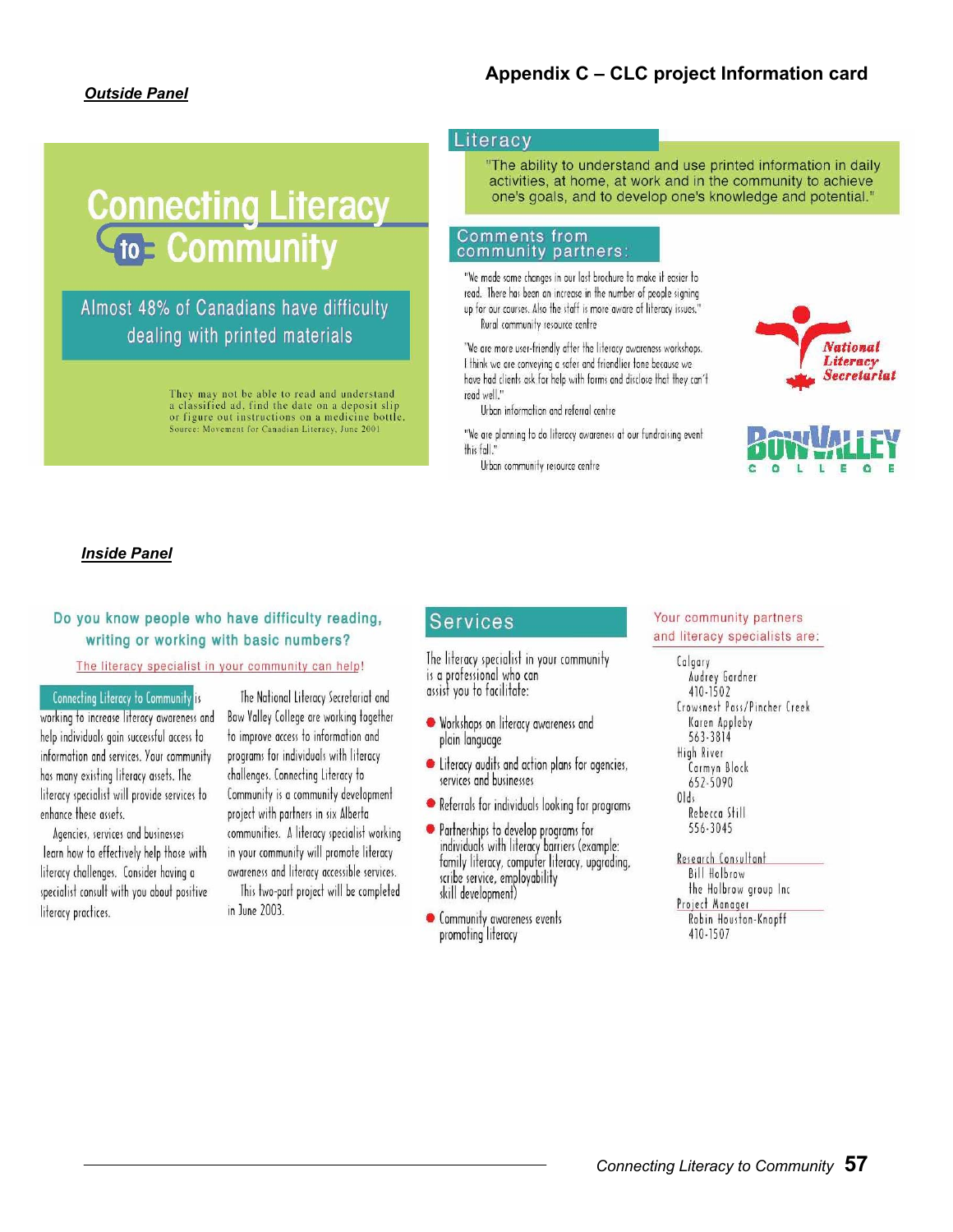# Appendix C – CLC project Information card

***Outside Panel***

## Connecting Literacy to Community

Almost 48% of Canadians have difficulty dealing with printed materials

They may not be able to read and understand a classified ad, find the date on a deposit slip or figure out instructions on a medicine bottle.
Source: Movement for Canadian Literacy, June 2001

### Literacy

"The ability to understand and use printed information in daily activities, at home, at work and in the community to achieve one's goals, and to develop one's knowledge and potential."

### Comments from community partners:

"We made some changes in our last brochure to make it easier to read. There has been an increase in the number of people signing up for our courses. Also the staff is more aware of literacy issues."
Rural community resource centre

"We are more user-friendly after the literacy awareness workshops. I think we are conveying a safer and friendlier tone because we have had clients ask for help with forms and disclose that they can't read well."
Urban information and referral centre

"We are planning to do literacy awareness at our fundraising event this fall."
Urban community resource centre

National Literacy Secretariat

Bow Valley College

***Inside Panel***

### Do you know people who have difficulty reading, writing or working with basic numbers?

The literacy specialist in your community can help!

Connecting Literacy to Community is working to increase literacy awareness and help individuals gain successful access to information and services. Your community has many existing literacy assets. The literacy specialist will provide services to enhance these assets.

Agencies, services and businesses learn how to effectively help those with literacy challenges. Consider having a specialist consult with you about positive literacy practices.

The National Literacy Secretariat and Bow Valley College are working together to improve access to information and programs for individuals with literacy challenges. Connecting Literacy to Community is a community development project with partners in six Alberta communities. A literacy specialist working in your community will promote literacy awareness and literacy accessible services.

This two-part project will be completed in June 2003.

### Services

The literacy specialist in your community is a professional who can assist you to facilitate:

- Workshops on literacy awareness and plain language
- Literacy audits and action plans for agencies, services and businesses
- Referrals for individuals looking for programs
- Partnerships to develop programs for individuals with literacy barriers (example: family literacy, computer literacy, upgrading, scribe service, employability skill development)
- Community awareness events promoting literacy

### Your community partners and literacy specialists are:

Calgary
Audrey Gardner
410-1502

Crowsnest Pass/Pincher Creek
Karen Appleby
563-3814

High River
Carmyn Block
652-5090

Olds
Rebecca Still
556-3045

Research Consultant
Bill Holbrow
the Holbrow group Inc

Project Manager
Robin Houston-Knopff
410-1507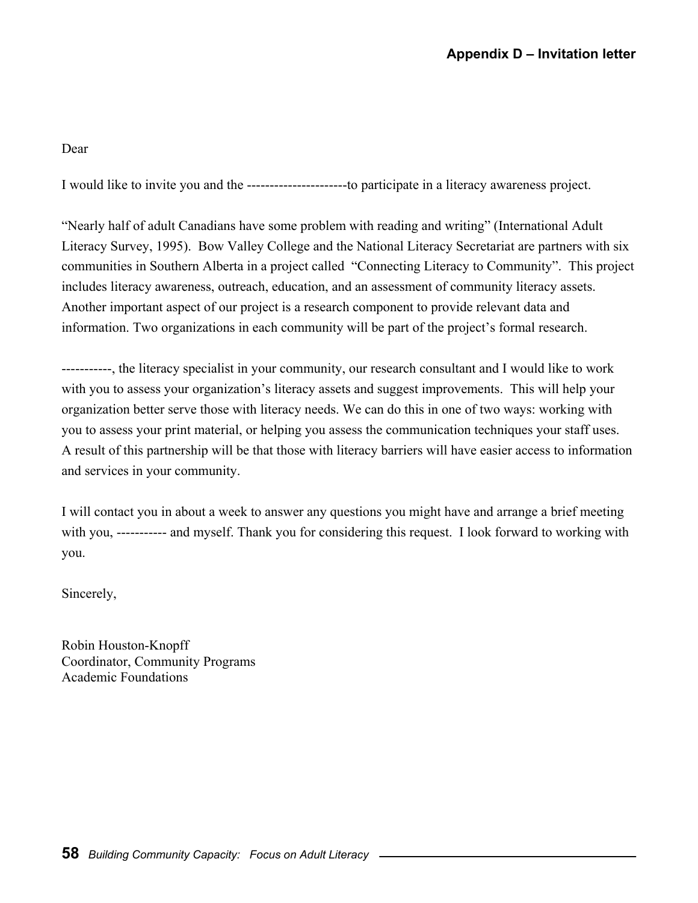## Appendix D – Invitation letter

Dear

I would like to invite you and the ----------------------to participate in a literacy awareness project.

"Nearly half of adult Canadians have some problem with reading and writing" (International Adult Literacy Survey, 1995). Bow Valley College and the National Literacy Secretariat are partners with six communities in Southern Alberta in a project called "Connecting Literacy to Community". This project includes literacy awareness, outreach, education, and an assessment of community literacy assets. Another important aspect of our project is a research component to provide relevant data and information. Two organizations in each community will be part of the project's formal research.

-----------, the literacy specialist in your community, our research consultant and I would like to work with you to assess your organization's literacy assets and suggest improvements. This will help your organization better serve those with literacy needs. We can do this in one of two ways: working with you to assess your print material, or helping you assess the communication techniques your staff uses. A result of this partnership will be that those with literacy barriers will have easier access to information and services in your community.

I will contact you in about a week to answer any questions you might have and arrange a brief meeting with you, ----------- and myself. Thank you for considering this request. I look forward to working with you.

Sincerely,

Robin Houston-Knopff
Coordinator, Community Programs
Academic Foundations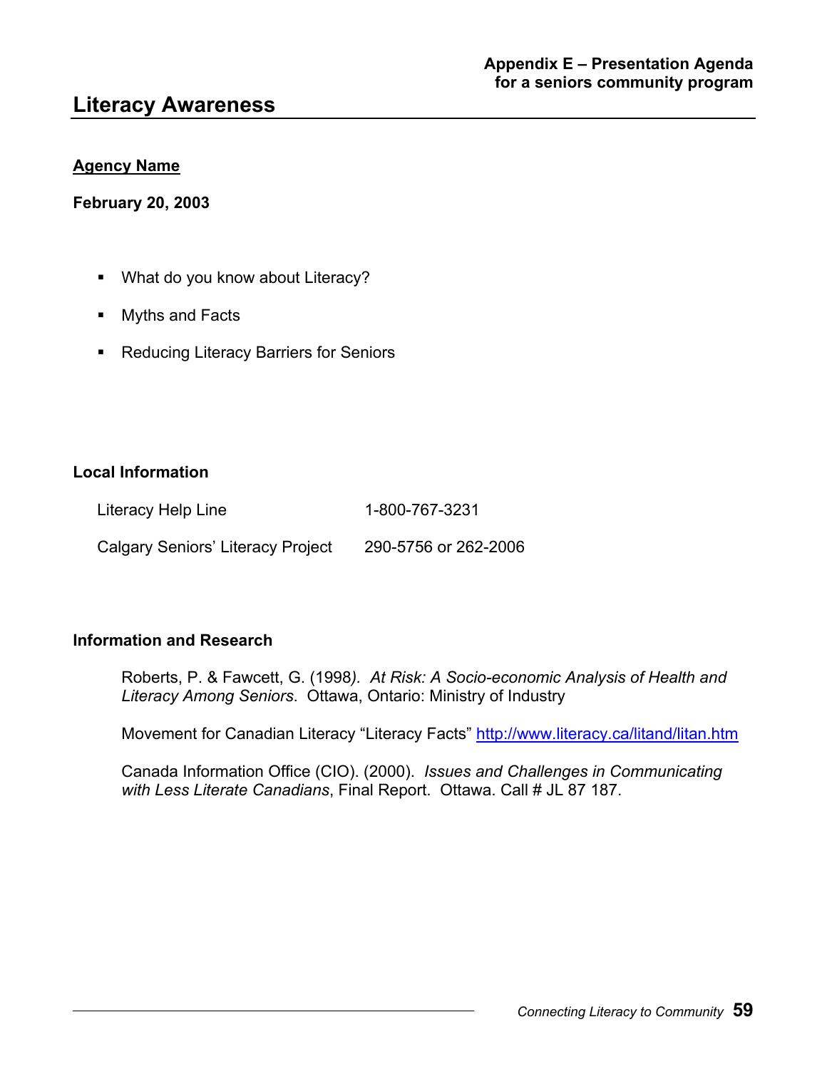**Appendix E – Presentation Agenda for a seniors community program**

# Literacy Awareness

**Agency Name**

**February 20, 2003**

- What do you know about Literacy?
- Myths and Facts
- Reducing Literacy Barriers for Seniors

**Local Information**

| | |
|---|---|
| Literacy Help Line | 1-800-767-3231 |
| Calgary Seniors' Literacy Project | 290-5756 or 262-2006 |

**Information and Research**

Roberts, P. & Fawcett, G. (1998). *At Risk: A Socio-economic Analysis of Health and Literacy Among Seniors*. Ottawa, Ontario: Ministry of Industry

Movement for Canadian Literacy "Literacy Facts" http://www.literacy.ca/litand/litan.htm

Canada Information Office (CIO). (2000). *Issues and Challenges in Communicating with Less Literate Canadians*, Final Report. Ottawa. Call # JL 87 187.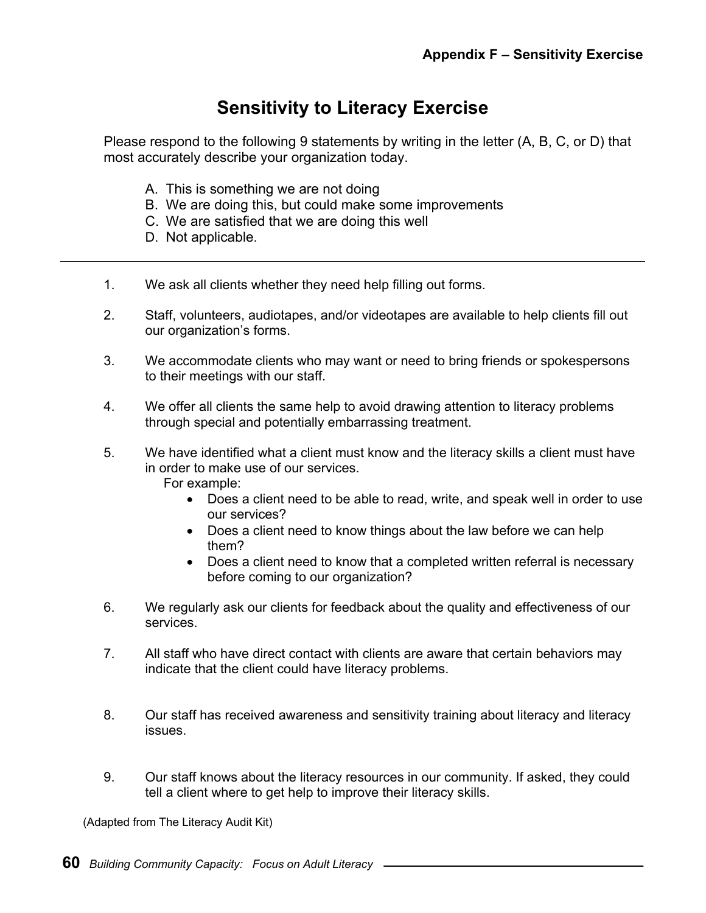## Appendix F – Sensitivity Exercise

# Sensitivity to Literacy Exercise

Please respond to the following 9 statements by writing in the letter (A, B, C, or D) that most accurately describe your organization today.

A. This is something we are not doing
B. We are doing this, but could make some improvements
C. We are satisfied that we are doing this well
D. Not applicable.

---

1. We ask all clients whether they need help filling out forms.

2. Staff, volunteers, audiotapes, and/or videotapes are available to help clients fill out our organization's forms.

3. We accommodate clients who may want or need to bring friends or spokespersons to their meetings with our staff.

4. We offer all clients the same help to avoid drawing attention to literacy problems through special and potentially embarrassing treatment.

5. We have identified what a client must know and the literacy skills a client must have in order to make use of our services.
   For example:
   - Does a client need to be able to read, write, and speak well in order to use our services?
   - Does a client need to know things about the law before we can help them?
   - Does a client need to know that a completed written referral is necessary before coming to our organization?

6. We regularly ask our clients for feedback about the quality and effectiveness of our services.

7. All staff who have direct contact with clients are aware that certain behaviors may indicate that the client could have literacy problems.

8. Our staff has received awareness and sensitivity training about literacy and literacy issues.

9. Our staff knows about the literacy resources in our community. If asked, they could tell a client where to get help to improve their literacy skills.

(Adapted from The Literacy Audit Kit)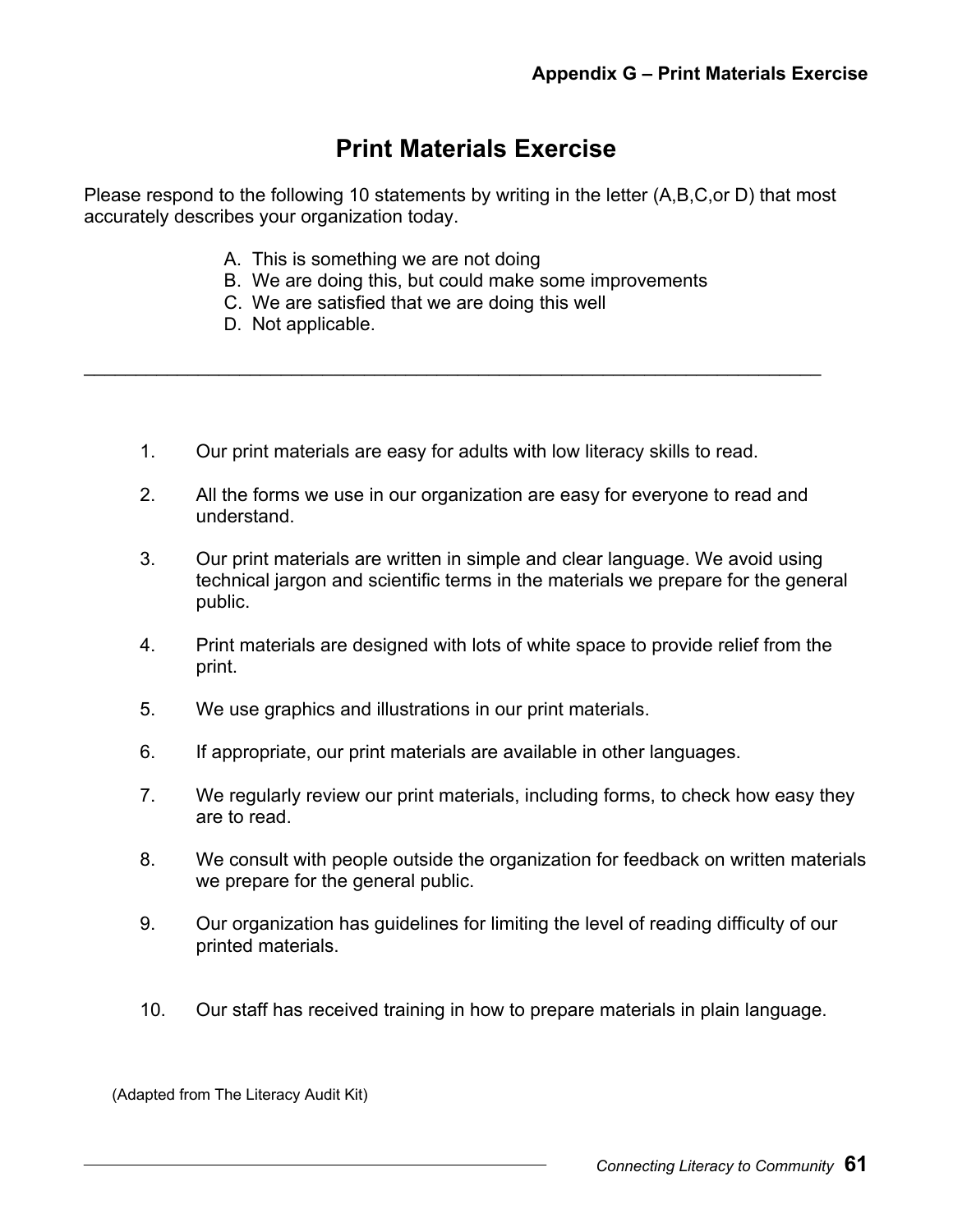# Print Materials Exercise

Please respond to the following 10 statements by writing in the letter (A,B,C,or D) that most accurately describes your organization today.

A. This is something we are not doing
B. We are doing this, but could make some improvements
C. We are satisfied that we are doing this well
D. Not applicable.

---

1. Our print materials are easy for adults with low literacy skills to read.
2. All the forms we use in our organization are easy for everyone to read and understand.
3. Our print materials are written in simple and clear language. We avoid using technical jargon and scientific terms in the materials we prepare for the general public.
4. Print materials are designed with lots of white space to provide relief from the print.
5. We use graphics and illustrations in our print materials.
6. If appropriate, our print materials are available in other languages.
7. We regularly review our print materials, including forms, to check how easy they are to read.
8. We consult with people outside the organization for feedback on written materials we prepare for the general public.
9. Our organization has guidelines for limiting the level of reading difficulty of our printed materials.
10. Our staff has received training in how to prepare materials in plain language.

(Adapted from The Literacy Audit Kit)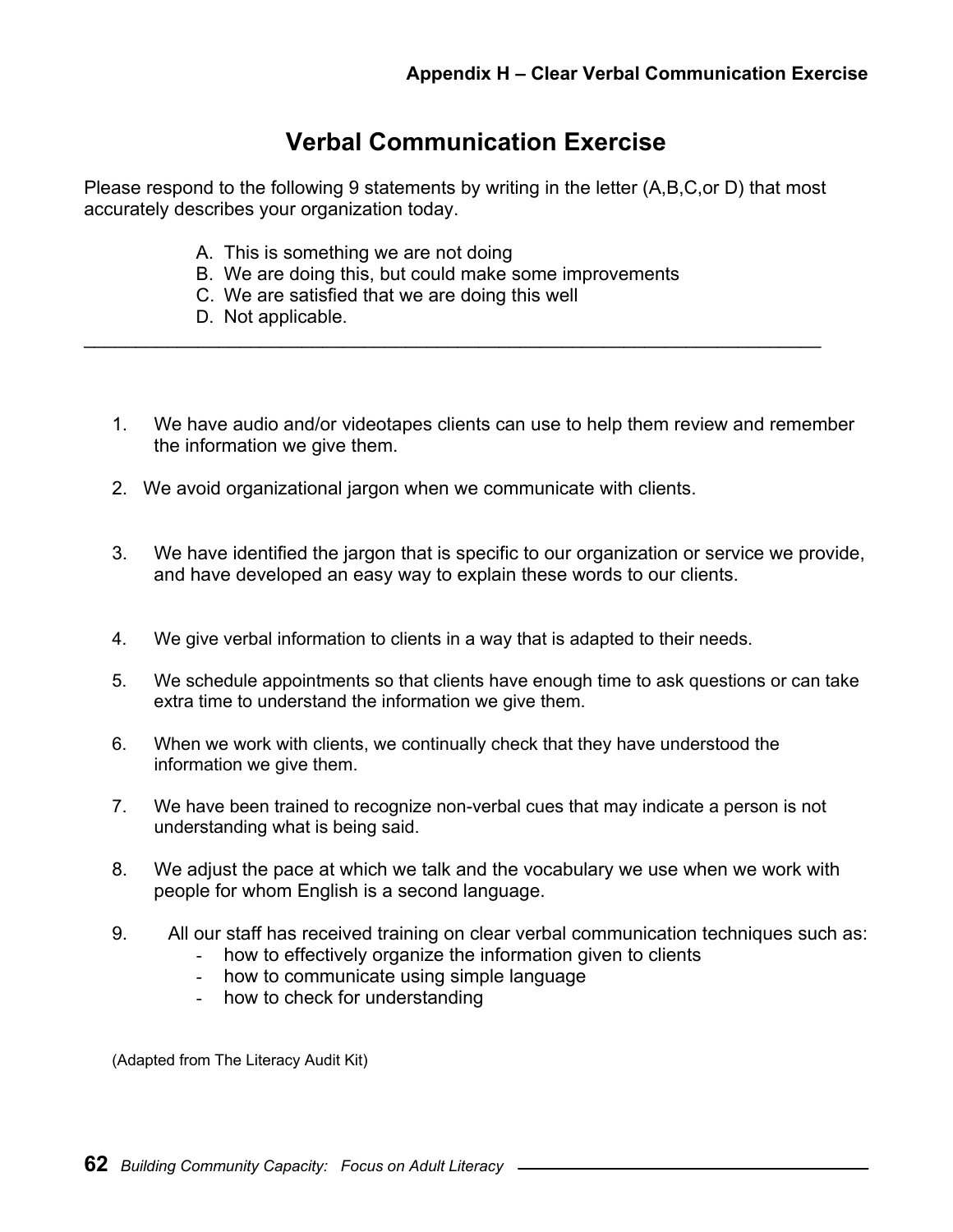**Appendix H – Clear Verbal Communication Exercise**

# Verbal Communication Exercise

Please respond to the following 9 statements by writing in the letter (A,B,C,or D) that most accurately describes your organization today.

A. This is something we are not doing
B. We are doing this, but could make some improvements
C. We are satisfied that we are doing this well
D. Not applicable.

---

1. We have audio and/or videotapes clients can use to help them review and remember the information we give them.

2. We avoid organizational jargon when we communicate with clients.

3. We have identified the jargon that is specific to our organization or service we provide, and have developed an easy way to explain these words to our clients.

4. We give verbal information to clients in a way that is adapted to their needs.

5. We schedule appointments so that clients have enough time to ask questions or can take extra time to understand the information we give them.

6. When we work with clients, we continually check that they have understood the information we give them.

7. We have been trained to recognize non-verbal cues that may indicate a person is not understanding what is being said.

8. We adjust the pace at which we talk and the vocabulary we use when we work with people for whom English is a second language.

9. All our staff has received training on clear verbal communication techniques such as:
   - how to effectively organize the information given to clients
   - how to communicate using simple language
   - how to check for understanding

(Adapted from The Literacy Audit Kit)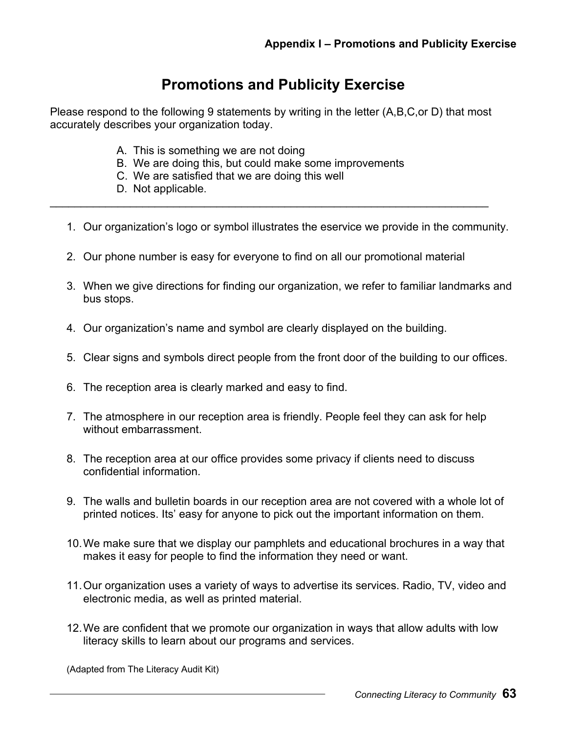# Promotions and Publicity Exercise

Please respond to the following 9 statements by writing in the letter (A,B,C,or D) that most accurately describes your organization today.

A. This is something we are not doing
B. We are doing this, but could make some improvements
C. We are satisfied that we are doing this well
D. Not applicable.

---

1. Our organization's logo or symbol illustrates the eservice we provide in the community.
2. Our phone number is easy for everyone to find on all our promotional material
3. When we give directions for finding our organization, we refer to familiar landmarks and bus stops.
4. Our organization's name and symbol are clearly displayed on the building.
5. Clear signs and symbols direct people from the front door of the building to our offices.
6. The reception area is clearly marked and easy to find.
7. The atmosphere in our reception area is friendly. People feel they can ask for help without embarrassment.
8. The reception area at our office provides some privacy if clients need to discuss confidential information.
9. The walls and bulletin boards in our reception area are not covered with a whole lot of printed notices. Its' easy for anyone to pick out the important information on them.
10. We make sure that we display our pamphlets and educational brochures in a way that makes it easy for people to find the information they need or want.
11. Our organization uses a variety of ways to advertise its services. Radio, TV, video and electronic media, as well as printed material.
12. We are confident that we promote our organization in ways that allow adults with low literacy skills to learn about our programs and services.

(Adapted from The Literacy Audit Kit)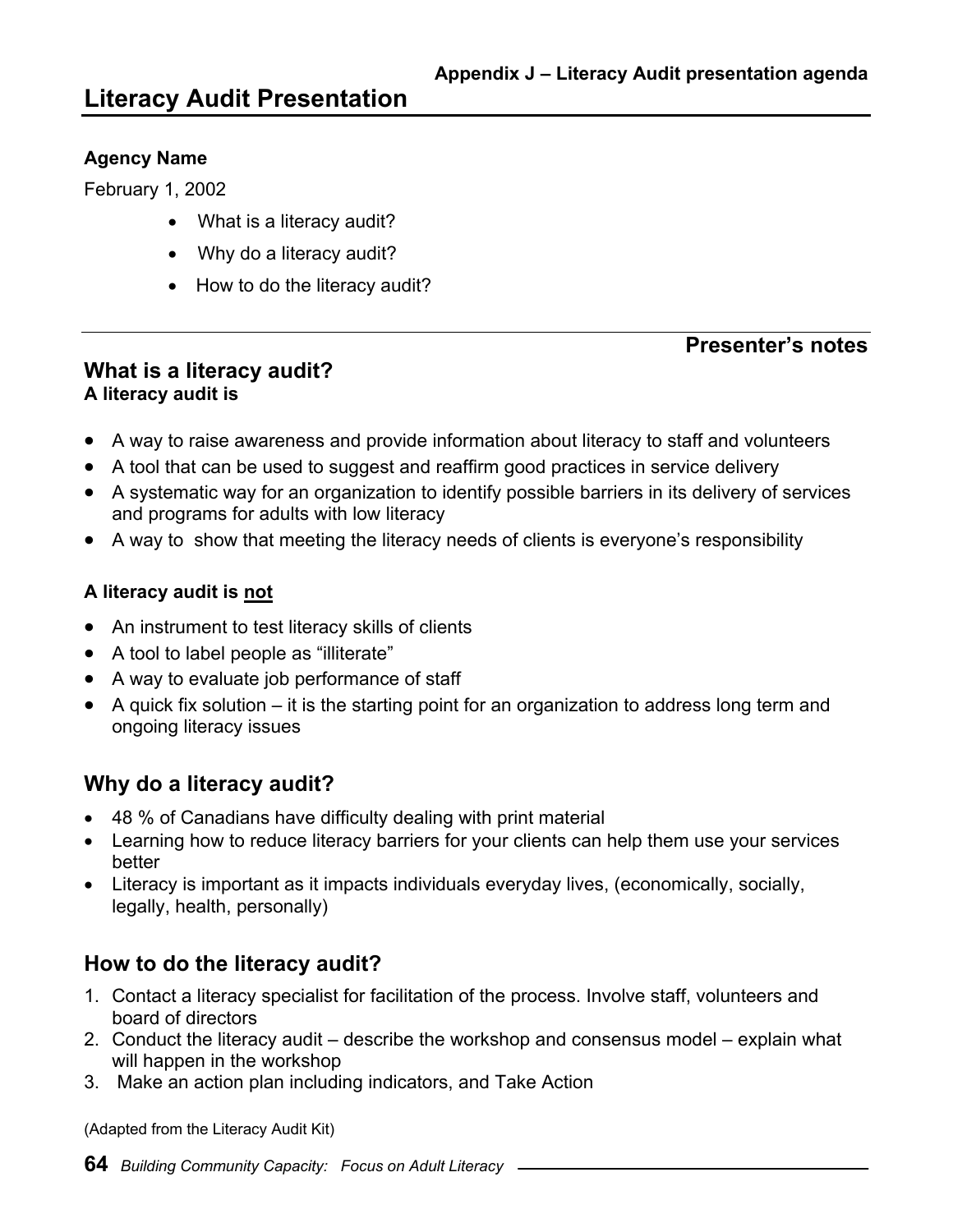Appendix J – Literacy Audit presentation agenda

# Literacy Audit Presentation

**Agency Name**

February 1, 2002

- What is a literacy audit?
- Why do a literacy audit?
- How to do the literacy audit?

---

**Presenter's notes**

## What is a literacy audit?

**A literacy audit is**

- A way to raise awareness and provide information about literacy to staff and volunteers
- A tool that can be used to suggest and reaffirm good practices in service delivery
- A systematic way for an organization to identify possible barriers in its delivery of services and programs for adults with low literacy
- A way to show that meeting the literacy needs of clients is everyone's responsibility

**A literacy audit is <u>not</u>**

- An instrument to test literacy skills of clients
- A tool to label people as "illiterate"
- A way to evaluate job performance of staff
- A quick fix solution – it is the starting point for an organization to address long term and ongoing literacy issues

## Why do a literacy audit?

- 48 % of Canadians have difficulty dealing with print material
- Learning how to reduce literacy barriers for your clients can help them use your services better
- Literacy is important as it impacts individuals everyday lives, (economically, socially, legally, health, personally)

## How to do the literacy audit?

1. Contact a literacy specialist for facilitation of the process. Involve staff, volunteers and board of directors
2. Conduct the literacy audit – describe the workshop and consensus model – explain what will happen in the workshop
3. Make an action plan including indicators, and Take Action

(Adapted from the Literacy Audit Kit)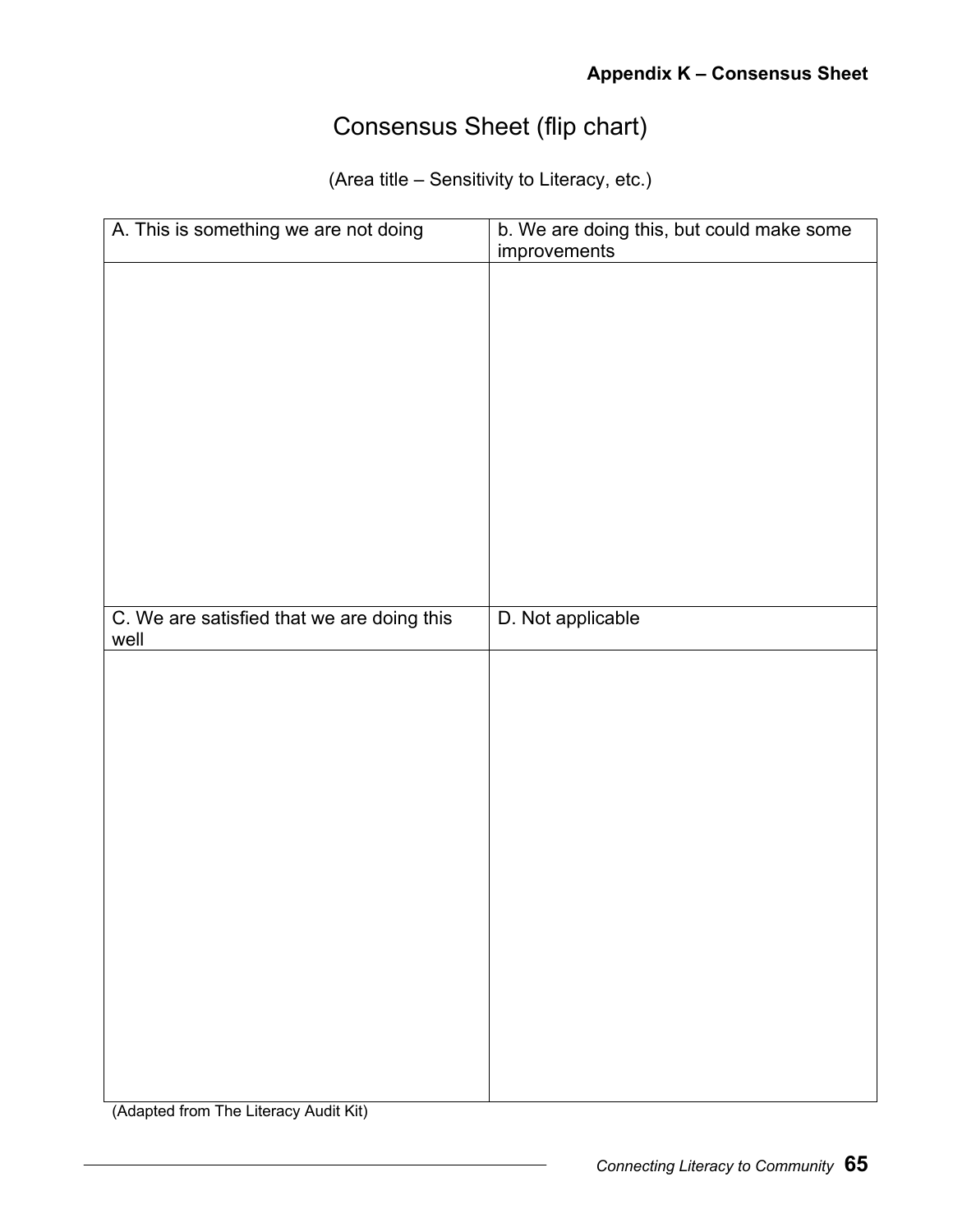**Appendix K – Consensus Sheet**

# Consensus Sheet (flip chart)

(Area title – Sensitivity to Literacy, etc.)

| A. This is something we are not doing | b. We are doing this, but could make some improvements |
|---|---|
| | |
| **C. We are satisfied that we are doing this well** | **D. Not applicable** |
| | |

(Adapted from The Literacy Audit Kit)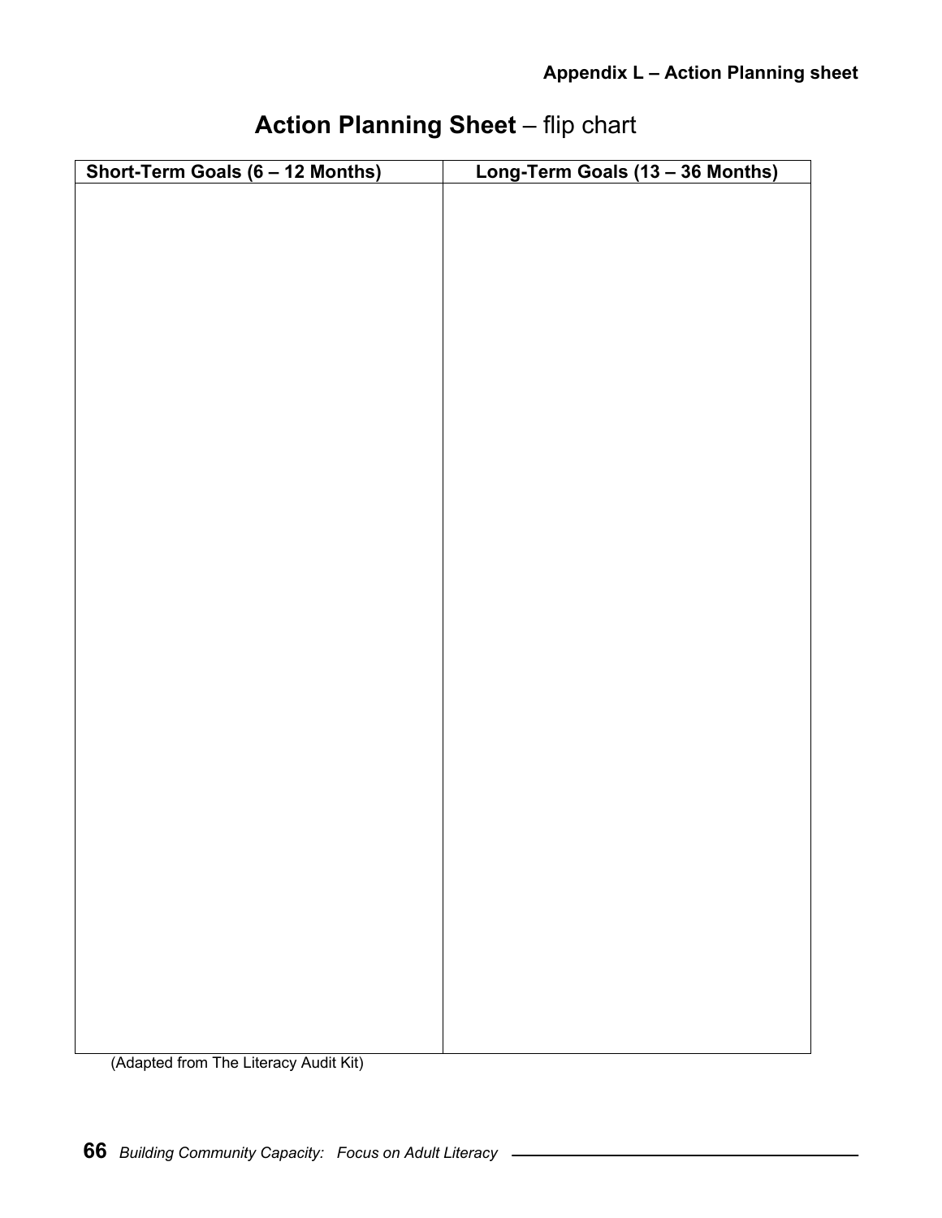# Action Planning Sheet – flip chart

| Short-Term Goals (6 – 12 Months) | Long-Term Goals (13 – 36 Months) |
| --- | --- |
| | |

(Adapted from The Literacy Audit Kit)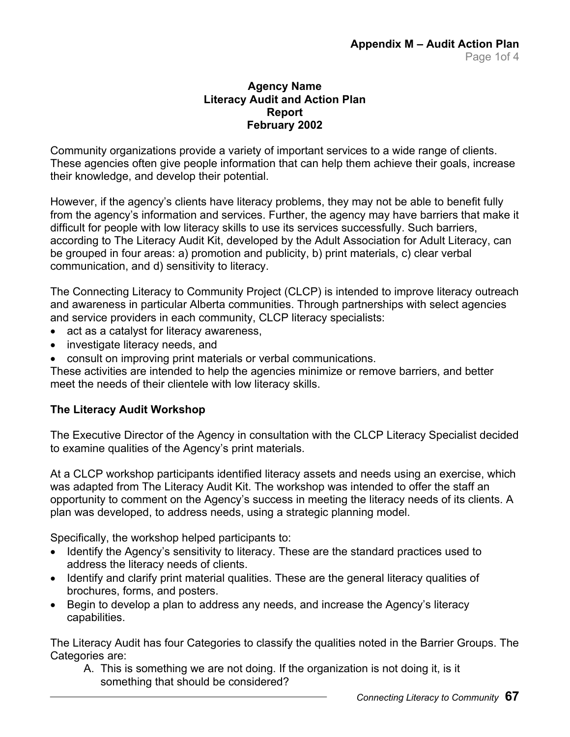## Appendix M – Audit Action Plan

### Agency Name
### Literacy Audit and Action Plan
### Report
### February 2002

Community organizations provide a variety of important services to a wide range of clients. These agencies often give people information that can help them achieve their goals, increase their knowledge, and develop their potential.

However, if the agency's clients have literacy problems, they may not be able to benefit fully from the agency's information and services. Further, the agency may have barriers that make it difficult for people with low literacy skills to use its services successfully. Such barriers, according to The Literacy Audit Kit, developed by the Adult Association for Adult Literacy, can be grouped in four areas: a) promotion and publicity, b) print materials, c) clear verbal communication, and d) sensitivity to literacy.

The Connecting Literacy to Community Project (CLCP) is intended to improve literacy outreach and awareness in particular Alberta communities. Through partnerships with select agencies and service providers in each community, CLCP literacy specialists:

- act as a catalyst for literacy awareness,
- investigate literacy needs, and
- consult on improving print materials or verbal communications.

These activities are intended to help the agencies minimize or remove barriers, and better meet the needs of their clientele with low literacy skills.

**The Literacy Audit Workshop**

The Executive Director of the Agency in consultation with the CLCP Literacy Specialist decided to examine qualities of the Agency's print materials.

At a CLCP workshop participants identified literacy assets and needs using an exercise, which was adapted from The Literacy Audit Kit. The workshop was intended to offer the staff an opportunity to comment on the Agency's success in meeting the literacy needs of its clients. A plan was developed, to address needs, using a strategic planning model.

Specifically, the workshop helped participants to:

- Identify the Agency's sensitivity to literacy. These are the standard practices used to address the literacy needs of clients.
- Identify and clarify print material qualities. These are the general literacy qualities of brochures, forms, and posters.
- Begin to develop a plan to address any needs, and increase the Agency's literacy capabilities.

The Literacy Audit has four Categories to classify the qualities noted in the Barrier Groups. The Categories are:

A. This is something we are not doing. If the organization is not doing it, is it something that should be considered?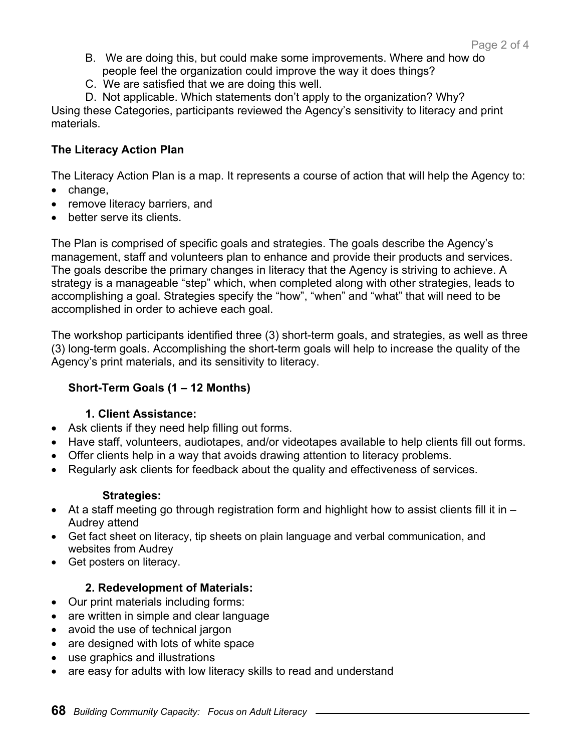B. We are doing this, but could make some improvements. Where and how do people feel the organization could improve the way it does things?

C. We are satisfied that we are doing this well.

D. Not applicable. Which statements don't apply to the organization? Why?

Using these Categories, participants reviewed the Agency's sensitivity to literacy and print materials.

**The Literacy Action Plan**

The Literacy Action Plan is a map. It represents a course of action that will help the Agency to:

- change,
- remove literacy barriers, and
- better serve its clients.

The Plan is comprised of specific goals and strategies. The goals describe the Agency's management, staff and volunteers plan to enhance and provide their products and services. The goals describe the primary changes in literacy that the Agency is striving to achieve. A strategy is a manageable "step" which, when completed along with other strategies, leads to accomplishing a goal. Strategies specify the "how", "when" and "what" that will need to be accomplished in order to achieve each goal.

The workshop participants identified three (3) short-term goals, and strategies, as well as three (3) long-term goals. Accomplishing the short-term goals will help to increase the quality of the Agency's print materials, and its sensitivity to literacy.

**Short-Term Goals (1 – 12 Months)**

**1. Client Assistance:**

- Ask clients if they need help filling out forms.
- Have staff, volunteers, audiotapes, and/or videotapes available to help clients fill out forms.
- Offer clients help in a way that avoids drawing attention to literacy problems.
- Regularly ask clients for feedback about the quality and effectiveness of services.

**Strategies:**

- At a staff meeting go through registration form and highlight how to assist clients fill it in – Audrey attend
- Get fact sheet on literacy, tip sheets on plain language and verbal communication, and websites from Audrey
- Get posters on literacy.

**2. Redevelopment of Materials:**

- Our print materials including forms:
- are written in simple and clear language
- avoid the use of technical jargon
- are designed with lots of white space
- use graphics and illustrations
- are easy for adults with low literacy skills to read and understand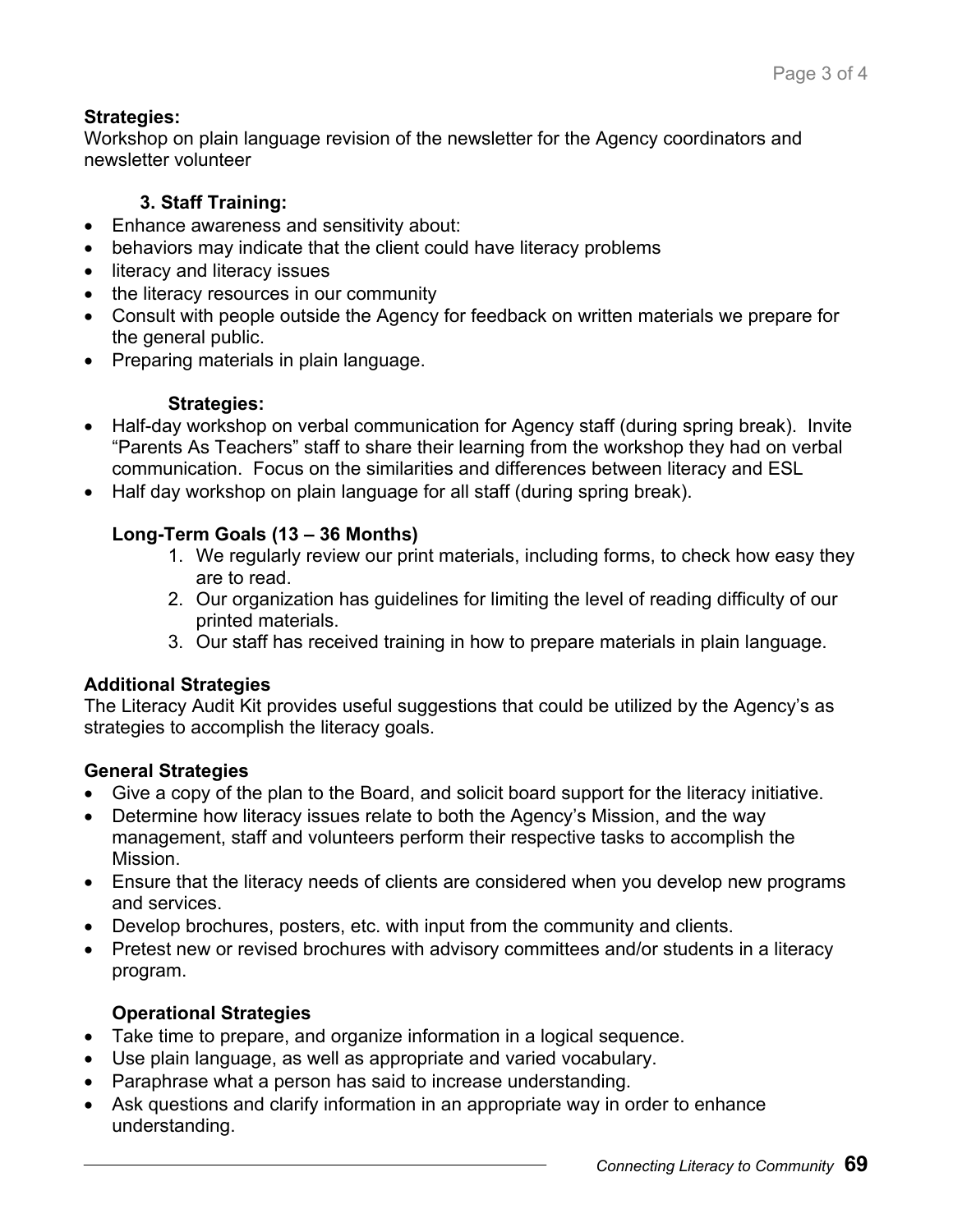**Strategies:**
Workshop on plain language revision of the newsletter for the Agency coordinators and newsletter volunteer

**3. Staff Training:**

- Enhance awareness and sensitivity about:
- behaviors may indicate that the client could have literacy problems
- literacy and literacy issues
- the literacy resources in our community
- Consult with people outside the Agency for feedback on written materials we prepare for the general public.
- Preparing materials in plain language.

**Strategies:**

- Half-day workshop on verbal communication for Agency staff (during spring break). Invite "Parents As Teachers" staff to share their learning from the workshop they had on verbal communication. Focus on the similarities and differences between literacy and ESL
- Half day workshop on plain language for all staff (during spring break).

**Long-Term Goals (13 – 36 Months)**

1. We regularly review our print materials, including forms, to check how easy they are to read.
2. Our organization has guidelines for limiting the level of reading difficulty of our printed materials.
3. Our staff has received training in how to prepare materials in plain language.

**Additional Strategies**
The Literacy Audit Kit provides useful suggestions that could be utilized by the Agency's as strategies to accomplish the literacy goals.

**General Strategies**

- Give a copy of the plan to the Board, and solicit board support for the literacy initiative.
- Determine how literacy issues relate to both the Agency's Mission, and the way management, staff and volunteers perform their respective tasks to accomplish the Mission.
- Ensure that the literacy needs of clients are considered when you develop new programs and services.
- Develop brochures, posters, etc. with input from the community and clients.
- Pretest new or revised brochures with advisory committees and/or students in a literacy program.

**Operational Strategies**

- Take time to prepare, and organize information in a logical sequence.
- Use plain language, as well as appropriate and varied vocabulary.
- Paraphrase what a person has said to increase understanding.
- Ask questions and clarify information in an appropriate way in order to enhance understanding.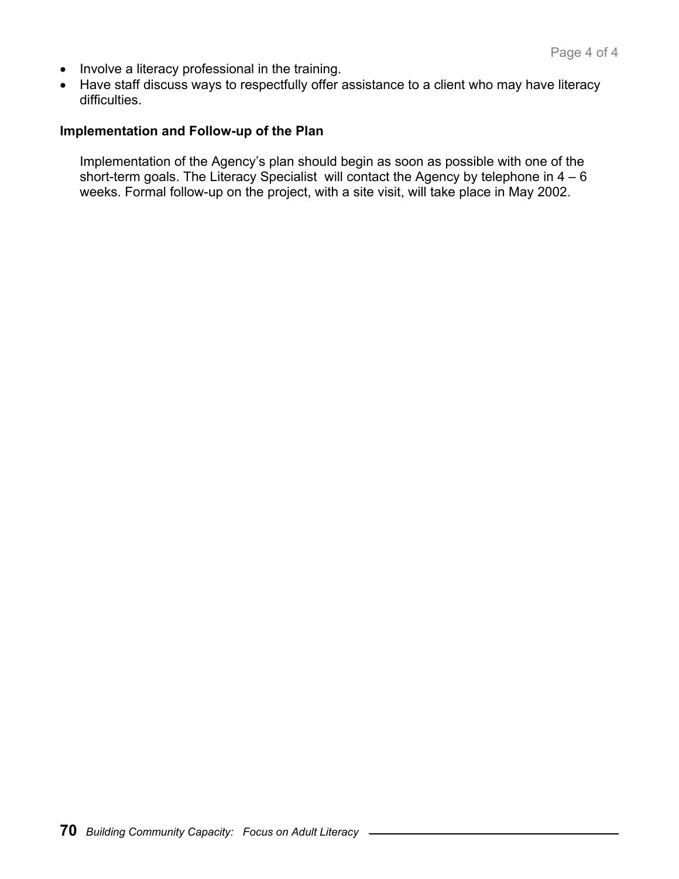- Involve a literacy professional in the training.
- Have staff discuss ways to respectfully offer assistance to a client who may have literacy difficulties.

**Implementation and Follow-up of the Plan**

Implementation of the Agency's plan should begin as soon as possible with one of the short-term goals. The Literacy Specialist will contact the Agency by telephone in 4 – 6 weeks. Formal follow-up on the project, with a site visit, will take place in May 2002.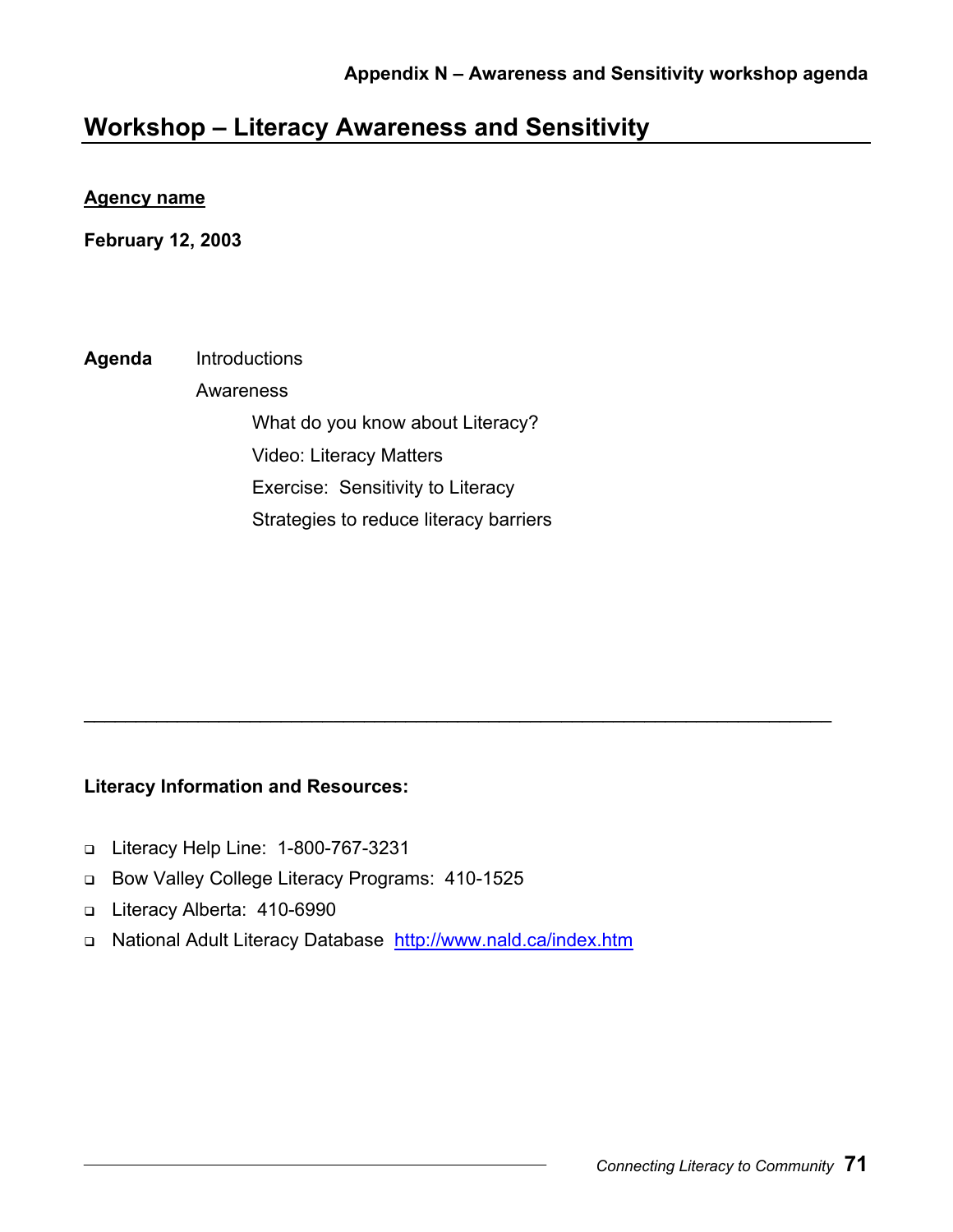Appendix N – Awareness and Sensitivity workshop agenda

# Workshop – Literacy Awareness and Sensitivity

**Agency name**

**February 12, 2003**

**Agenda**

- Introductions
- Awareness
  - What do you know about Literacy?
  - Video: Literacy Matters
  - Exercise: Sensitivity to Literacy
  - Strategies to reduce literacy barriers

---

**Literacy Information and Resources:**

- Literacy Help Line: 1-800-767-3231
- Bow Valley College Literacy Programs: 410-1525
- Literacy Alberta: 410-6990
- National Adult Literacy Database http://www.nald.ca/index.htm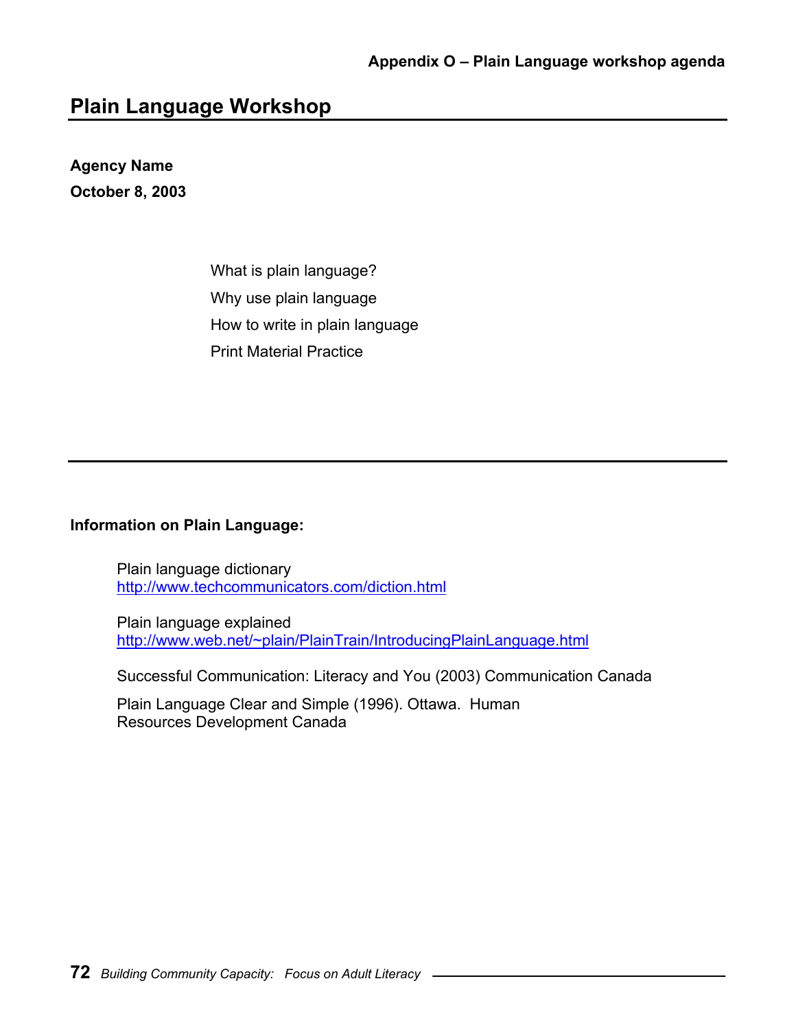**Appendix O – Plain Language workshop agenda**

## Plain Language Workshop

**Agency Name**

**October 8, 2003**

What is plain language?

Why use plain language

How to write in plain language

Print Material Practice

**Information on Plain Language:**

Plain language dictionary
http://www.techcommunicators.com/diction.html

Plain language explained
http://www.web.net/~plain/PlainTrain/IntroducingPlainLanguage.html

Successful Communication: Literacy and You (2003) Communication Canada

Plain Language Clear and Simple (1996). Ottawa. Human Resources Development Canada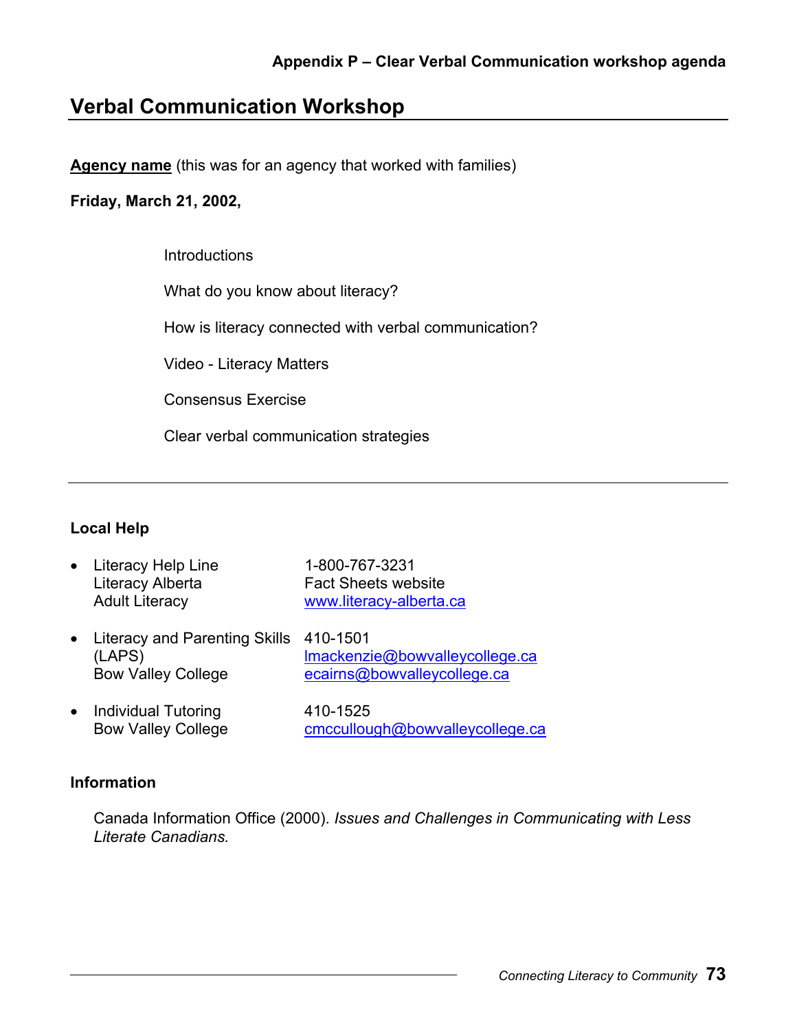**Appendix P – Clear Verbal Communication workshop agenda**

## Verbal Communication Workshop

**Agency name** (this was for an agency that worked with families)

**Friday, March 21, 2002,**

Introductions

What do you know about literacy?

How is literacy connected with verbal communication?

Video - Literacy Matters

Consensus Exercise

Clear verbal communication strategies

---

### Local Help

- Literacy Help Line 1-800-767-3231
  Literacy Alberta Fact Sheets website
  Adult Literacy www.literacy-alberta.ca

- Literacy and Parenting Skills (LAPS) 410-1501
  Bow Valley College lmackenzie@bowvalleycollege.ca
  ecairns@bowvalleycollege.ca

- Individual Tutoring 410-1525
  Bow Valley College cmccullough@bowvalleycollege.ca

### Information

Canada Information Office (2000). *Issues and Challenges in Communicating with Less Literate Canadians.*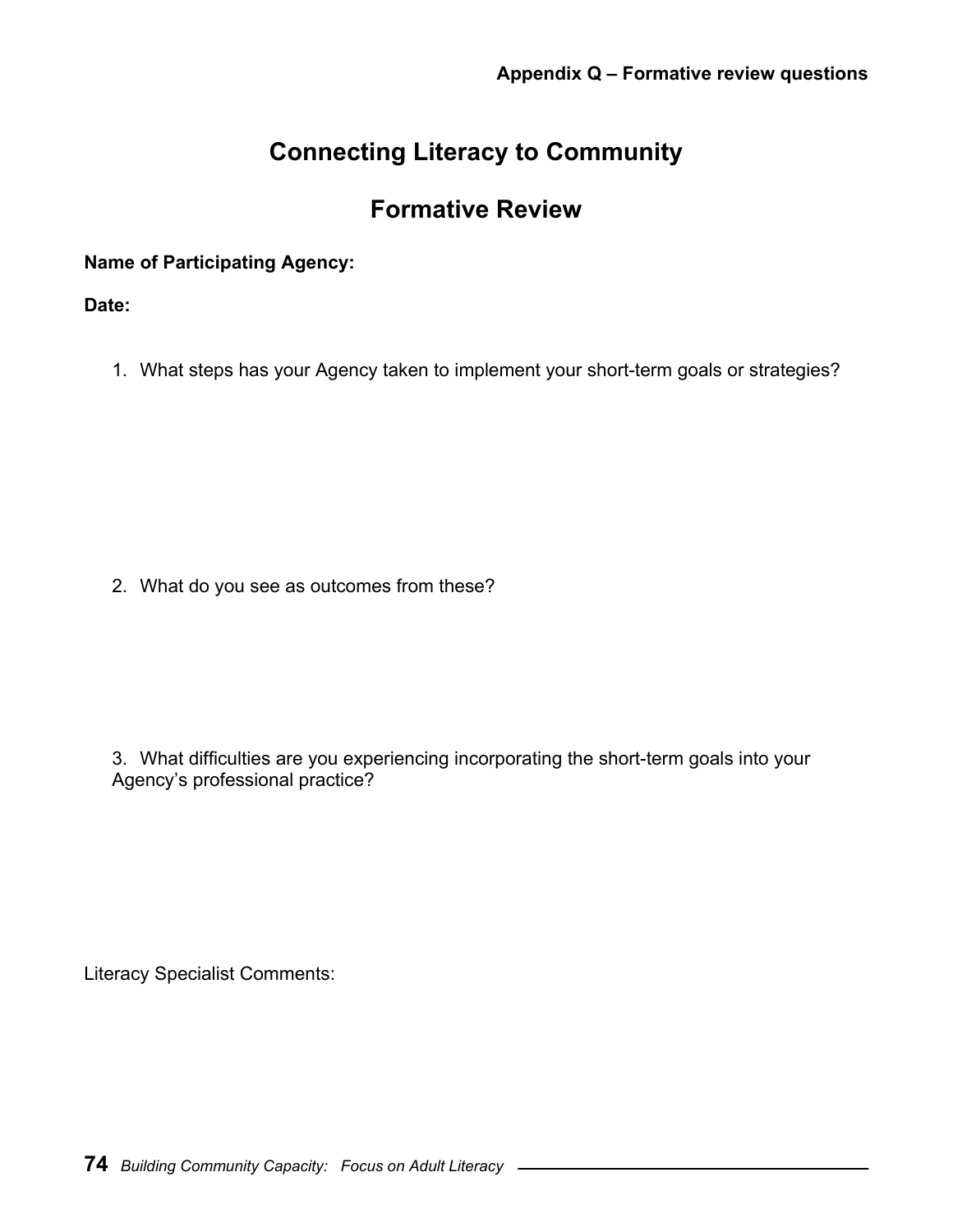**Appendix Q – Formative review questions**

# Connecting Literacy to Community

## Formative Review

**Name of Participating Agency:**

**Date:**

1. What steps has your Agency taken to implement your short-term goals or strategies?

2. What do you see as outcomes from these?

3. What difficulties are you experiencing incorporating the short-term goals into your Agency's professional practice?

Literacy Specialist Comments: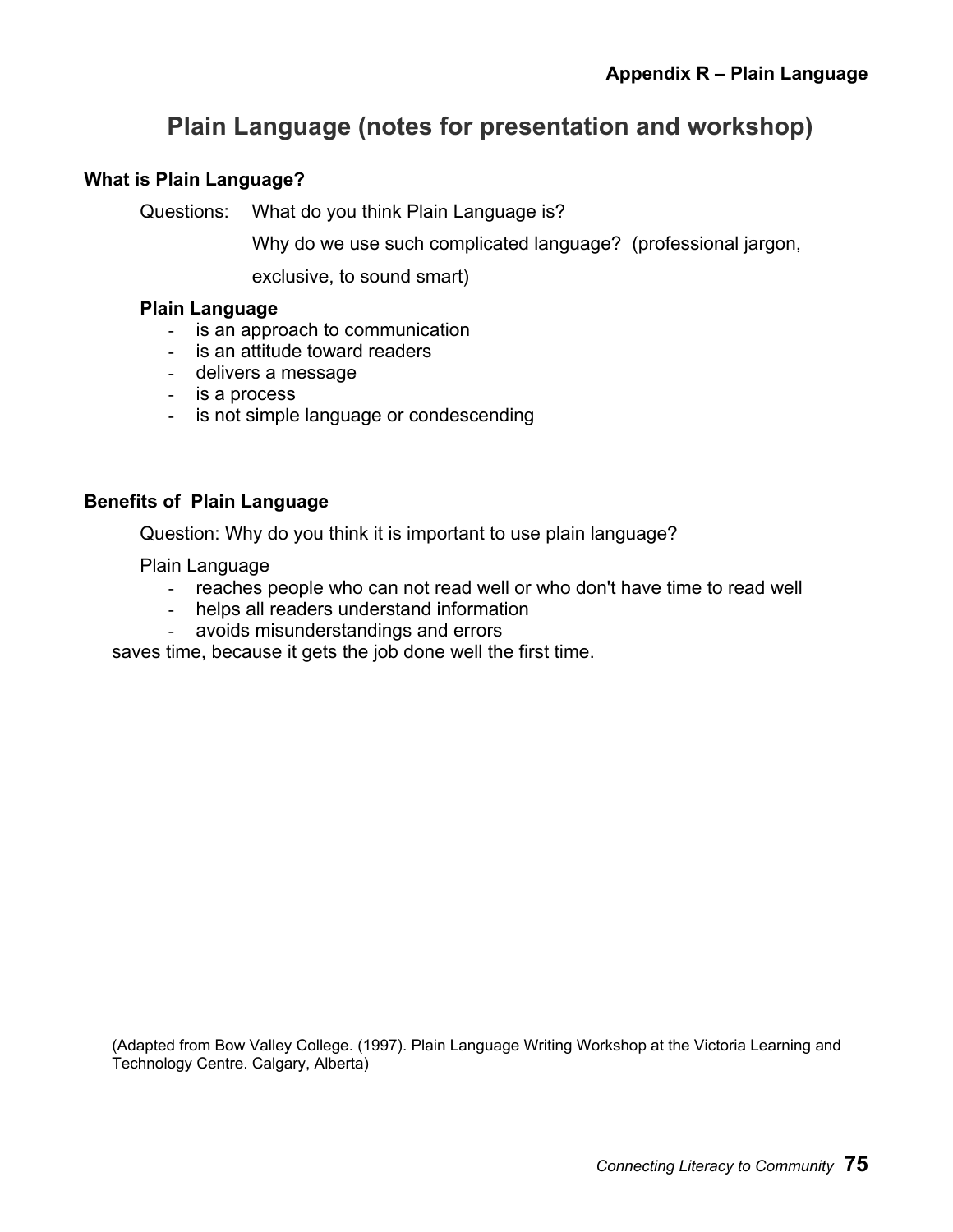# Plain Language (notes for presentation and workshop)

## What is Plain Language?

Questions: What do you think Plain Language is?

Why do we use such complicated language? (professional jargon, exclusive, to sound smart)

**Plain Language**

- is an approach to communication
- is an attitude toward readers
- delivers a message
- is a process
- is not simple language or condescending

## Benefits of Plain Language

Question: Why do you think it is important to use plain language?

Plain Language

- reaches people who can not read well or who don't have time to read well
- helps all readers understand information
- avoids misunderstandings and errors

saves time, because it gets the job done well the first time.

(Adapted from Bow Valley College. (1997). Plain Language Writing Workshop at the Victoria Learning and Technology Centre. Calgary, Alberta)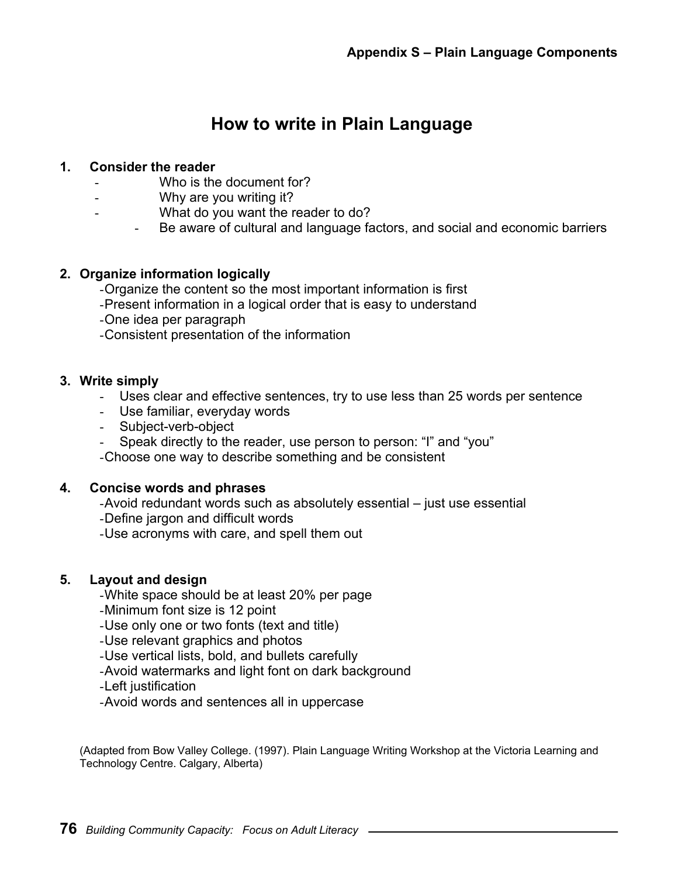Appendix S – Plain Language Components

# How to write in Plain Language

## 1. Consider the reader

- Who is the document for?
- Why are you writing it?
- What do you want the reader to do?
  - Be aware of cultural and language factors, and social and economic barriers

## 2. Organize information logically

- Organize the content so the most important information is first
- Present information in a logical order that is easy to understand
- One idea per paragraph
- Consistent presentation of the information

## 3. Write simply

- Uses clear and effective sentences, try to use less than 25 words per sentence
- Use familiar, everyday words
- Subject-verb-object
- Speak directly to the reader, use person to person: "I" and "you"
- Choose one way to describe something and be consistent

## 4. Concise words and phrases

- Avoid redundant words such as absolutely essential – just use essential
- Define jargon and difficult words
- Use acronyms with care, and spell them out

## 5. Layout and design

- White space should be at least 20% per page
- Minimum font size is 12 point
- Use only one or two fonts (text and title)
- Use relevant graphics and photos
- Use vertical lists, bold, and bullets carefully
- Avoid watermarks and light font on dark background
- Left justification
- Avoid words and sentences all in uppercase

(Adapted from Bow Valley College. (1997). Plain Language Writing Workshop at the Victoria Learning and Technology Centre. Calgary, Alberta)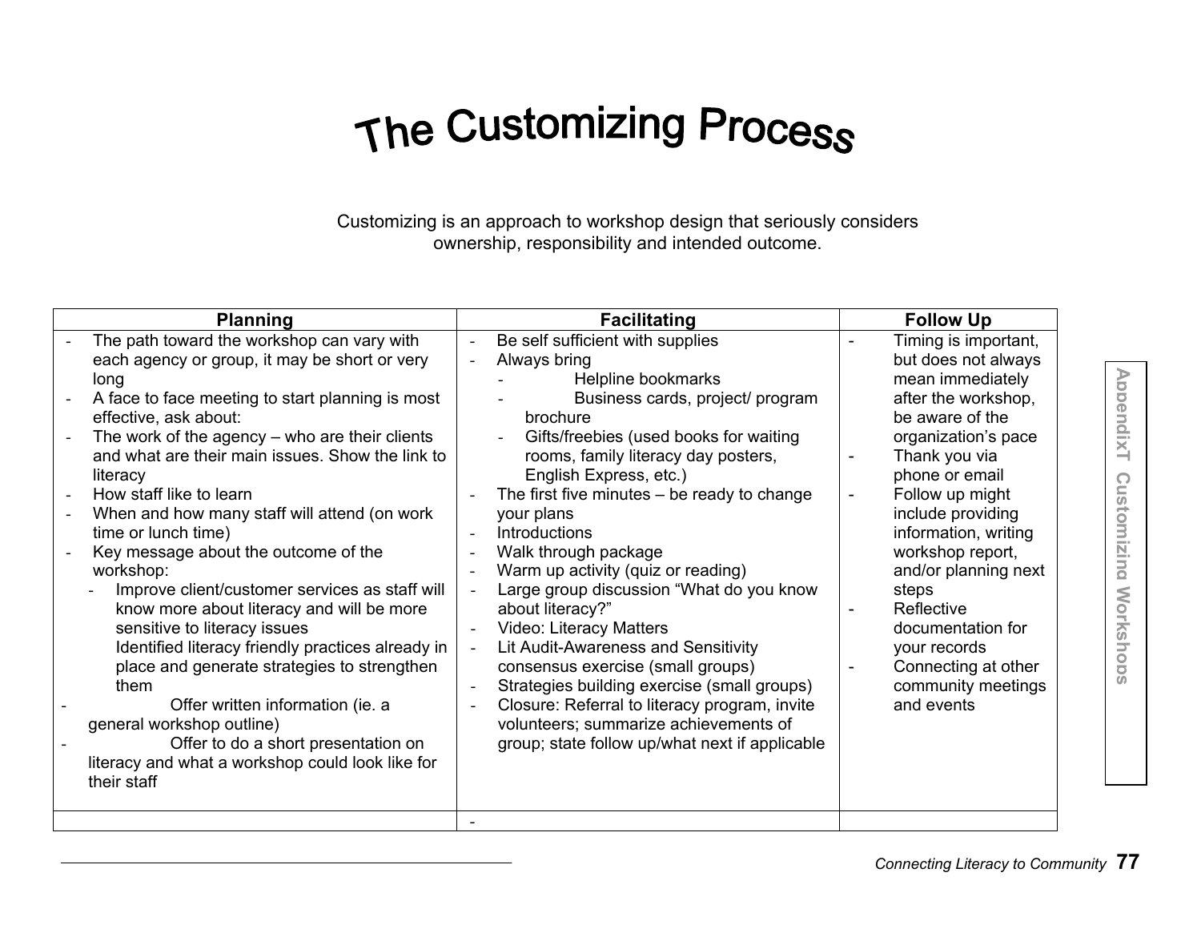# The Customizing Process

Customizing is an approach to workshop design that seriously considers ownership, responsibility and intended outcome.

| Planning | Facilitating | Follow Up |
|---|---|---|
| - The path toward the workshop can vary with each agency or group, it may be short or very long<br>- A face to face meeting to start planning is most effective, ask about:<br>- The work of the agency – who are their clients and what are their main issues. Show the link to literacy<br>- How staff like to learn<br>- When and how many staff will attend (on work time or lunch time)<br>- Key message about the outcome of the workshop:<br>&nbsp;&nbsp;- Improve client/customer services as staff will know more about literacy and will be more sensitive to literacy issues<br>&nbsp;&nbsp;Identified literacy friendly practices already in place and generate strategies to strengthen them<br>- Offer written information (ie. a general workshop outline)<br>- Offer to do a short presentation on literacy and what a workshop could look like for their staff | - Be self sufficient with supplies<br>- Always bring<br>&nbsp;&nbsp;- Helpline bookmarks<br>&nbsp;&nbsp;- Business cards, project/ program brochure<br>&nbsp;&nbsp;- Gifts/freebies (used books for waiting rooms, family literacy day posters, English Express, etc.)<br>- The first five minutes – be ready to change your plans<br>- Introductions<br>- Walk through package<br>- Warm up activity (quiz or reading)<br>- Large group discussion "What do you know about literacy?"<br>- Video: Literacy Matters<br>- Lit Audit-Awareness and Sensitivity consensus exercise (small groups)<br>- Strategies building exercise (small groups)<br>- Closure: Referral to literacy program, invite volunteers; summarize achievements of group; state follow up/what next if applicable | - Timing is important, but does not always mean immediately after the workshop, be aware of the organization's pace<br>- Thank you via phone or email<br>- Follow up might include providing information, writing workshop report, and/or planning next steps<br>- Reflective documentation for your records<br>- Connecting at other community meetings and events |
| | - | |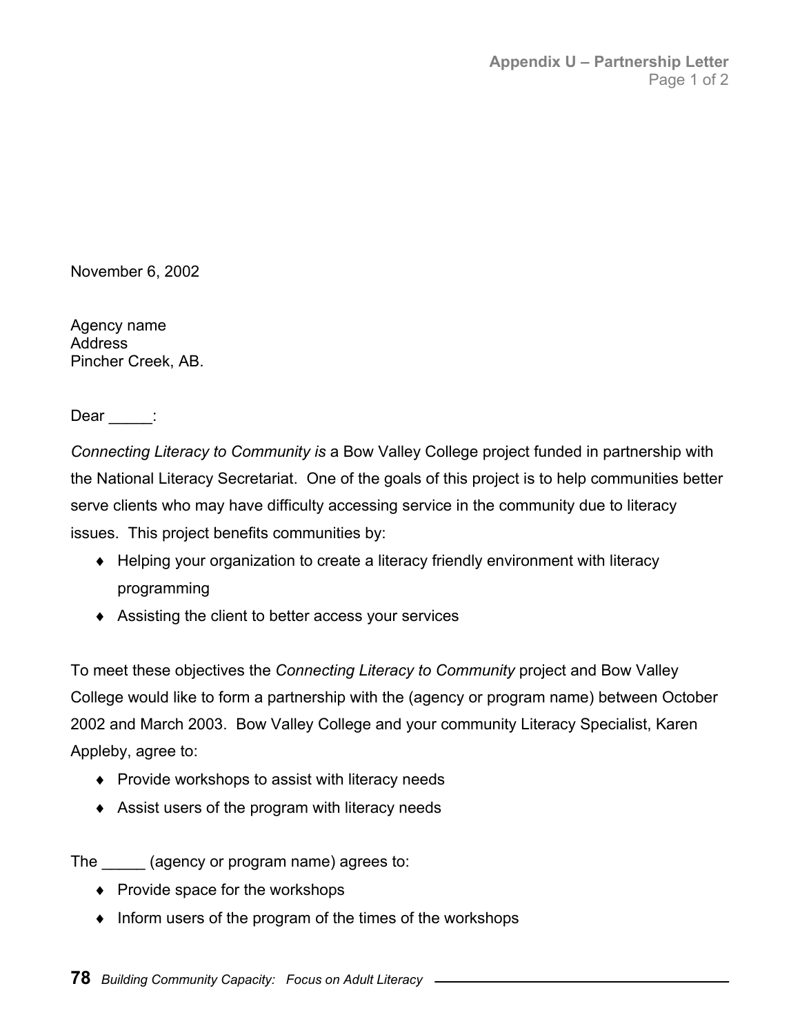November 6, 2002

Agency name  
Address  
Pincher Creek, AB.

Dear _____:

*Connecting Literacy to Community is* a Bow Valley College project funded in partnership with the National Literacy Secretariat. One of the goals of this project is to help communities better serve clients who may have difficulty accessing service in the community due to literacy issues. This project benefits communities by:

- Helping your organization to create a literacy friendly environment with literacy programming
- Assisting the client to better access your services

To meet these objectives the *Connecting Literacy to Community* project and Bow Valley College would like to form a partnership with the (agency or program name) between October 2002 and March 2003. Bow Valley College and your community Literacy Specialist, Karen Appleby, agree to:

- Provide workshops to assist with literacy needs
- Assist users of the program with literacy needs

The _____ (agency or program name) agrees to:

- Provide space for the workshops
- Inform users of the program of the times of the workshops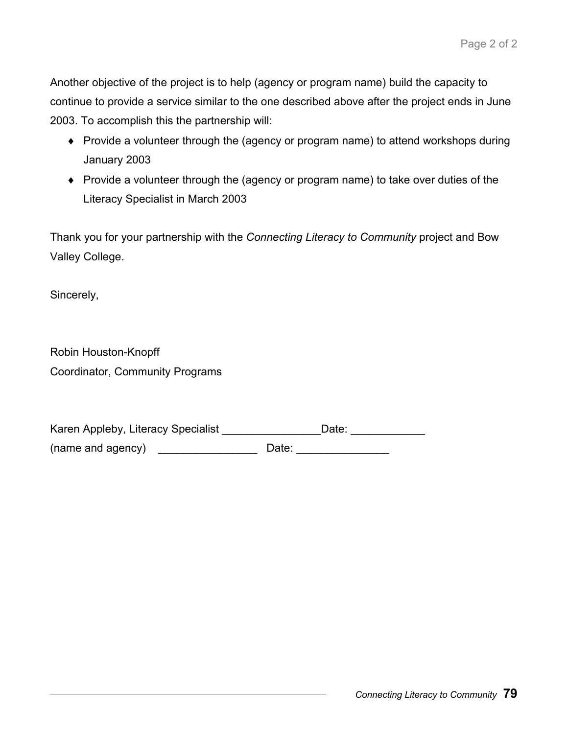Another objective of the project is to help (agency or program name) build the capacity to continue to provide a service similar to the one described above after the project ends in June 2003. To accomplish this the partnership will:

- Provide a volunteer through the (agency or program name) to attend workshops during January 2003
- Provide a volunteer through the (agency or program name) to take over duties of the Literacy Specialist in March 2003

Thank you for your partnership with the *Connecting Literacy to Community* project and Bow Valley College.

Sincerely,

Robin Houston-Knopff
Coordinator, Community Programs

Karen Appleby, Literacy Specialist ________________Date: ____________
(name and agency) ________________ Date: _______________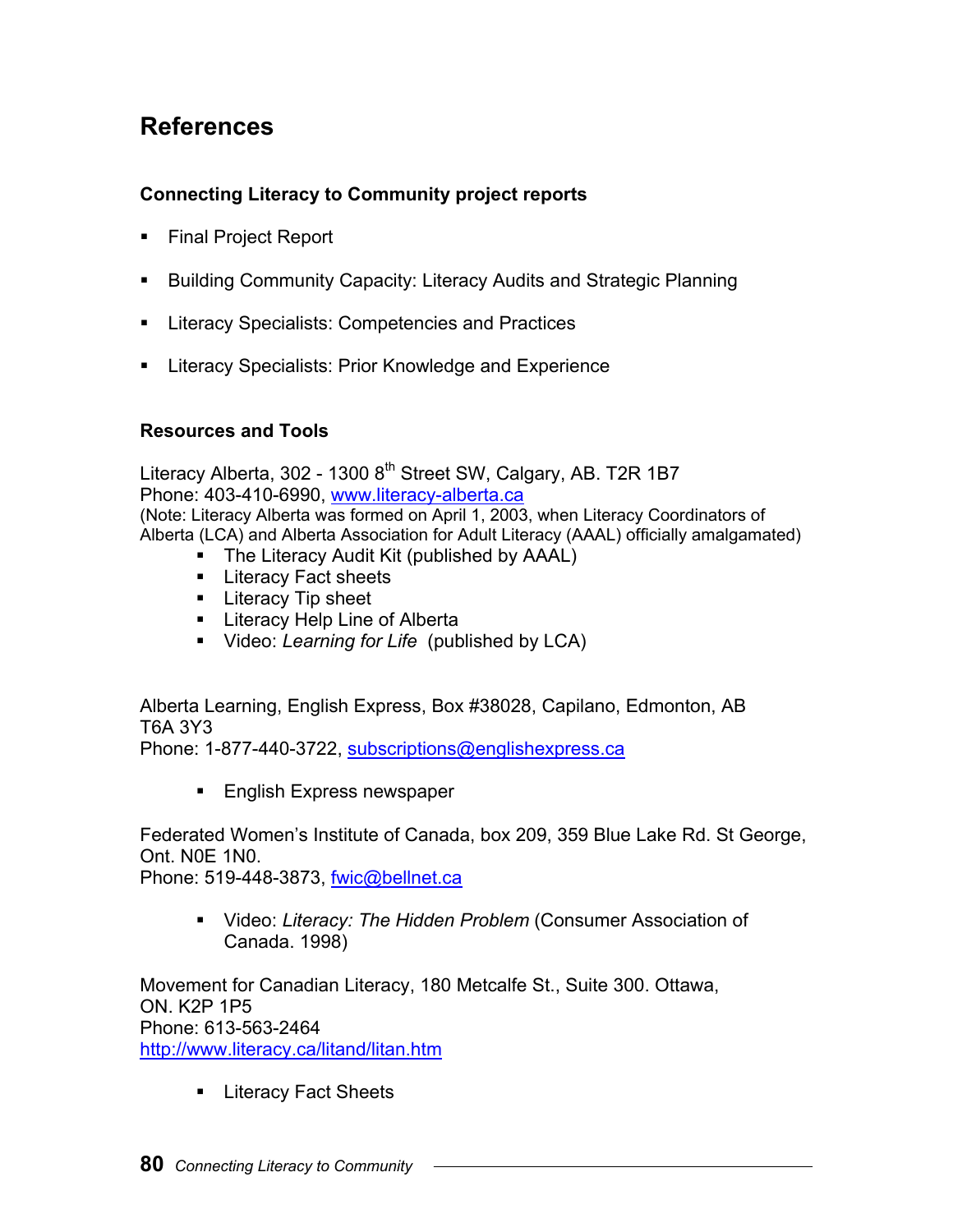# References

### Connecting Literacy to Community project reports

- Final Project Report
- Building Community Capacity: Literacy Audits and Strategic Planning
- Literacy Specialists: Competencies and Practices
- Literacy Specialists: Prior Knowledge and Experience

### Resources and Tools

Literacy Alberta, 302 - 1300 8th Street SW, Calgary, AB. T2R 1B7
Phone: 403-410-6990, www.literacy-alberta.ca
(Note: Literacy Alberta was formed on April 1, 2003, when Literacy Coordinators of Alberta (LCA) and Alberta Association for Adult Literacy (AAAL) officially amalgamated)

- The Literacy Audit Kit (published by AAAL)
- Literacy Fact sheets
- Literacy Tip sheet
- Literacy Help Line of Alberta
- Video: *Learning for Life* (published by LCA)

Alberta Learning, English Express, Box #38028, Capilano, Edmonton, AB T6A 3Y3
Phone: 1-877-440-3722, subscriptions@englishexpress.ca

- English Express newspaper

Federated Women's Institute of Canada, box 209, 359 Blue Lake Rd. St George, Ont. N0E 1N0.
Phone: 519-448-3873, fwic@bellnet.ca

- Video: *Literacy: The Hidden Problem* (Consumer Association of Canada. 1998)

Movement for Canadian Literacy, 180 Metcalfe St., Suite 300. Ottawa, ON. K2P 1P5
Phone: 613-563-2464
http://www.literacy.ca/litand/litan.htm

- Literacy Fact Sheets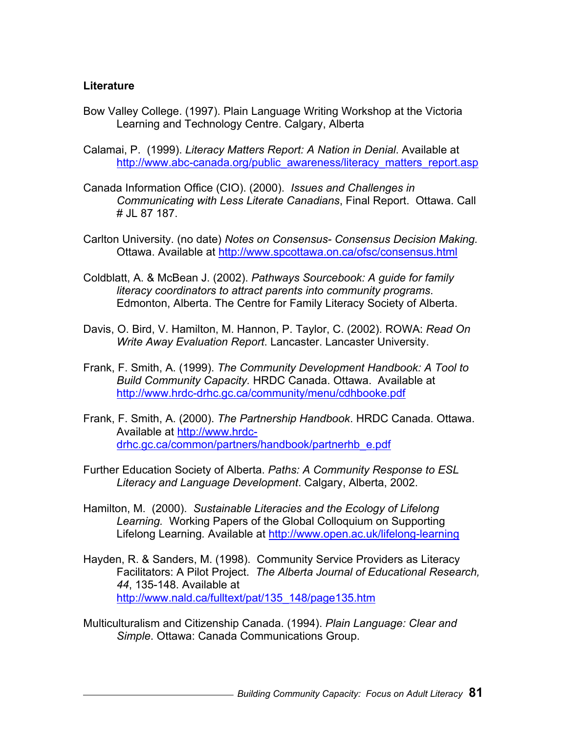**Literature**

Bow Valley College. (1997). Plain Language Writing Workshop at the Victoria Learning and Technology Centre. Calgary, Alberta

Calamai, P. (1999). *Literacy Matters Report: A Nation in Denial*. Available at http://www.abc-canada.org/public_awareness/literacy_matters_report.asp

Canada Information Office (CIO). (2000). *Issues and Challenges in Communicating with Less Literate Canadians*, Final Report. Ottawa. Call # JL 87 187.

Carlton University. (no date) *Notes on Consensus- Consensus Decision Making.* Ottawa. Available at http://www.spcottawa.on.ca/ofsc/consensus.html

Coldblatt, A. & McBean J. (2002). *Pathways Sourcebook: A guide for family literacy coordinators to attract parents into community programs*. Edmonton, Alberta. The Centre for Family Literacy Society of Alberta.

Davis, O. Bird, V. Hamilton, M. Hannon, P. Taylor, C. (2002). ROWA: *Read On Write Away Evaluation Report*. Lancaster. Lancaster University.

Frank, F. Smith, A. (1999). *The Community Development Handbook: A Tool to Build Community Capacity.* HRDC Canada. Ottawa. Available at http://www.hrdc-drhc.gc.ca/community/menu/cdhbooke.pdf

Frank, F. Smith, A. (2000). *The Partnership Handbook*. HRDC Canada. Ottawa. Available at http://www.hrdc-drhc.gc.ca/common/partners/handbook/partnerhb_e.pdf

Further Education Society of Alberta. *Paths: A Community Response to ESL Literacy and Language Development*. Calgary, Alberta, 2002.

Hamilton, M. (2000). *Sustainable Literacies and the Ecology of Lifelong Learning.* Working Papers of the Global Colloquium on Supporting Lifelong Learning*.* Available at http://www.open.ac.uk/lifelong-learning

Hayden, R. & Sanders, M. (1998). Community Service Providers as Literacy Facilitators: A Pilot Project. *The Alberta Journal of Educational Research, 44*, 135-148. Available at http://www.nald.ca/fulltext/pat/135_148/page135.htm

Multiculturalism and Citizenship Canada. (1994). *Plain Language: Clear and Simple*. Ottawa: Canada Communications Group.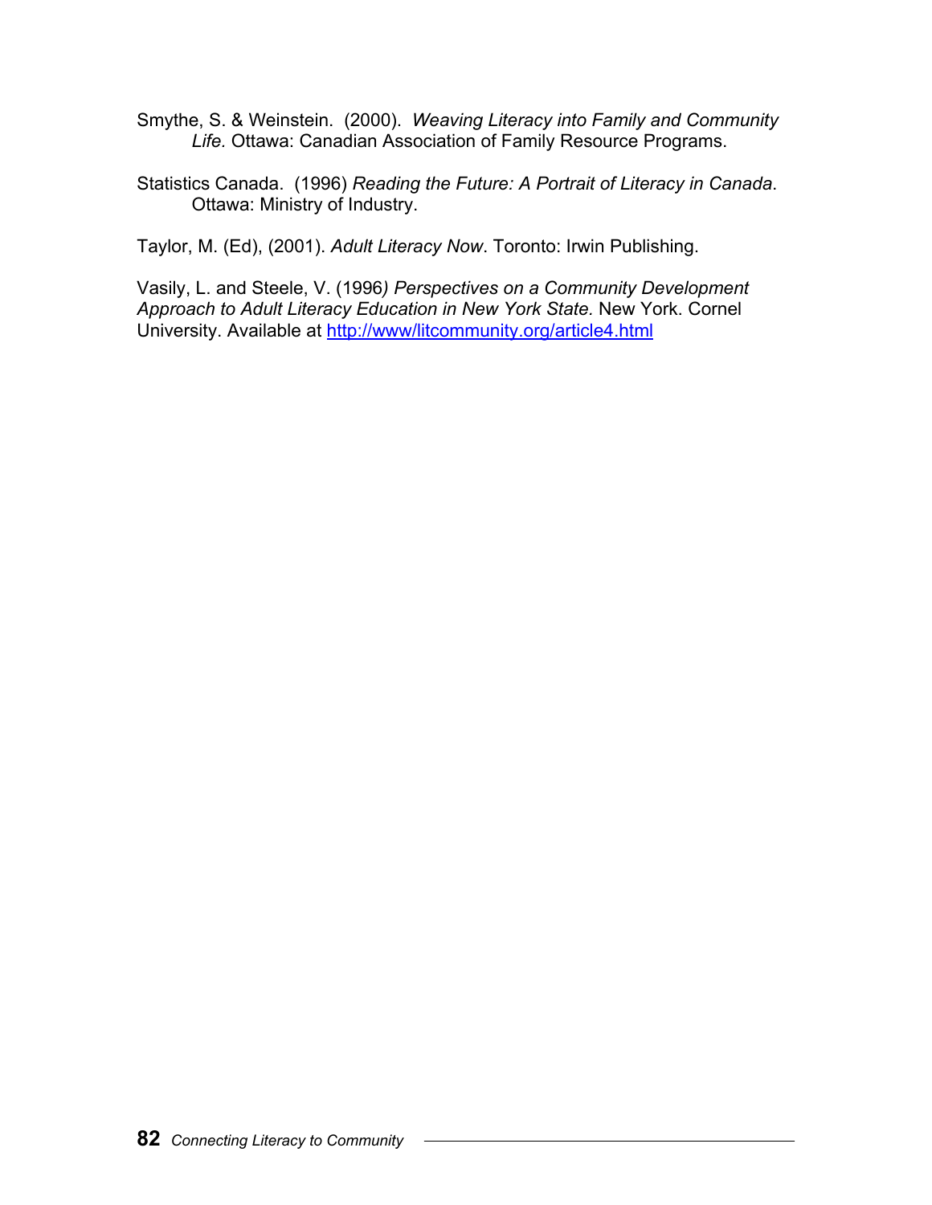Smythe, S. & Weinstein. (2000). *Weaving Literacy into Family and Community Life.* Ottawa: Canadian Association of Family Resource Programs.

Statistics Canada. (1996) *Reading the Future: A Portrait of Literacy in Canada.* Ottawa: Ministry of Industry.

Taylor, M. (Ed), (2001). *Adult Literacy Now*. Toronto: Irwin Publishing.

Vasily, L. and Steele, V. (1996*) Perspectives on a Community Development Approach to Adult Literacy Education in New York State.* New York. Cornel University. Available at http://www/litcommunity.org/article4.html